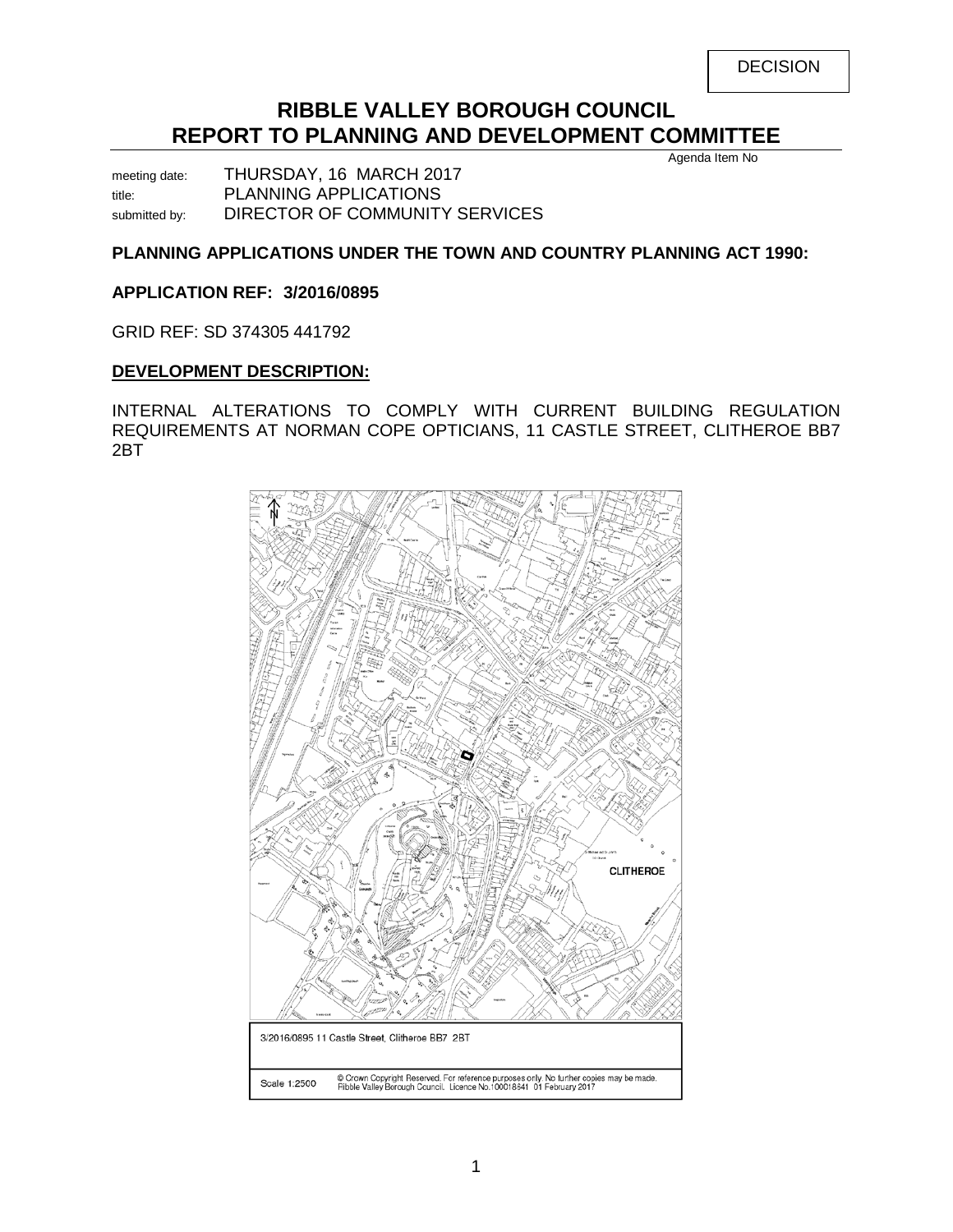DECISION

# RIBBLE VALLEY BOROUGH COUNCIL
# REPORT TO PLANNING AND DEVELOPMENT COMMITTEE

Agenda Item No

meeting date: THURSDAY, 16 MARCH 2017
title: PLANNING APPLICATIONS
submitted by: DIRECTOR OF COMMUNITY SERVICES

**PLANNING APPLICATIONS UNDER THE TOWN AND COUNTRY PLANNING ACT 1990:**

**APPLICATION REF: 3/2016/0895**

GRID REF: SD 374305 441792

**DEVELOPMENT DESCRIPTION:**

INTERNAL ALTERATIONS TO COMPLY WITH CURRENT BUILDING REGULATION REQUIREMENTS AT NORMAN COPE OPTICIANS, 11 CASTLE STREET, CLITHEROE BB7 2BT

3/2016/0895 11 Castle Street, Clitheroe BB7 2BT

Scale 1:2500 © Crown Copyright Reserved. For reference purposes only. No further copies may be made. Ribble Valley Borough Council. Licence No.100018641 01 February 2017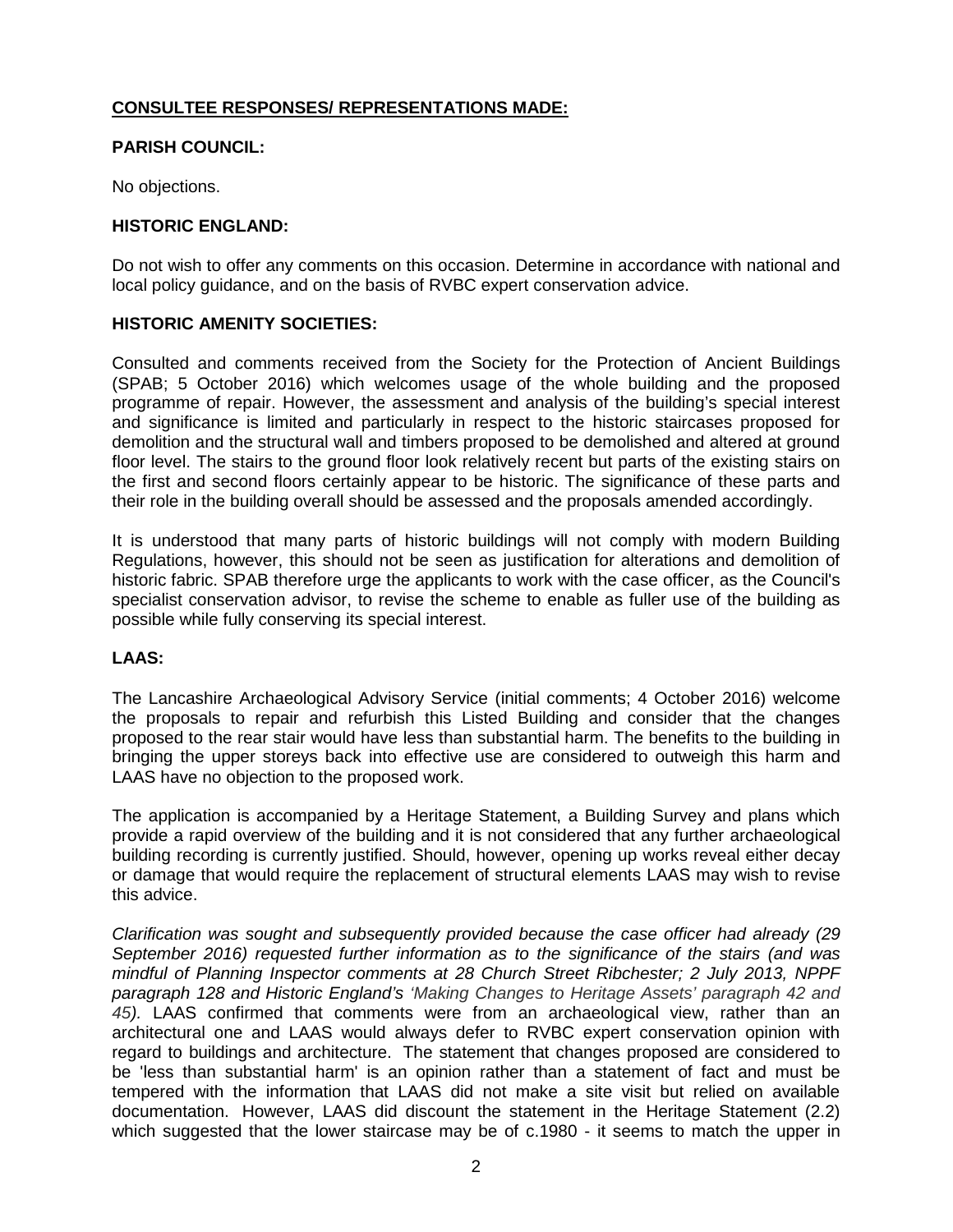**CONSULTEE RESPONSES/ REPRESENTATIONS MADE:**

**PARISH COUNCIL:**

No objections.

**HISTORIC ENGLAND:**

Do not wish to offer any comments on this occasion. Determine in accordance with national and local policy guidance, and on the basis of RVBC expert conservation advice.

**HISTORIC AMENITY SOCIETIES:**

Consulted and comments received from the Society for the Protection of Ancient Buildings (SPAB; 5 October 2016) which welcomes usage of the whole building and the proposed programme of repair. However, the assessment and analysis of the building's special interest and significance is limited and particularly in respect to the historic staircases proposed for demolition and the structural wall and timbers proposed to be demolished and altered at ground floor level. The stairs to the ground floor look relatively recent but parts of the existing stairs on the first and second floors certainly appear to be historic. The significance of these parts and their role in the building overall should be assessed and the proposals amended accordingly.

It is understood that many parts of historic buildings will not comply with modern Building Regulations, however, this should not be seen as justification for alterations and demolition of historic fabric. SPAB therefore urge the applicants to work with the case officer, as the Council's specialist conservation advisor, to revise the scheme to enable as fuller use of the building as possible while fully conserving its special interest.

**LAAS:**

The Lancashire Archaeological Advisory Service (initial comments; 4 October 2016) welcome the proposals to repair and refurbish this Listed Building and consider that the changes proposed to the rear stair would have less than substantial harm. The benefits to the building in bringing the upper storeys back into effective use are considered to outweigh this harm and LAAS have no objection to the proposed work.

The application is accompanied by a Heritage Statement, a Building Survey and plans which provide a rapid overview of the building and it is not considered that any further archaeological building recording is currently justified. Should, however, opening up works reveal either decay or damage that would require the replacement of structural elements LAAS may wish to revise this advice.

*Clarification was sought and subsequently provided because the case officer had already (29 September 2016) requested further information as to the significance of the stairs (and was mindful of Planning Inspector comments at 28 Church Street Ribchester; 2 July 2013, NPPF paragraph 128 and Historic England's 'Making Changes to Heritage Assets' paragraph 42 and 45).* LAAS confirmed that comments were from an archaeological view, rather than an architectural one and LAAS would always defer to RVBC expert conservation opinion with regard to buildings and architecture. The statement that changes proposed are considered to be 'less than substantial harm' is an opinion rather than a statement of fact and must be tempered with the information that LAAS did not make a site visit but relied on available documentation. However, LAAS did discount the statement in the Heritage Statement (2.2) which suggested that the lower staircase may be of c.1980 - it seems to match the upper in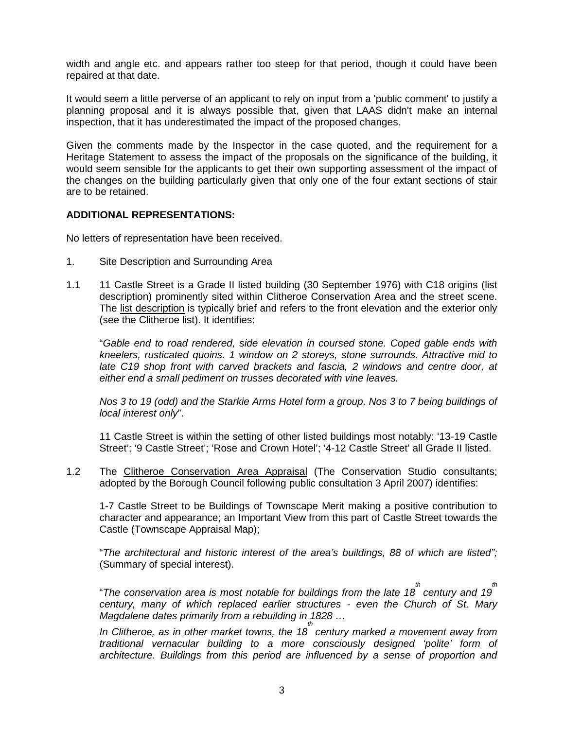width and angle etc. and appears rather too steep for that period, though it could have been repaired at that date.

It would seem a little perverse of an applicant to rely on input from a 'public comment' to justify a planning proposal and it is always possible that, given that LAAS didn't make an internal inspection, that it has underestimated the impact of the proposed changes.

Given the comments made by the Inspector in the case quoted, and the requirement for a Heritage Statement to assess the impact of the proposals on the significance of the building, it would seem sensible for the applicants to get their own supporting assessment of the impact of the changes on the building particularly given that only one of the four extant sections of stair are to be retained.

**ADDITIONAL REPRESENTATIONS:**

No letters of representation have been received.

1. Site Description and Surrounding Area

1.1 11 Castle Street is a Grade II listed building (30 September 1976) with C18 origins (list description) prominently sited within Clitheroe Conservation Area and the street scene. The list description is typically brief and refers to the front elevation and the exterior only (see the Clitheroe list). It identifies:

"*Gable end to road rendered, side elevation in coursed stone. Coped gable ends with kneelers, rusticated quoins. 1 window on 2 storeys, stone surrounds. Attractive mid to late C19 shop front with carved brackets and fascia, 2 windows and centre door, at either end a small pediment on trusses decorated with vine leaves.*

*Nos 3 to 19 (odd) and the Starkie Arms Hotel form a group, Nos 3 to 7 being buildings of local interest only*".

11 Castle Street is within the setting of other listed buildings most notably: '13-19 Castle Street'; '9 Castle Street'; 'Rose and Crown Hotel'; '4-12 Castle Street' all Grade II listed.

1.2 The Clitheroe Conservation Area Appraisal (The Conservation Studio consultants; adopted by the Borough Council following public consultation 3 April 2007) identifies:

1-7 Castle Street to be Buildings of Townscape Merit making a positive contribution to character and appearance; an Important View from this part of Castle Street towards the Castle (Townscape Appraisal Map);

"*The architectural and historic interest of the area's buildings, 88 of which are listed";* (Summary of special interest).

"*The conservation area is most notable for buildings from the late 18th century and 19th century, many of which replaced earlier structures - even the Church of St. Mary Magdalene dates primarily from a rebuilding in 1828 …*

*In Clitheroe, as in other market towns, the 18th century marked a movement away from traditional vernacular building to a more consciously designed 'polite' form of architecture. Buildings from this period are influenced by a sense of proportion and*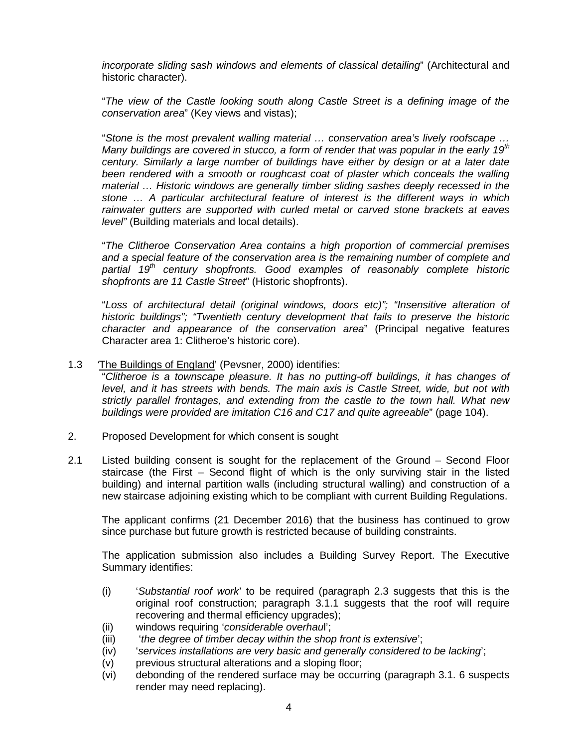*incorporate sliding sash windows and elements of classical detailing*" (Architectural and historic character).

"*The view of the Castle looking south along Castle Street is a defining image of the conservation area*" (Key views and vistas);

"*Stone is the most prevalent walling material … conservation area's lively roofscape … Many buildings are covered in stucco, a form of render that was popular in the early 19th century. Similarly a large number of buildings have either by design or at a later date been rendered with a smooth or roughcast coat of plaster which conceals the walling material … Historic windows are generally timber sliding sashes deeply recessed in the stone … A particular architectural feature of interest is the different ways in which rainwater gutters are supported with curled metal or carved stone brackets at eaves level"* (Building materials and local details).

"*The Clitheroe Conservation Area contains a high proportion of commercial premises and a special feature of the conservation area is the remaining number of complete and partial 19th century shopfronts. Good examples of reasonably complete historic shopfronts are 11 Castle Street*" (Historic shopfronts).

"*Loss of architectural detail (original windows, doors etc)"; "Insensitive alteration of historic buildings"; "Twentieth century development that fails to preserve the historic character and appearance of the conservation area*" (Principal negative features Character area 1: Clitheroe's historic core).

1.3 'The Buildings of England' (Pevsner, 2000) identifies:
"*Clitheroe is a townscape pleasure. It has no putting-off buildings, it has changes of level, and it has streets with bends. The main axis is Castle Street, wide, but not with strictly parallel frontages, and extending from the castle to the town hall. What new buildings were provided are imitation C16 and C17 and quite agreeable*" (page 104).

2. Proposed Development for which consent is sought

2.1 Listed building consent is sought for the replacement of the Ground – Second Floor staircase (the First – Second flight of which is the only surviving stair in the listed building) and internal partition walls (including structural walling) and construction of a new staircase adjoining existing which to be compliant with current Building Regulations.

The applicant confirms (21 December 2016) that the business has continued to grow since purchase but future growth is restricted because of building constraints.

The application submission also includes a Building Survey Report. The Executive Summary identifies:

(i) '*Substantial roof work*' to be required (paragraph 2.3 suggests that this is the original roof construction; paragraph 3.1.1 suggests that the roof will require recovering and thermal efficiency upgrades);
(ii) windows requiring '*considerable overhaul*';
(iii) '*the degree of timber decay within the shop front is extensive*';
(iv) '*services installations are very basic and generally considered to be lacking*';
(v) previous structural alterations and a sloping floor;
(vi) debonding of the rendered surface may be occurring (paragraph 3.1. 6 suspects render may need replacing).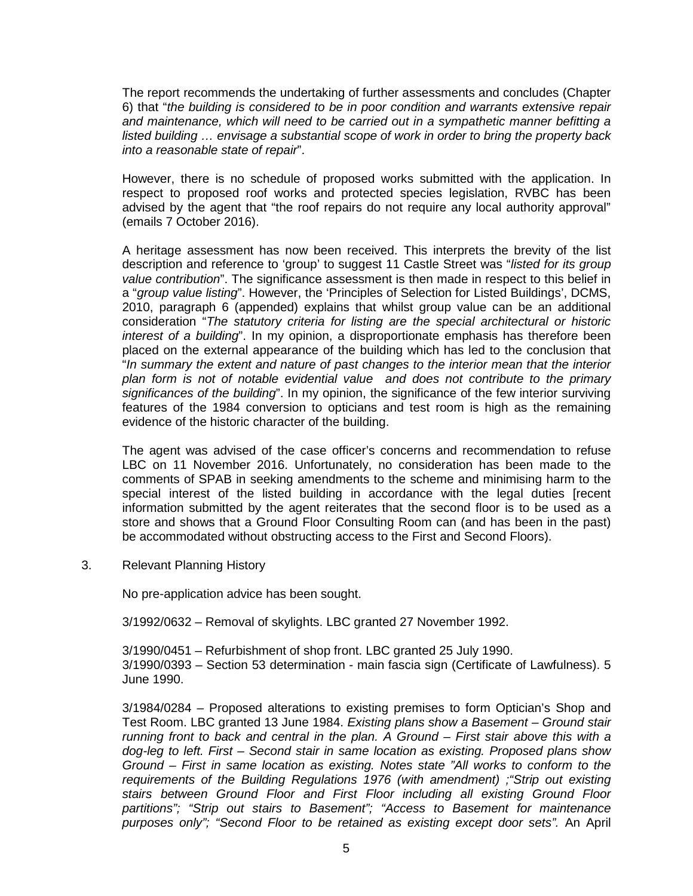The report recommends the undertaking of further assessments and concludes (Chapter 6) that "*the building is considered to be in poor condition and warrants extensive repair and maintenance, which will need to be carried out in a sympathetic manner befitting a listed building … envisage a substantial scope of work in order to bring the property back into a reasonable state of repair*".

However, there is no schedule of proposed works submitted with the application. In respect to proposed roof works and protected species legislation, RVBC has been advised by the agent that "the roof repairs do not require any local authority approval" (emails 7 October 2016).

A heritage assessment has now been received. This interprets the brevity of the list description and reference to 'group' to suggest 11 Castle Street was "*listed for its group value contribution*". The significance assessment is then made in respect to this belief in a "*group value listing*". However, the 'Principles of Selection for Listed Buildings', DCMS, 2010, paragraph 6 (appended) explains that whilst group value can be an additional consideration "*The statutory criteria for listing are the special architectural or historic interest of a building*". In my opinion, a disproportionate emphasis has therefore been placed on the external appearance of the building which has led to the conclusion that "*In summary the extent and nature of past changes to the interior mean that the interior plan form is not of notable evidential value and does not contribute to the primary significances of the building*". In my opinion, the significance of the few interior surviving features of the 1984 conversion to opticians and test room is high as the remaining evidence of the historic character of the building.

The agent was advised of the case officer's concerns and recommendation to refuse LBC on 11 November 2016. Unfortunately, no consideration has been made to the comments of SPAB in seeking amendments to the scheme and minimising harm to the special interest of the listed building in accordance with the legal duties [recent information submitted by the agent reiterates that the second floor is to be used as a store and shows that a Ground Floor Consulting Room can (and has been in the past) be accommodated without obstructing access to the First and Second Floors).

3. Relevant Planning History

No pre-application advice has been sought.

3/1992/0632 – Removal of skylights. LBC granted 27 November 1992.

3/1990/0451 – Refurbishment of shop front. LBC granted 25 July 1990.
3/1990/0393 – Section 53 determination - main fascia sign (Certificate of Lawfulness). 5 June 1990.

3/1984/0284 – Proposed alterations to existing premises to form Optician's Shop and Test Room. LBC granted 13 June 1984. *Existing plans show a Basement – Ground stair running front to back and central in the plan. A Ground – First stair above this with a dog-leg to left. First – Second stair in same location as existing. Proposed plans show Ground – First in same location as existing. Notes state "All works to conform to the requirements of the Building Regulations 1976 (with amendment) ;"Strip out existing stairs between Ground Floor and First Floor including all existing Ground Floor partitions"; "Strip out stairs to Basement"; "Access to Basement for maintenance purposes only"; "Second Floor to be retained as existing except door sets".* An April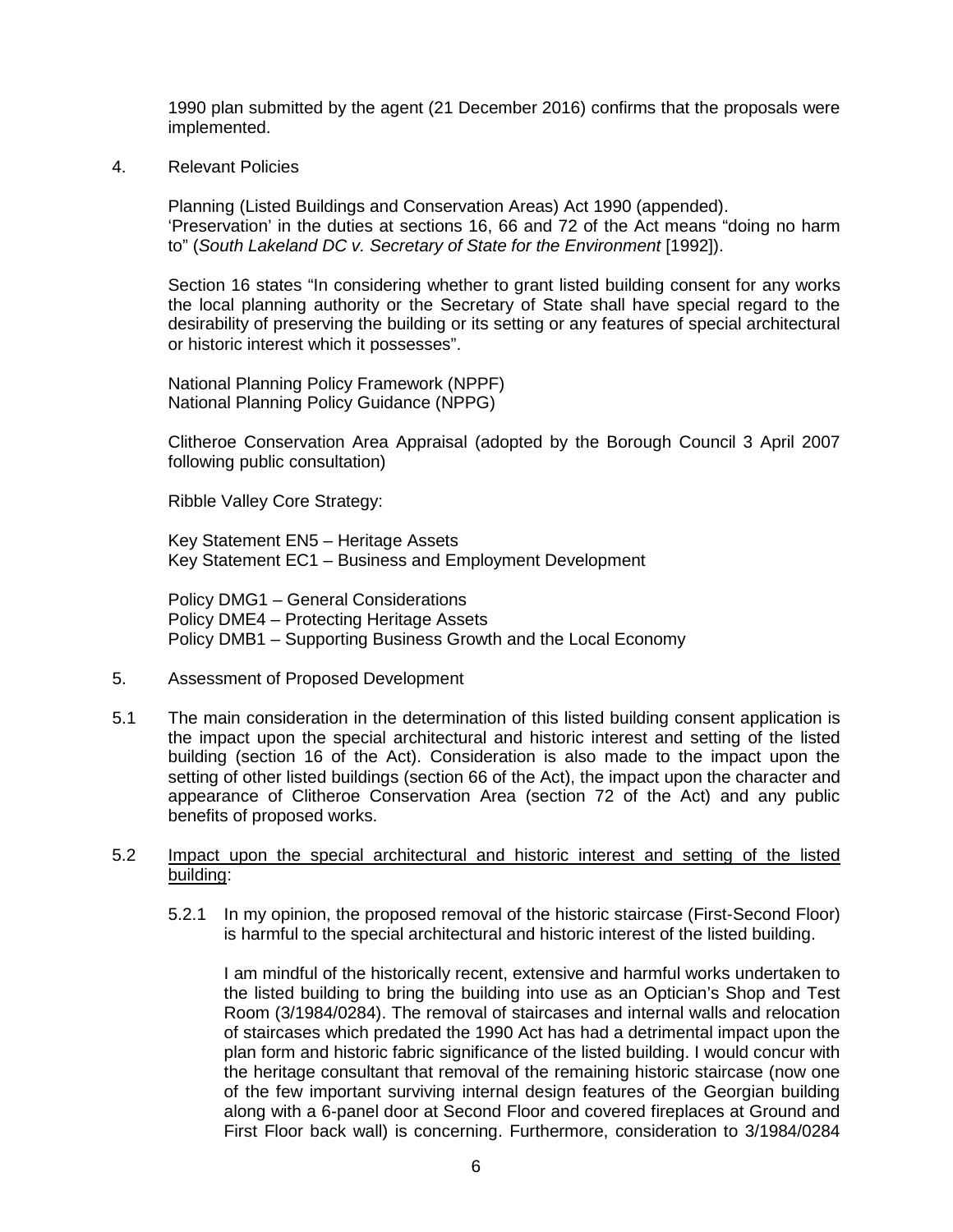1990 plan submitted by the agent (21 December 2016) confirms that the proposals were implemented.

4. Relevant Policies

Planning (Listed Buildings and Conservation Areas) Act 1990 (appended).
'Preservation' in the duties at sections 16, 66 and 72 of the Act means "doing no harm to" (*South Lakeland DC v. Secretary of State for the Environment* [1992]).

Section 16 states "In considering whether to grant listed building consent for any works the local planning authority or the Secretary of State shall have special regard to the desirability of preserving the building or its setting or any features of special architectural or historic interest which it possesses".

National Planning Policy Framework (NPPF)
National Planning Policy Guidance (NPPG)

Clitheroe Conservation Area Appraisal (adopted by the Borough Council 3 April 2007 following public consultation)

Ribble Valley Core Strategy:

Key Statement EN5 – Heritage Assets
Key Statement EC1 – Business and Employment Development

Policy DMG1 – General Considerations
Policy DME4 – Protecting Heritage Assets
Policy DMB1 – Supporting Business Growth and the Local Economy

5. Assessment of Proposed Development

5.1 The main consideration in the determination of this listed building consent application is the impact upon the special architectural and historic interest and setting of the listed building (section 16 of the Act). Consideration is also made to the impact upon the setting of other listed buildings (section 66 of the Act), the impact upon the character and appearance of Clitheroe Conservation Area (section 72 of the Act) and any public benefits of proposed works.

5.2 Impact upon the special architectural and historic interest and setting of the listed building:

5.2.1 In my opinion, the proposed removal of the historic staircase (First-Second Floor) is harmful to the special architectural and historic interest of the listed building.

I am mindful of the historically recent, extensive and harmful works undertaken to the listed building to bring the building into use as an Optician's Shop and Test Room (3/1984/0284). The removal of staircases and internal walls and relocation of staircases which predated the 1990 Act has had a detrimental impact upon the plan form and historic fabric significance of the listed building. I would concur with the heritage consultant that removal of the remaining historic staircase (now one of the few important surviving internal design features of the Georgian building along with a 6-panel door at Second Floor and covered fireplaces at Ground and First Floor back wall) is concerning. Furthermore, consideration to 3/1984/0284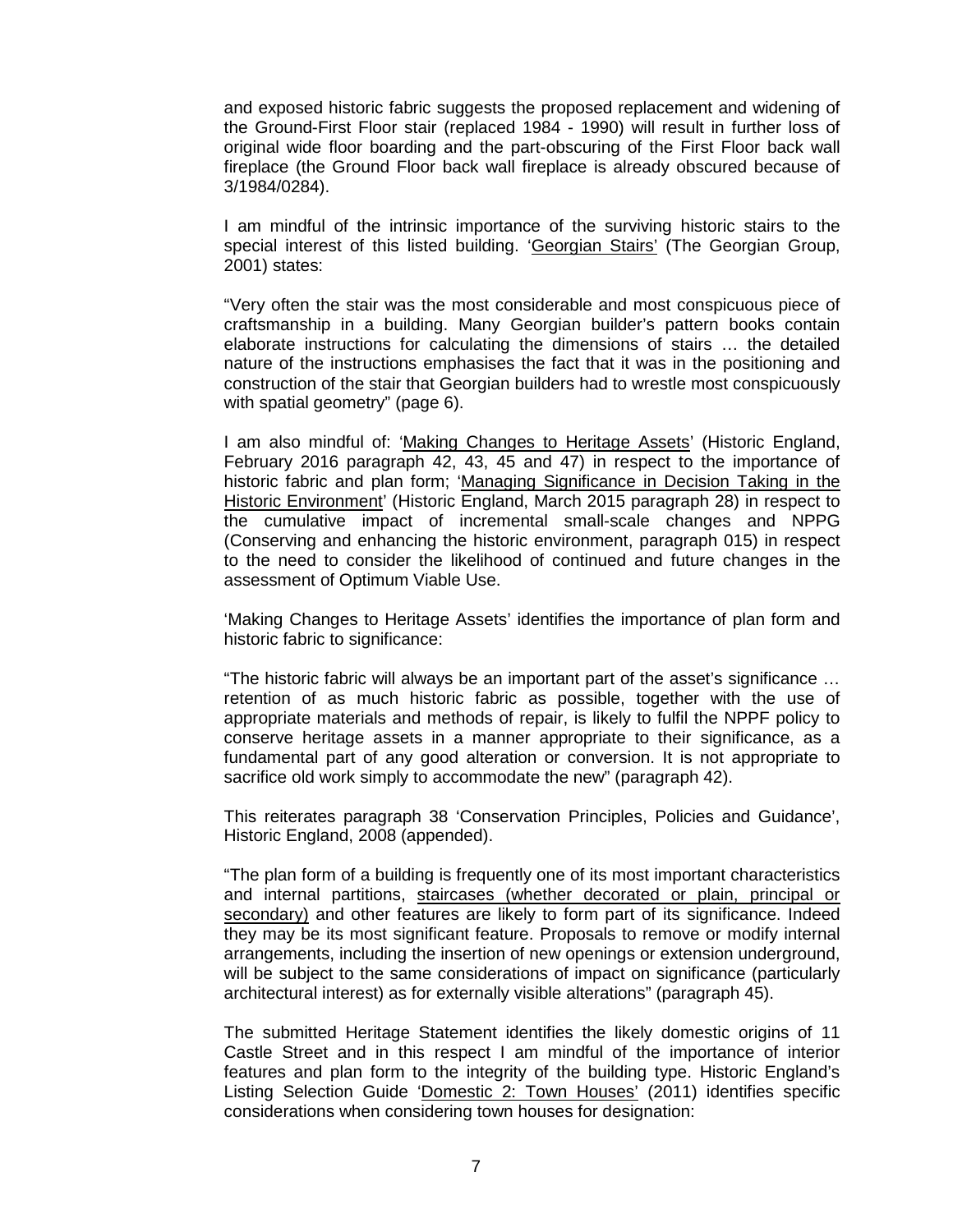and exposed historic fabric suggests the proposed replacement and widening of the Ground-First Floor stair (replaced 1984 - 1990) will result in further loss of original wide floor boarding and the part-obscuring of the First Floor back wall fireplace (the Ground Floor back wall fireplace is already obscured because of 3/1984/0284).

I am mindful of the intrinsic importance of the surviving historic stairs to the special interest of this listed building. 'Georgian Stairs' (The Georgian Group, 2001) states:

"Very often the stair was the most considerable and most conspicuous piece of craftsmanship in a building. Many Georgian builder's pattern books contain elaborate instructions for calculating the dimensions of stairs … the detailed nature of the instructions emphasises the fact that it was in the positioning and construction of the stair that Georgian builders had to wrestle most conspicuously with spatial geometry" (page 6).

I am also mindful of: 'Making Changes to Heritage Assets' (Historic England, February 2016 paragraph 42, 43, 45 and 47) in respect to the importance of historic fabric and plan form; 'Managing Significance in Decision Taking in the Historic Environment' (Historic England, March 2015 paragraph 28) in respect to the cumulative impact of incremental small-scale changes and NPPG (Conserving and enhancing the historic environment, paragraph 015) in respect to the need to consider the likelihood of continued and future changes in the assessment of Optimum Viable Use.

'Making Changes to Heritage Assets' identifies the importance of plan form and historic fabric to significance:

"The historic fabric will always be an important part of the asset's significance … retention of as much historic fabric as possible, together with the use of appropriate materials and methods of repair, is likely to fulfil the NPPF policy to conserve heritage assets in a manner appropriate to their significance, as a fundamental part of any good alteration or conversion. It is not appropriate to sacrifice old work simply to accommodate the new" (paragraph 42).

This reiterates paragraph 38 'Conservation Principles, Policies and Guidance', Historic England, 2008 (appended).

"The plan form of a building is frequently one of its most important characteristics and internal partitions, staircases (whether decorated or plain, principal or secondary) and other features are likely to form part of its significance. Indeed they may be its most significant feature. Proposals to remove or modify internal arrangements, including the insertion of new openings or extension underground, will be subject to the same considerations of impact on significance (particularly architectural interest) as for externally visible alterations" (paragraph 45).

The submitted Heritage Statement identifies the likely domestic origins of 11 Castle Street and in this respect I am mindful of the importance of interior features and plan form to the integrity of the building type. Historic England's Listing Selection Guide 'Domestic 2: Town Houses' (2011) identifies specific considerations when considering town houses for designation: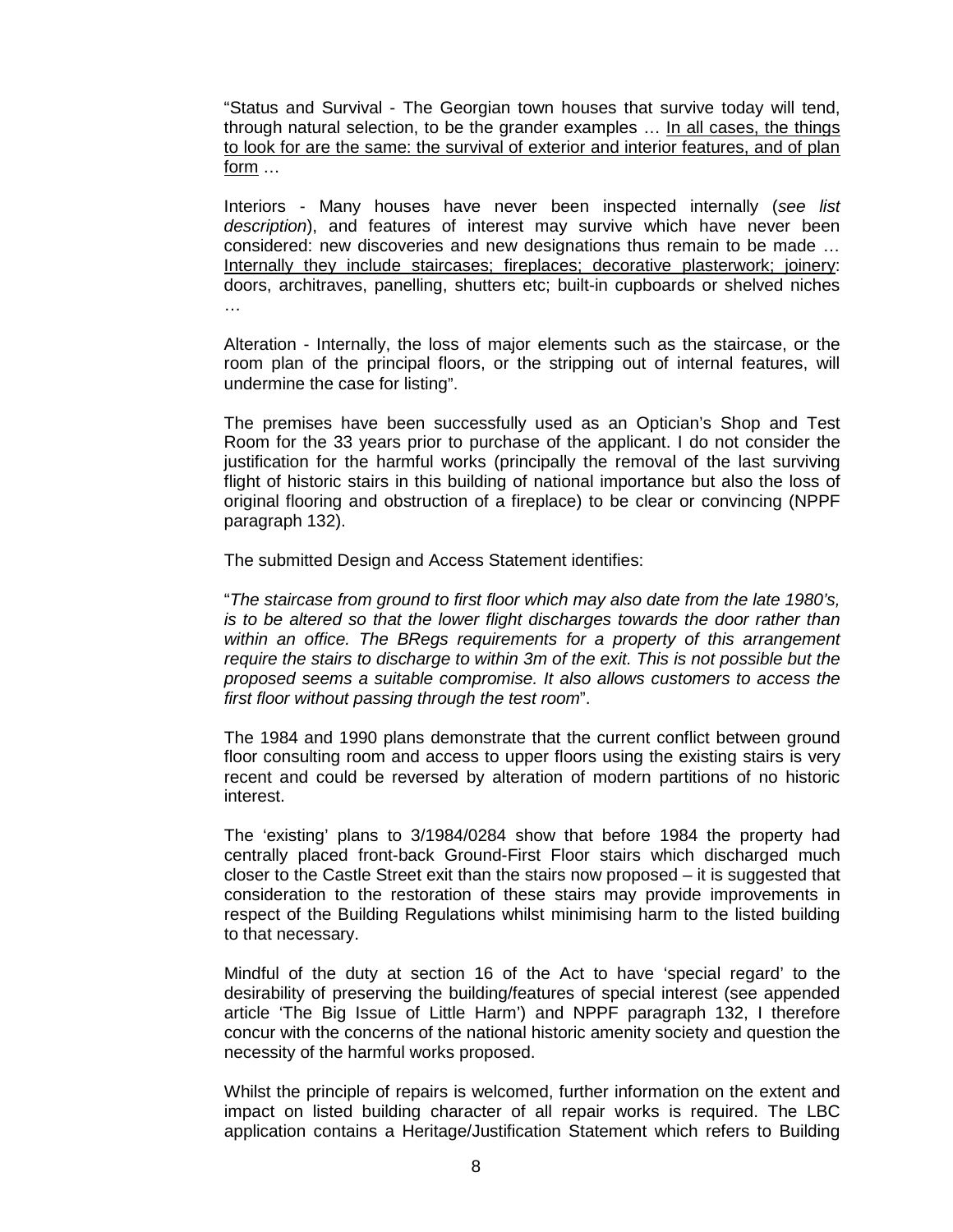"Status and Survival - The Georgian town houses that survive today will tend, through natural selection, to be the grander examples … <u>In all cases, the things to look for are the same: the survival of exterior and interior features, and of plan form</u> …

Interiors - Many houses have never been inspected internally (*see list description*), and features of interest may survive which have never been considered: new discoveries and new designations thus remain to be made … <u>Internally they include staircases; fireplaces; decorative plasterwork; joinery</u>: doors, architraves, panelling, shutters etc; built-in cupboards or shelved niches …

Alteration - Internally, the loss of major elements such as the staircase, or the room plan of the principal floors, or the stripping out of internal features, will undermine the case for listing".

The premises have been successfully used as an Optician's Shop and Test Room for the 33 years prior to purchase of the applicant. I do not consider the justification for the harmful works (principally the removal of the last surviving flight of historic stairs in this building of national importance but also the loss of original flooring and obstruction of a fireplace) to be clear or convincing (NPPF paragraph 132).

The submitted Design and Access Statement identifies:

"*The staircase from ground to first floor which may also date from the late 1980's, is to be altered so that the lower flight discharges towards the door rather than within an office. The BRegs requirements for a property of this arrangement require the stairs to discharge to within 3m of the exit. This is not possible but the proposed seems a suitable compromise. It also allows customers to access the first floor without passing through the test room*".

The 1984 and 1990 plans demonstrate that the current conflict between ground floor consulting room and access to upper floors using the existing stairs is very recent and could be reversed by alteration of modern partitions of no historic interest.

The 'existing' plans to 3/1984/0284 show that before 1984 the property had centrally placed front-back Ground-First Floor stairs which discharged much closer to the Castle Street exit than the stairs now proposed – it is suggested that consideration to the restoration of these stairs may provide improvements in respect of the Building Regulations whilst minimising harm to the listed building to that necessary.

Mindful of the duty at section 16 of the Act to have 'special regard' to the desirability of preserving the building/features of special interest (see appended article 'The Big Issue of Little Harm') and NPPF paragraph 132, I therefore concur with the concerns of the national historic amenity society and question the necessity of the harmful works proposed.

Whilst the principle of repairs is welcomed, further information on the extent and impact on listed building character of all repair works is required. The LBC application contains a Heritage/Justification Statement which refers to Building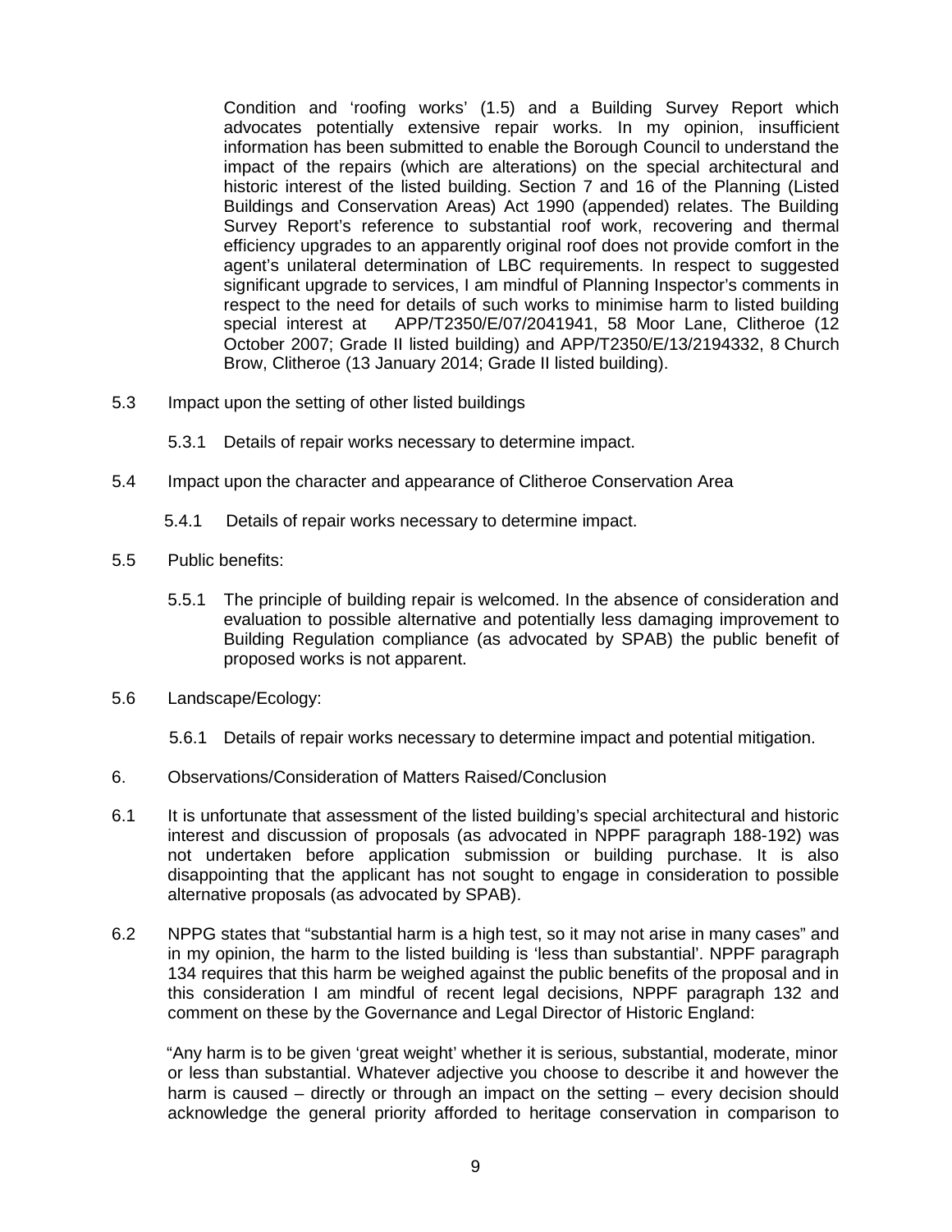Condition and 'roofing works' (1.5) and a Building Survey Report which advocates potentially extensive repair works. In my opinion, insufficient information has been submitted to enable the Borough Council to understand the impact of the repairs (which are alterations) on the special architectural and historic interest of the listed building. Section 7 and 16 of the Planning (Listed Buildings and Conservation Areas) Act 1990 (appended) relates. The Building Survey Report's reference to substantial roof work, recovering and thermal efficiency upgrades to an apparently original roof does not provide comfort in the agent's unilateral determination of LBC requirements. In respect to suggested significant upgrade to services, I am mindful of Planning Inspector's comments in respect to the need for details of such works to minimise harm to listed building special interest at APP/T2350/E/07/2041941, 58 Moor Lane, Clitheroe (12 October 2007; Grade II listed building) and APP/T2350/E/13/2194332, 8 Church Brow, Clitheroe (13 January 2014; Grade II listed building).

5.3 Impact upon the setting of other listed buildings

5.3.1 Details of repair works necessary to determine impact.

5.4 Impact upon the character and appearance of Clitheroe Conservation Area

5.4.1 Details of repair works necessary to determine impact.

5.5 Public benefits:

5.5.1 The principle of building repair is welcomed. In the absence of consideration and evaluation to possible alternative and potentially less damaging improvement to Building Regulation compliance (as advocated by SPAB) the public benefit of proposed works is not apparent.

5.6 Landscape/Ecology:

5.6.1 Details of repair works necessary to determine impact and potential mitigation.

6. Observations/Consideration of Matters Raised/Conclusion

6.1 It is unfortunate that assessment of the listed building's special architectural and historic interest and discussion of proposals (as advocated in NPPF paragraph 188-192) was not undertaken before application submission or building purchase. It is also disappointing that the applicant has not sought to engage in consideration to possible alternative proposals (as advocated by SPAB).

6.2 NPPG states that "substantial harm is a high test, so it may not arise in many cases" and in my opinion, the harm to the listed building is 'less than substantial'. NPPF paragraph 134 requires that this harm be weighed against the public benefits of the proposal and in this consideration I am mindful of recent legal decisions, NPPF paragraph 132 and comment on these by the Governance and Legal Director of Historic England:

"Any harm is to be given 'great weight' whether it is serious, substantial, moderate, minor or less than substantial. Whatever adjective you choose to describe it and however the harm is caused – directly or through an impact on the setting – every decision should acknowledge the general priority afforded to heritage conservation in comparison to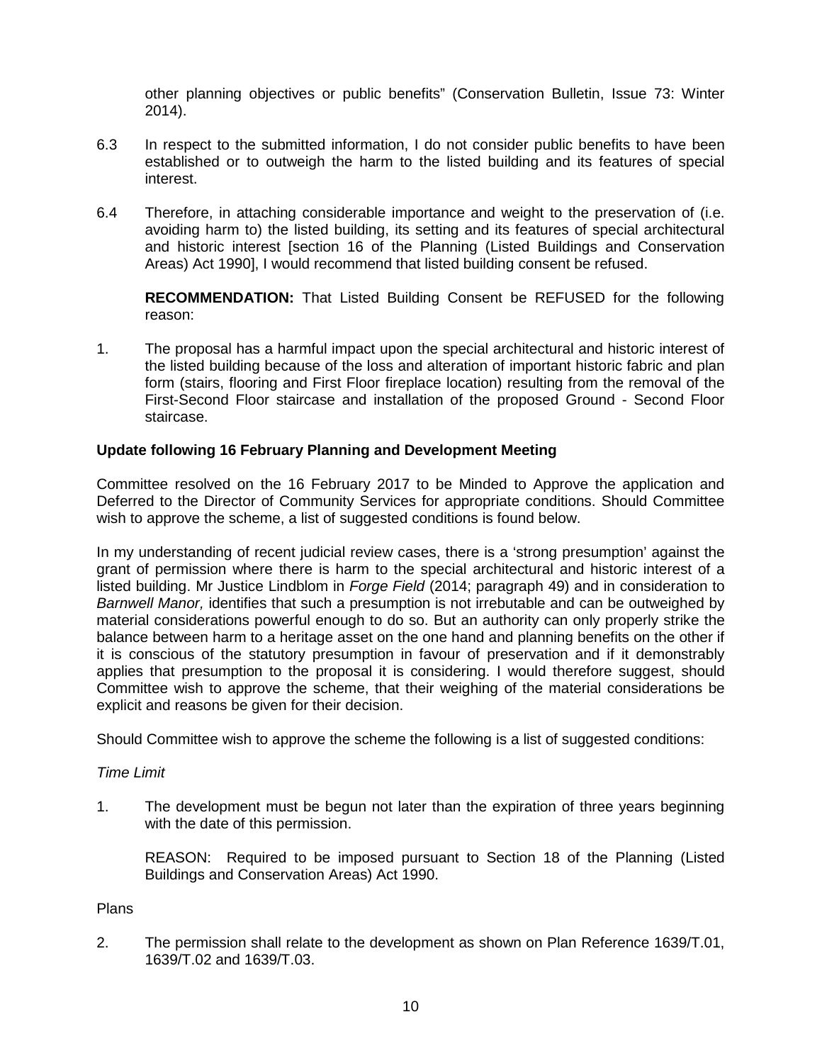other planning objectives or public benefits" (Conservation Bulletin, Issue 73: Winter 2014).

6.3 In respect to the submitted information, I do not consider public benefits to have been established or to outweigh the harm to the listed building and its features of special interest.

6.4 Therefore, in attaching considerable importance and weight to the preservation of (i.e. avoiding harm to) the listed building, its setting and its features of special architectural and historic interest [section 16 of the Planning (Listed Buildings and Conservation Areas) Act 1990], I would recommend that listed building consent be refused.

**RECOMMENDATION:** That Listed Building Consent be REFUSED for the following reason:

1. The proposal has a harmful impact upon the special architectural and historic interest of the listed building because of the loss and alteration of important historic fabric and plan form (stairs, flooring and First Floor fireplace location) resulting from the removal of the First-Second Floor staircase and installation of the proposed Ground - Second Floor staircase.

**Update following 16 February Planning and Development Meeting**

Committee resolved on the 16 February 2017 to be Minded to Approve the application and Deferred to the Director of Community Services for appropriate conditions. Should Committee wish to approve the scheme, a list of suggested conditions is found below.

In my understanding of recent judicial review cases, there is a 'strong presumption' against the grant of permission where there is harm to the special architectural and historic interest of a listed building. Mr Justice Lindblom in *Forge Field* (2014; paragraph 49) and in consideration to *Barnwell Manor,* identifies that such a presumption is not irrebutable and can be outweighed by material considerations powerful enough to do so. But an authority can only properly strike the balance between harm to a heritage asset on the one hand and planning benefits on the other if it is conscious of the statutory presumption in favour of preservation and if it demonstrably applies that presumption to the proposal it is considering. I would therefore suggest, should Committee wish to approve the scheme, that their weighing of the material considerations be explicit and reasons be given for their decision.

Should Committee wish to approve the scheme the following is a list of suggested conditions:

*Time Limit*

1. The development must be begun not later than the expiration of three years beginning with the date of this permission.

   REASON: Required to be imposed pursuant to Section 18 of the Planning (Listed Buildings and Conservation Areas) Act 1990.

Plans

2. The permission shall relate to the development as shown on Plan Reference 1639/T.01, 1639/T.02 and 1639/T.03.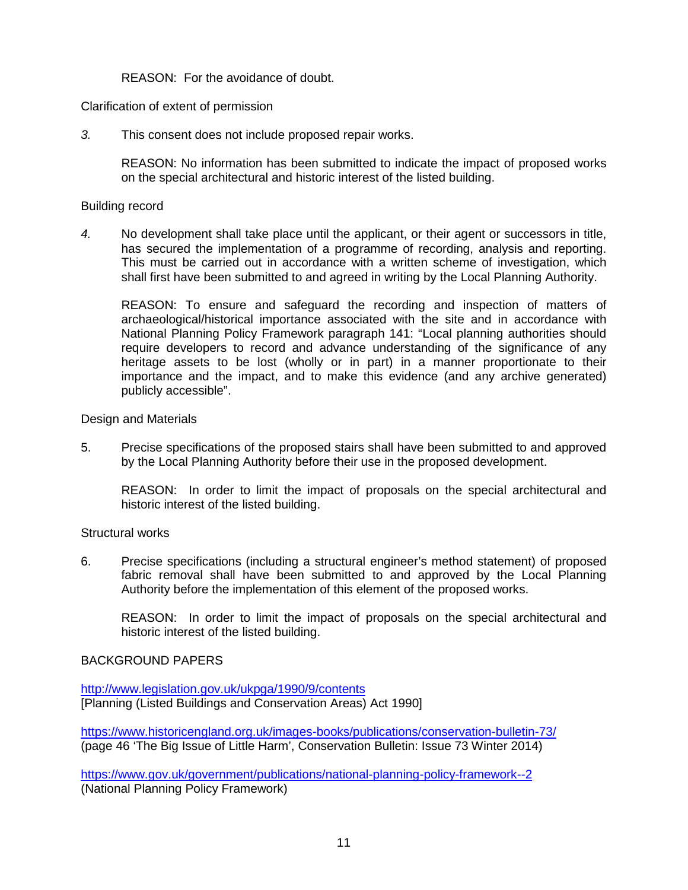REASON: For the avoidance of doubt.

Clarification of extent of permission

*3.* This consent does not include proposed repair works.

REASON: No information has been submitted to indicate the impact of proposed works on the special architectural and historic interest of the listed building.

Building record

*4.* No development shall take place until the applicant, or their agent or successors in title, has secured the implementation of a programme of recording, analysis and reporting. This must be carried out in accordance with a written scheme of investigation, which shall first have been submitted to and agreed in writing by the Local Planning Authority.

REASON: To ensure and safeguard the recording and inspection of matters of archaeological/historical importance associated with the site and in accordance with National Planning Policy Framework paragraph 141: "Local planning authorities should require developers to record and advance understanding of the significance of any heritage assets to be lost (wholly or in part) in a manner proportionate to their importance and the impact, and to make this evidence (and any archive generated) publicly accessible".

Design and Materials

5. Precise specifications of the proposed stairs shall have been submitted to and approved by the Local Planning Authority before their use in the proposed development.

REASON: In order to limit the impact of proposals on the special architectural and historic interest of the listed building.

Structural works

6. Precise specifications (including a structural engineer's method statement) of proposed fabric removal shall have been submitted to and approved by the Local Planning Authority before the implementation of this element of the proposed works.

REASON: In order to limit the impact of proposals on the special architectural and historic interest of the listed building.

BACKGROUND PAPERS

http://www.legislation.gov.uk/ukpga/1990/9/contents
[Planning (Listed Buildings and Conservation Areas) Act 1990]

https://www.historicengland.org.uk/images-books/publications/conservation-bulletin-73/
(page 46 'The Big Issue of Little Harm', Conservation Bulletin: Issue 73 Winter 2014)

https://www.gov.uk/government/publications/national-planning-policy-framework--2
(National Planning Policy Framework)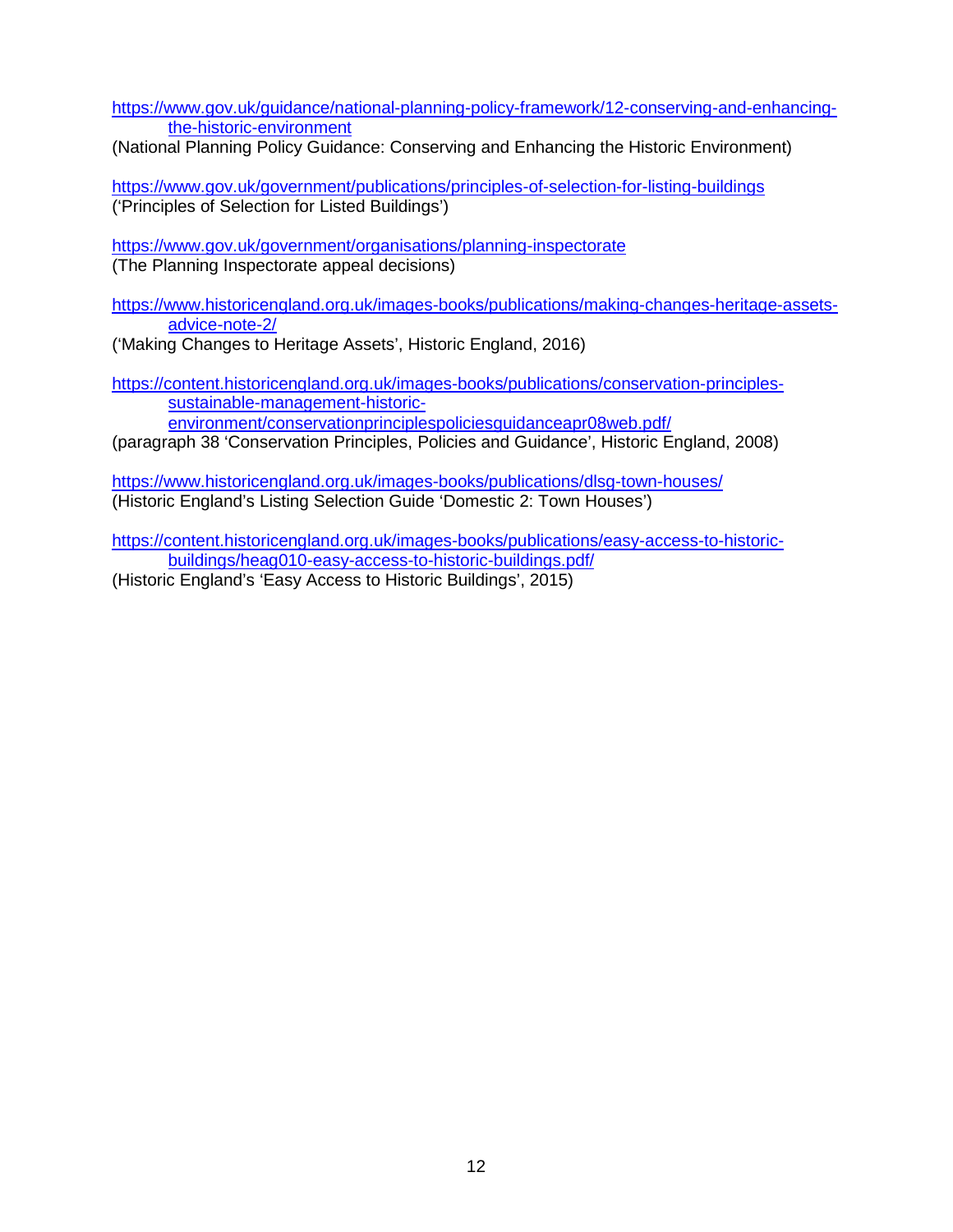https://www.gov.uk/guidance/national-planning-policy-framework/12-conserving-and-enhancing-the-historic-environment
(National Planning Policy Guidance: Conserving and Enhancing the Historic Environment)

https://www.gov.uk/government/publications/principles-of-selection-for-listing-buildings
('Principles of Selection for Listed Buildings')

https://www.gov.uk/government/organisations/planning-inspectorate
(The Planning Inspectorate appeal decisions)

https://www.historicengland.org.uk/images-books/publications/making-changes-heritage-assets-advice-note-2/
('Making Changes to Heritage Assets', Historic England, 2016)

https://content.historicengland.org.uk/images-books/publications/conservation-principles-sustainable-management-historic-environment/conservationprinciplespoliciesguidanceapr08web.pdf/
(paragraph 38 'Conservation Principles, Policies and Guidance', Historic England, 2008)

https://www.historicengland.org.uk/images-books/publications/dlsg-town-houses/
(Historic England's Listing Selection Guide 'Domestic 2: Town Houses')

https://content.historicengland.org.uk/images-books/publications/easy-access-to-historic-buildings/heag010-easy-access-to-historic-buildings.pdf/
(Historic England's 'Easy Access to Historic Buildings', 2015)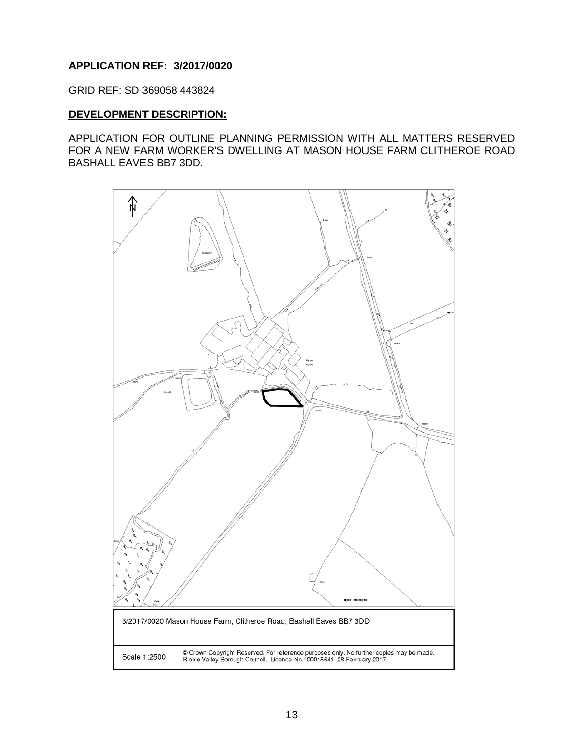**APPLICATION REF: 3/2017/0020**

GRID REF: SD 369058 443824

**DEVELOPMENT DESCRIPTION:**

APPLICATION FOR OUTLINE PLANNING PERMISSION WITH ALL MATTERS RESERVED FOR A NEW FARM WORKER'S DWELLING AT MASON HOUSE FARM CLITHEROE ROAD BASHALL EAVES BB7 3DD.

3/2017/0020 Mason House Farm, Clitheroe Road, Bashall Eaves BB7 3DD

Scale 1:2500

© Crown Copyright Reserved. For reference purposes only. No further copies may be made. Ribble Valley Borough Council. Licence No.100018641 28 February 2017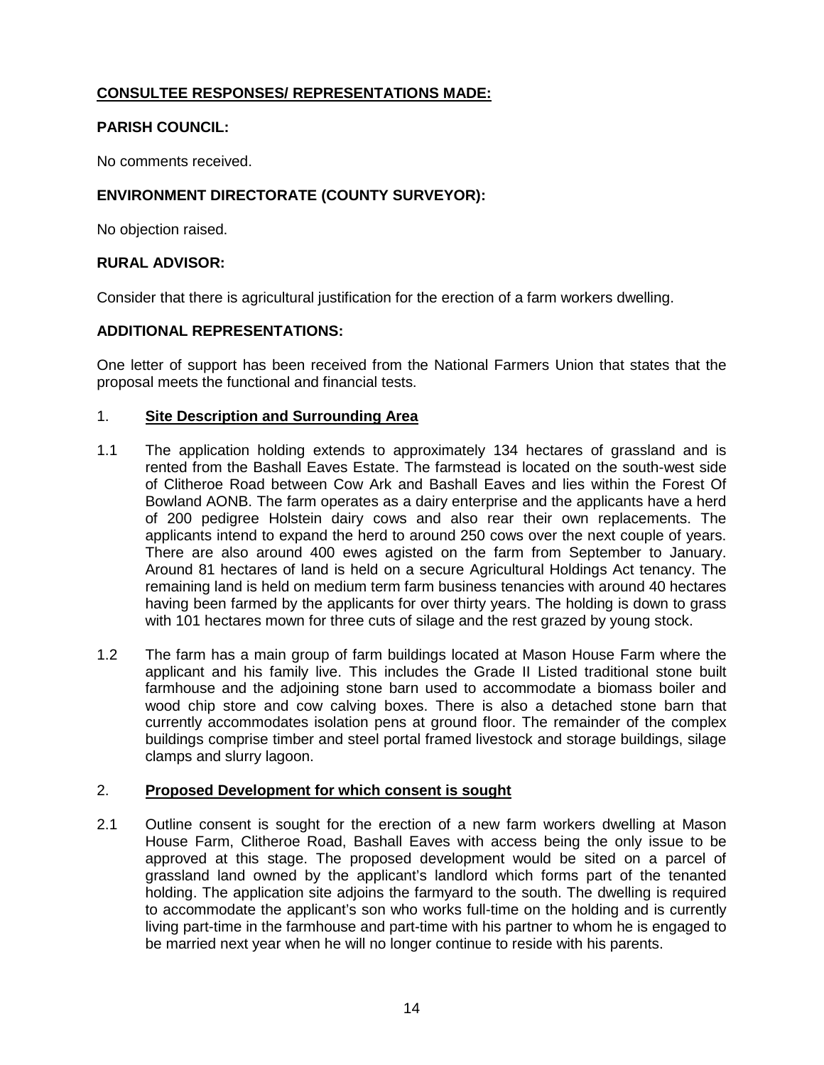## CONSULTEE RESPONSES/ REPRESENTATIONS MADE:

### PARISH COUNCIL:

No comments received.

### ENVIRONMENT DIRECTORATE (COUNTY SURVEYOR):

No objection raised.

### RURAL ADVISOR:

Consider that there is agricultural justification for the erection of a farm workers dwelling.

### ADDITIONAL REPRESENTATIONS:

One letter of support has been received from the National Farmers Union that states that the proposal meets the functional and financial tests.

## 1. Site Description and Surrounding Area

1.1 The application holding extends to approximately 134 hectares of grassland and is rented from the Bashall Eaves Estate. The farmstead is located on the south-west side of Clitheroe Road between Cow Ark and Bashall Eaves and lies within the Forest Of Bowland AONB. The farm operates as a dairy enterprise and the applicants have a herd of 200 pedigree Holstein dairy cows and also rear their own replacements. The applicants intend to expand the herd to around 250 cows over the next couple of years. There are also around 400 ewes agisted on the farm from September to January. Around 81 hectares of land is held on a secure Agricultural Holdings Act tenancy. The remaining land is held on medium term farm business tenancies with around 40 hectares having been farmed by the applicants for over thirty years. The holding is down to grass with 101 hectares mown for three cuts of silage and the rest grazed by young stock.

1.2 The farm has a main group of farm buildings located at Mason House Farm where the applicant and his family live. This includes the Grade II Listed traditional stone built farmhouse and the adjoining stone barn used to accommodate a biomass boiler and wood chip store and cow calving boxes. There is also a detached stone barn that currently accommodates isolation pens at ground floor. The remainder of the complex buildings comprise timber and steel portal framed livestock and storage buildings, silage clamps and slurry lagoon.

## 2. Proposed Development for which consent is sought

2.1 Outline consent is sought for the erection of a new farm workers dwelling at Mason House Farm, Clitheroe Road, Bashall Eaves with access being the only issue to be approved at this stage. The proposed development would be sited on a parcel of grassland land owned by the applicant's landlord which forms part of the tenanted holding. The application site adjoins the farmyard to the south. The dwelling is required to accommodate the applicant's son who works full-time on the holding and is currently living part-time in the farmhouse and part-time with his partner to whom he is engaged to be married next year when he will no longer continue to reside with his parents.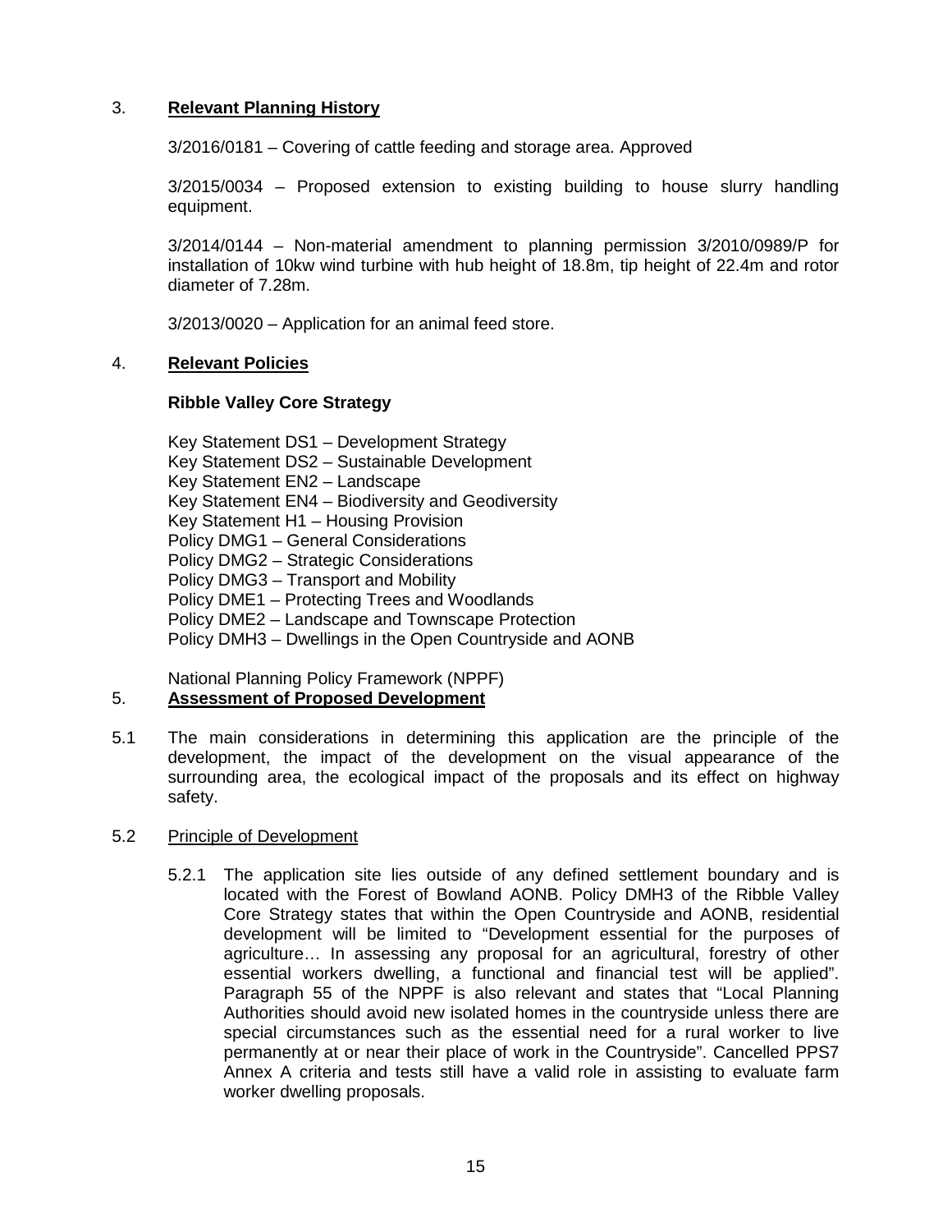## 3. **Relevant Planning History**

3/2016/0181 – Covering of cattle feeding and storage area. Approved

3/2015/0034 – Proposed extension to existing building to house slurry handling equipment.

3/2014/0144 – Non-material amendment to planning permission 3/2010/0989/P for installation of 10kw wind turbine with hub height of 18.8m, tip height of 22.4m and rotor diameter of 7.28m.

3/2013/0020 – Application for an animal feed store.

## 4. **Relevant Policies**

**Ribble Valley Core Strategy**

Key Statement DS1 – Development Strategy
Key Statement DS2 – Sustainable Development
Key Statement EN2 – Landscape
Key Statement EN4 – Biodiversity and Geodiversity
Key Statement H1 – Housing Provision
Policy DMG1 – General Considerations
Policy DMG2 – Strategic Considerations
Policy DMG3 – Transport and Mobility
Policy DME1 – Protecting Trees and Woodlands
Policy DME2 – Landscape and Townscape Protection
Policy DMH3 – Dwellings in the Open Countryside and AONB

National Planning Policy Framework (NPPF)

## 5. **Assessment of Proposed Development**

5.1 The main considerations in determining this application are the principle of the development, the impact of the development on the visual appearance of the surrounding area, the ecological impact of the proposals and its effect on highway safety.

5.2 Principle of Development

5.2.1 The application site lies outside of any defined settlement boundary and is located with the Forest of Bowland AONB. Policy DMH3 of the Ribble Valley Core Strategy states that within the Open Countryside and AONB, residential development will be limited to "Development essential for the purposes of agriculture… In assessing any proposal for an agricultural, forestry of other essential workers dwelling, a functional and financial test will be applied". Paragraph 55 of the NPPF is also relevant and states that "Local Planning Authorities should avoid new isolated homes in the countryside unless there are special circumstances such as the essential need for a rural worker to live permanently at or near their place of work in the Countryside". Cancelled PPS7 Annex A criteria and tests still have a valid role in assisting to evaluate farm worker dwelling proposals.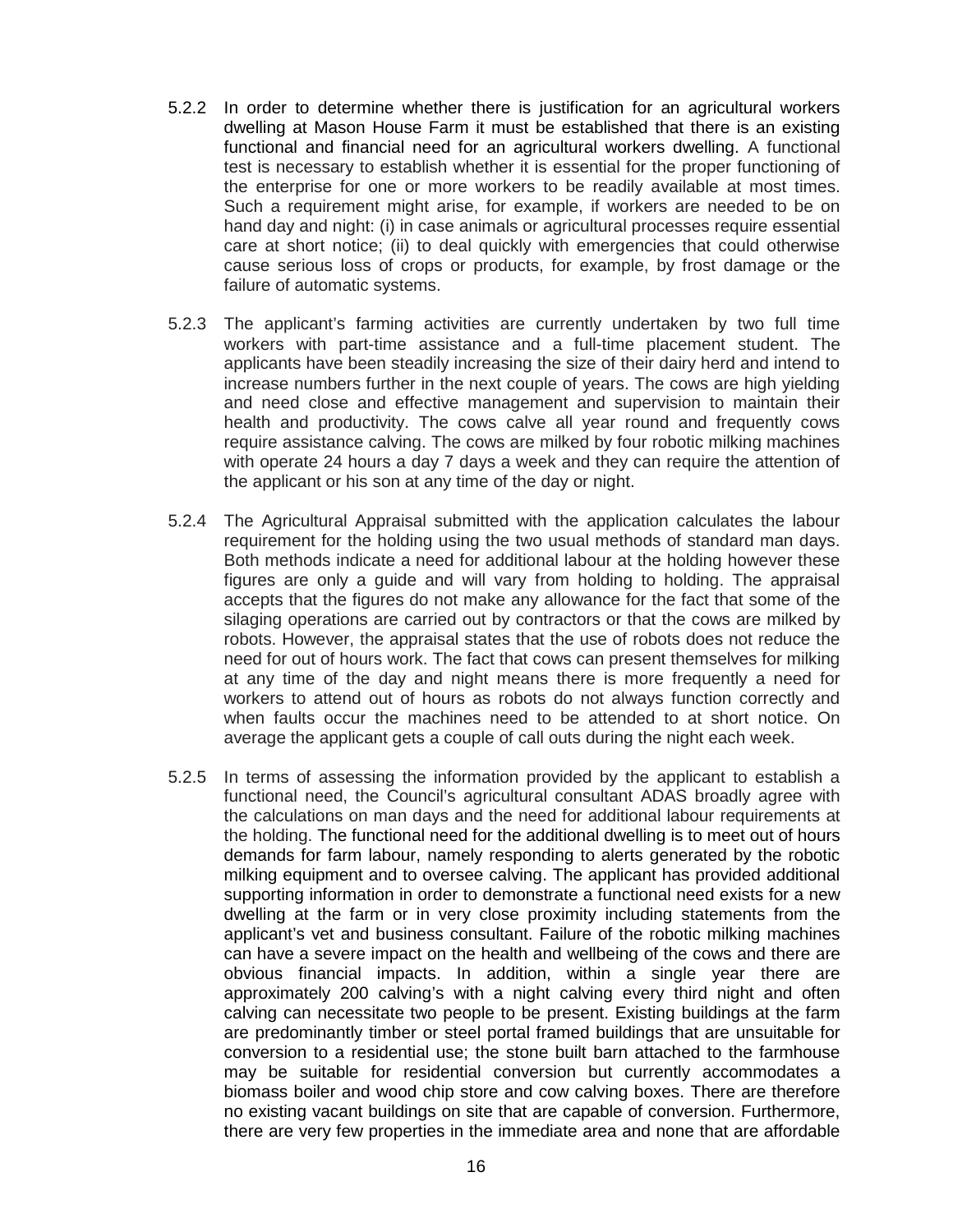5.2.2 In order to determine whether there is justification for an agricultural workers dwelling at Mason House Farm it must be established that there is an existing functional and financial need for an agricultural workers dwelling. A functional test is necessary to establish whether it is essential for the proper functioning of the enterprise for one or more workers to be readily available at most times. Such a requirement might arise, for example, if workers are needed to be on hand day and night: (i) in case animals or agricultural processes require essential care at short notice; (ii) to deal quickly with emergencies that could otherwise cause serious loss of crops or products, for example, by frost damage or the failure of automatic systems.

5.2.3 The applicant's farming activities are currently undertaken by two full time workers with part-time assistance and a full-time placement student. The applicants have been steadily increasing the size of their dairy herd and intend to increase numbers further in the next couple of years. The cows are high yielding and need close and effective management and supervision to maintain their health and productivity. The cows calve all year round and frequently cows require assistance calving. The cows are milked by four robotic milking machines with operate 24 hours a day 7 days a week and they can require the attention of the applicant or his son at any time of the day or night.

5.2.4 The Agricultural Appraisal submitted with the application calculates the labour requirement for the holding using the two usual methods of standard man days. Both methods indicate a need for additional labour at the holding however these figures are only a guide and will vary from holding to holding. The appraisal accepts that the figures do not make any allowance for the fact that some of the silaging operations are carried out by contractors or that the cows are milked by robots. However, the appraisal states that the use of robots does not reduce the need for out of hours work. The fact that cows can present themselves for milking at any time of the day and night means there is more frequently a need for workers to attend out of hours as robots do not always function correctly and when faults occur the machines need to be attended to at short notice. On average the applicant gets a couple of call outs during the night each week.

5.2.5 In terms of assessing the information provided by the applicant to establish a functional need, the Council's agricultural consultant ADAS broadly agree with the calculations on man days and the need for additional labour requirements at the holding. The functional need for the additional dwelling is to meet out of hours demands for farm labour, namely responding to alerts generated by the robotic milking equipment and to oversee calving. The applicant has provided additional supporting information in order to demonstrate a functional need exists for a new dwelling at the farm or in very close proximity including statements from the applicant's vet and business consultant. Failure of the robotic milking machines can have a severe impact on the health and wellbeing of the cows and there are obvious financial impacts. In addition, within a single year there are approximately 200 calving's with a night calving every third night and often calving can necessitate two people to be present. Existing buildings at the farm are predominantly timber or steel portal framed buildings that are unsuitable for conversion to a residential use; the stone built barn attached to the farmhouse may be suitable for residential conversion but currently accommodates a biomass boiler and wood chip store and cow calving boxes. There are therefore no existing vacant buildings on site that are capable of conversion. Furthermore, there are very few properties in the immediate area and none that are affordable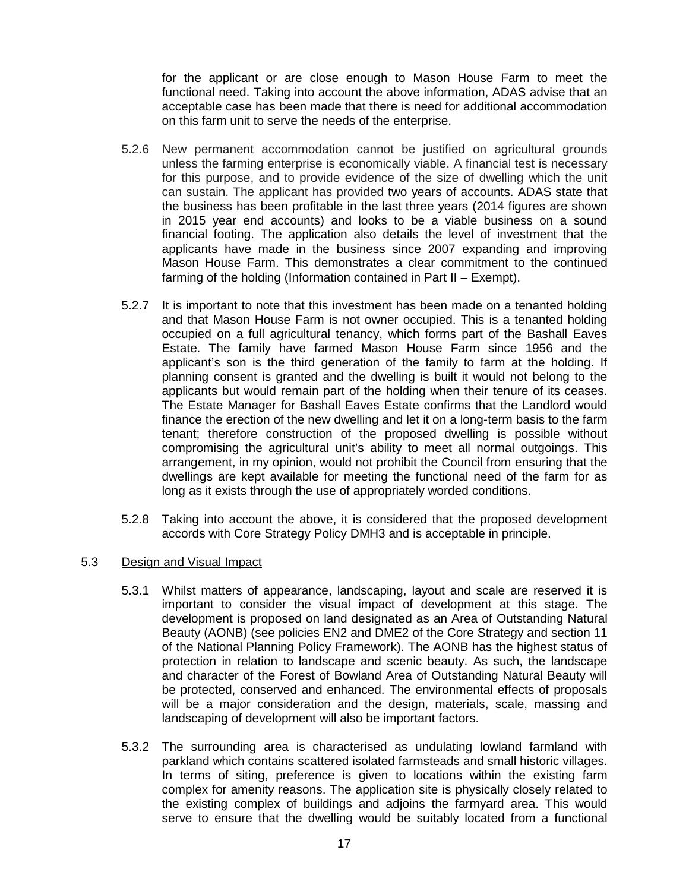for the applicant or are close enough to Mason House Farm to meet the functional need. Taking into account the above information, ADAS advise that an acceptable case has been made that there is need for additional accommodation on this farm unit to serve the needs of the enterprise.

5.2.6 New permanent accommodation cannot be justified on agricultural grounds unless the farming enterprise is economically viable. A financial test is necessary for this purpose, and to provide evidence of the size of dwelling which the unit can sustain. The applicant has provided two years of accounts. ADAS state that the business has been profitable in the last three years (2014 figures are shown in 2015 year end accounts) and looks to be a viable business on a sound financial footing. The application also details the level of investment that the applicants have made in the business since 2007 expanding and improving Mason House Farm. This demonstrates a clear commitment to the continued farming of the holding (Information contained in Part II – Exempt).

5.2.7 It is important to note that this investment has been made on a tenanted holding and that Mason House Farm is not owner occupied. This is a tenanted holding occupied on a full agricultural tenancy, which forms part of the Bashall Eaves Estate. The family have farmed Mason House Farm since 1956 and the applicant's son is the third generation of the family to farm at the holding. If planning consent is granted and the dwelling is built it would not belong to the applicants but would remain part of the holding when their tenure of its ceases. The Estate Manager for Bashall Eaves Estate confirms that the Landlord would finance the erection of the new dwelling and let it on a long-term basis to the farm tenant; therefore construction of the proposed dwelling is possible without compromising the agricultural unit's ability to meet all normal outgoings. This arrangement, in my opinion, would not prohibit the Council from ensuring that the dwellings are kept available for meeting the functional need of the farm for as long as it exists through the use of appropriately worded conditions.

5.2.8 Taking into account the above, it is considered that the proposed development accords with Core Strategy Policy DMH3 and is acceptable in principle.

5.3 Design and Visual Impact

5.3.1 Whilst matters of appearance, landscaping, layout and scale are reserved it is important to consider the visual impact of development at this stage. The development is proposed on land designated as an Area of Outstanding Natural Beauty (AONB) (see policies EN2 and DME2 of the Core Strategy and section 11 of the National Planning Policy Framework). The AONB has the highest status of protection in relation to landscape and scenic beauty. As such, the landscape and character of the Forest of Bowland Area of Outstanding Natural Beauty will be protected, conserved and enhanced. The environmental effects of proposals will be a major consideration and the design, materials, scale, massing and landscaping of development will also be important factors.

5.3.2 The surrounding area is characterised as undulating lowland farmland with parkland which contains scattered isolated farmsteads and small historic villages. In terms of siting, preference is given to locations within the existing farm complex for amenity reasons. The application site is physically closely related to the existing complex of buildings and adjoins the farmyard area. This would serve to ensure that the dwelling would be suitably located from a functional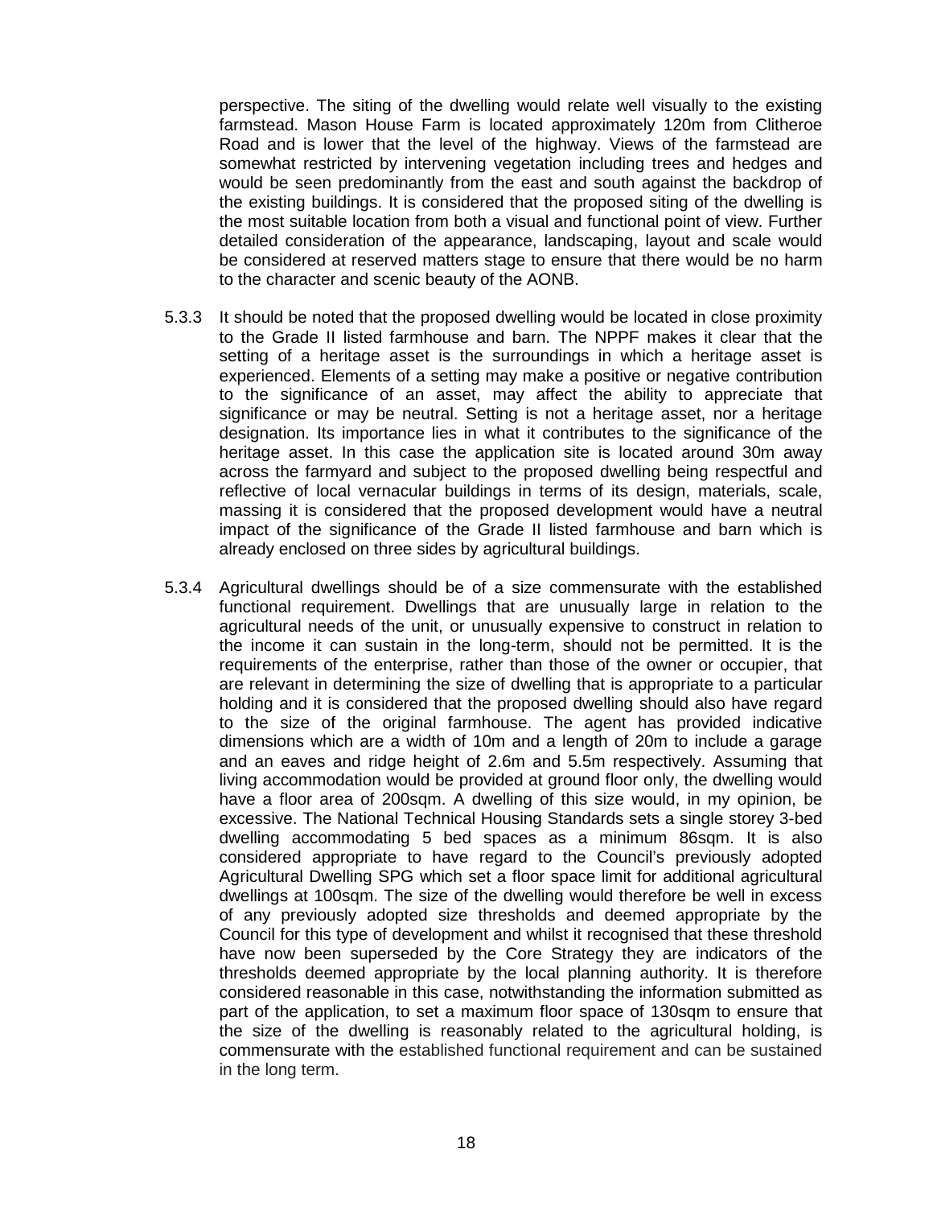perspective. The siting of the dwelling would relate well visually to the existing farmstead. Mason House Farm is located approximately 120m from Clitheroe Road and is lower that the level of the highway. Views of the farmstead are somewhat restricted by intervening vegetation including trees and hedges and would be seen predominantly from the east and south against the backdrop of the existing buildings. It is considered that the proposed siting of the dwelling is the most suitable location from both a visual and functional point of view. Further detailed consideration of the appearance, landscaping, layout and scale would be considered at reserved matters stage to ensure that there would be no harm to the character and scenic beauty of the AONB.

5.3.3 It should be noted that the proposed dwelling would be located in close proximity to the Grade II listed farmhouse and barn. The NPPF makes it clear that the setting of a heritage asset is the surroundings in which a heritage asset is experienced. Elements of a setting may make a positive or negative contribution to the significance of an asset, may affect the ability to appreciate that significance or may be neutral. Setting is not a heritage asset, nor a heritage designation. Its importance lies in what it contributes to the significance of the heritage asset. In this case the application site is located around 30m away across the farmyard and subject to the proposed dwelling being respectful and reflective of local vernacular buildings in terms of its design, materials, scale, massing it is considered that the proposed development would have a neutral impact of the significance of the Grade II listed farmhouse and barn which is already enclosed on three sides by agricultural buildings.

5.3.4 Agricultural dwellings should be of a size commensurate with the established functional requirement. Dwellings that are unusually large in relation to the agricultural needs of the unit, or unusually expensive to construct in relation to the income it can sustain in the long-term, should not be permitted. It is the requirements of the enterprise, rather than those of the owner or occupier, that are relevant in determining the size of dwelling that is appropriate to a particular holding and it is considered that the proposed dwelling should also have regard to the size of the original farmhouse. The agent has provided indicative dimensions which are a width of 10m and a length of 20m to include a garage and an eaves and ridge height of 2.6m and 5.5m respectively. Assuming that living accommodation would be provided at ground floor only, the dwelling would have a floor area of 200sqm. A dwelling of this size would, in my opinion, be excessive. The National Technical Housing Standards sets a single storey 3-bed dwelling accommodating 5 bed spaces as a minimum 86sqm. It is also considered appropriate to have regard to the Council's previously adopted Agricultural Dwelling SPG which set a floor space limit for additional agricultural dwellings at 100sqm. The size of the dwelling would therefore be well in excess of any previously adopted size thresholds and deemed appropriate by the Council for this type of development and whilst it recognised that these threshold have now been superseded by the Core Strategy they are indicators of the thresholds deemed appropriate by the local planning authority. It is therefore considered reasonable in this case, notwithstanding the information submitted as part of the application, to set a maximum floor space of 130sqm to ensure that the size of the dwelling is reasonably related to the agricultural holding, is commensurate with the established functional requirement and can be sustained in the long term.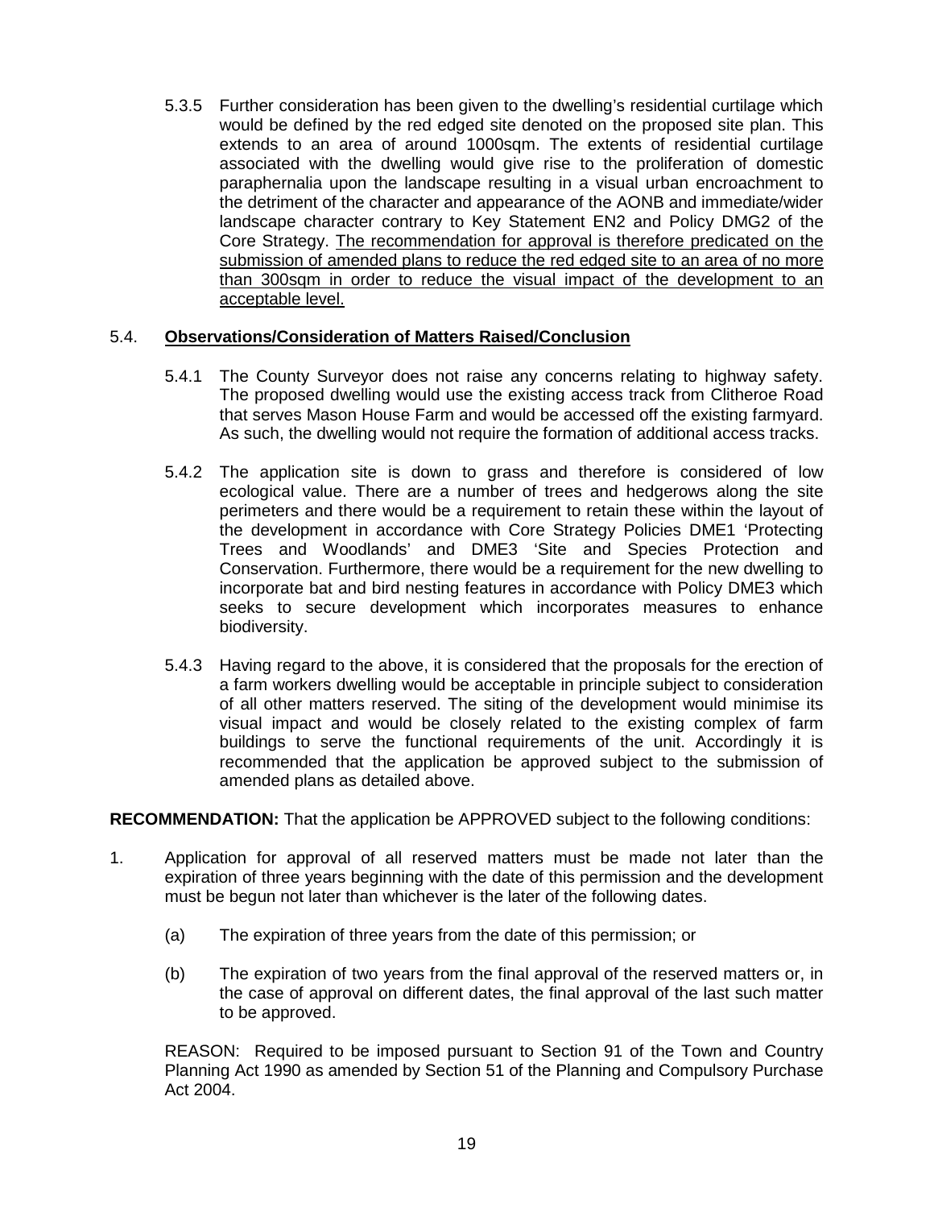5.3.5 Further consideration has been given to the dwelling's residential curtilage which would be defined by the red edged site denoted on the proposed site plan. This extends to an area of around 1000sqm. The extents of residential curtilage associated with the dwelling would give rise to the proliferation of domestic paraphernalia upon the landscape resulting in a visual urban encroachment to the detriment of the character and appearance of the AONB and immediate/wider landscape character contrary to Key Statement EN2 and Policy DMG2 of the Core Strategy. <u>The recommendation for approval is therefore predicated on the submission of amended plans to reduce the red edged site to an area of no more than 300sqm in order to reduce the visual impact of the development to an acceptable level.</u>

5.4. **<u>Observations/Consideration of Matters Raised/Conclusion</u>**

5.4.1 The County Surveyor does not raise any concerns relating to highway safety. The proposed dwelling would use the existing access track from Clitheroe Road that serves Mason House Farm and would be accessed off the existing farmyard. As such, the dwelling would not require the formation of additional access tracks.

5.4.2 The application site is down to grass and therefore is considered of low ecological value. There are a number of trees and hedgerows along the site perimeters and there would be a requirement to retain these within the layout of the development in accordance with Core Strategy Policies DME1 'Protecting Trees and Woodlands' and DME3 'Site and Species Protection and Conservation. Furthermore, there would be a requirement for the new dwelling to incorporate bat and bird nesting features in accordance with Policy DME3 which seeks to secure development which incorporates measures to enhance biodiversity.

5.4.3 Having regard to the above, it is considered that the proposals for the erection of a farm workers dwelling would be acceptable in principle subject to consideration of all other matters reserved. The siting of the development would minimise its visual impact and would be closely related to the existing complex of farm buildings to serve the functional requirements of the unit. Accordingly it is recommended that the application be approved subject to the submission of amended plans as detailed above.

**RECOMMENDATION:** That the application be APPROVED subject to the following conditions:

1. Application for approval of all reserved matters must be made not later than the expiration of three years beginning with the date of this permission and the development must be begun not later than whichever is the later of the following dates.

   (a) The expiration of three years from the date of this permission; or

   (b) The expiration of two years from the final approval of the reserved matters or, in the case of approval on different dates, the final approval of the last such matter to be approved.

   REASON: Required to be imposed pursuant to Section 91 of the Town and Country Planning Act 1990 as amended by Section 51 of the Planning and Compulsory Purchase Act 2004.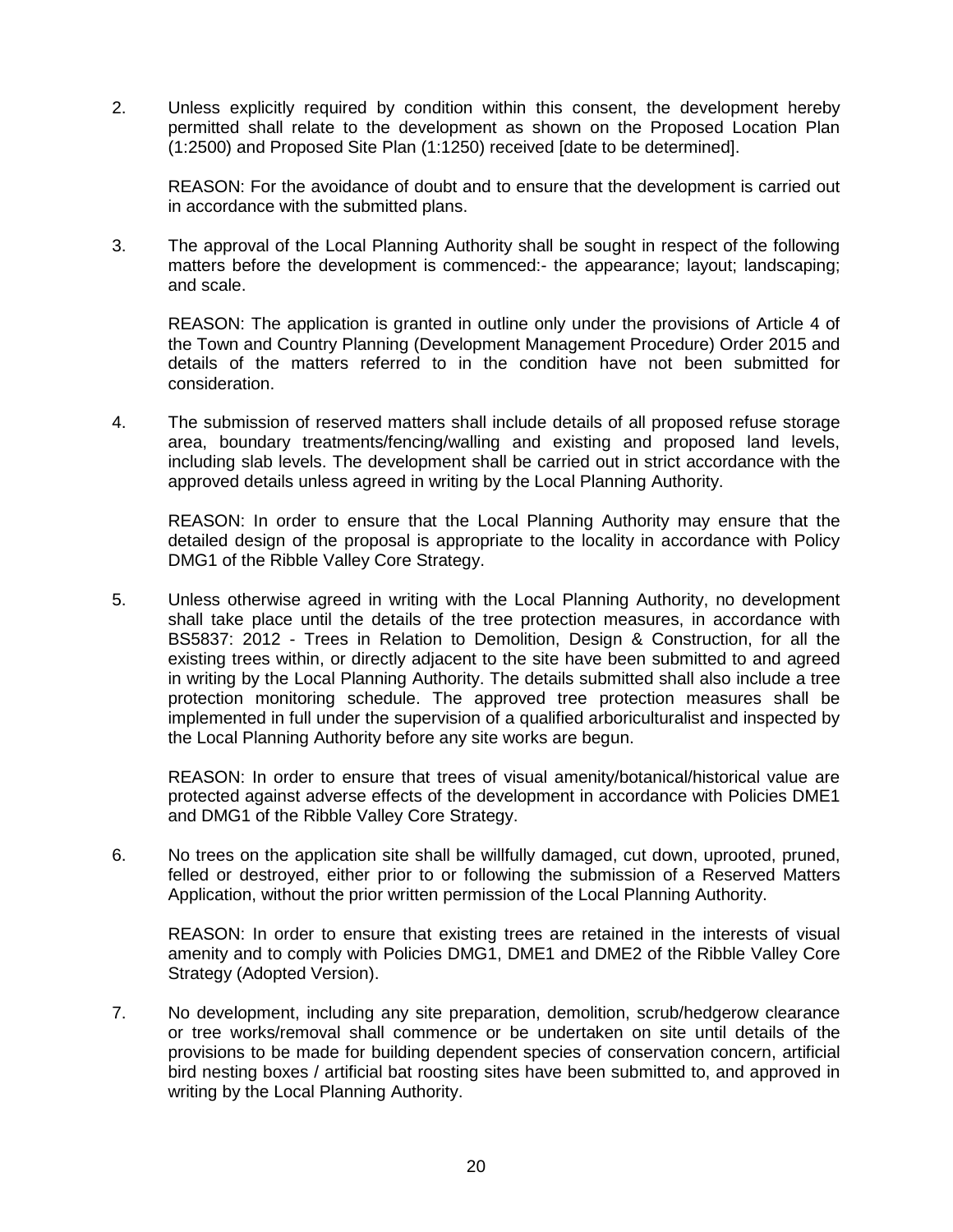2. Unless explicitly required by condition within this consent, the development hereby permitted shall relate to the development as shown on the Proposed Location Plan (1:2500) and Proposed Site Plan (1:1250) received [date to be determined].

   REASON: For the avoidance of doubt and to ensure that the development is carried out in accordance with the submitted plans.

3. The approval of the Local Planning Authority shall be sought in respect of the following matters before the development is commenced:- the appearance; layout; landscaping; and scale.

   REASON: The application is granted in outline only under the provisions of Article 4 of the Town and Country Planning (Development Management Procedure) Order 2015 and details of the matters referred to in the condition have not been submitted for consideration.

4. The submission of reserved matters shall include details of all proposed refuse storage area, boundary treatments/fencing/walling and existing and proposed land levels, including slab levels. The development shall be carried out in strict accordance with the approved details unless agreed in writing by the Local Planning Authority.

   REASON: In order to ensure that the Local Planning Authority may ensure that the detailed design of the proposal is appropriate to the locality in accordance with Policy DMG1 of the Ribble Valley Core Strategy.

5. Unless otherwise agreed in writing with the Local Planning Authority, no development shall take place until the details of the tree protection measures, in accordance with BS5837: 2012 - Trees in Relation to Demolition, Design & Construction, for all the existing trees within, or directly adjacent to the site have been submitted to and agreed in writing by the Local Planning Authority. The details submitted shall also include a tree protection monitoring schedule. The approved tree protection measures shall be implemented in full under the supervision of a qualified arboriculturalist and inspected by the Local Planning Authority before any site works are begun.

   REASON: In order to ensure that trees of visual amenity/botanical/historical value are protected against adverse effects of the development in accordance with Policies DME1 and DMG1 of the Ribble Valley Core Strategy.

6. No trees on the application site shall be willfully damaged, cut down, uprooted, pruned, felled or destroyed, either prior to or following the submission of a Reserved Matters Application, without the prior written permission of the Local Planning Authority.

   REASON: In order to ensure that existing trees are retained in the interests of visual amenity and to comply with Policies DMG1, DME1 and DME2 of the Ribble Valley Core Strategy (Adopted Version).

7. No development, including any site preparation, demolition, scrub/hedgerow clearance or tree works/removal shall commence or be undertaken on site until details of the provisions to be made for building dependent species of conservation concern, artificial bird nesting boxes / artificial bat roosting sites have been submitted to, and approved in writing by the Local Planning Authority.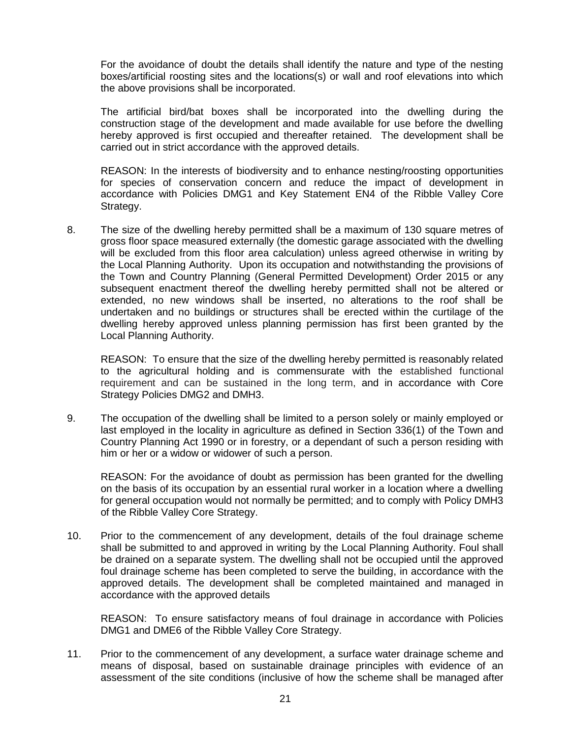For the avoidance of doubt the details shall identify the nature and type of the nesting boxes/artificial roosting sites and the locations(s) or wall and roof elevations into which the above provisions shall be incorporated.

The artificial bird/bat boxes shall be incorporated into the dwelling during the construction stage of the development and made available for use before the dwelling hereby approved is first occupied and thereafter retained. The development shall be carried out in strict accordance with the approved details.

REASON: In the interests of biodiversity and to enhance nesting/roosting opportunities for species of conservation concern and reduce the impact of development in accordance with Policies DMG1 and Key Statement EN4 of the Ribble Valley Core Strategy.

8. The size of the dwelling hereby permitted shall be a maximum of 130 square metres of gross floor space measured externally (the domestic garage associated with the dwelling will be excluded from this floor area calculation) unless agreed otherwise in writing by the Local Planning Authority. Upon its occupation and notwithstanding the provisions of the Town and Country Planning (General Permitted Development) Order 2015 or any subsequent enactment thereof the dwelling hereby permitted shall not be altered or extended, no new windows shall be inserted, no alterations to the roof shall be undertaken and no buildings or structures shall be erected within the curtilage of the dwelling hereby approved unless planning permission has first been granted by the Local Planning Authority.

   REASON: To ensure that the size of the dwelling hereby permitted is reasonably related to the agricultural holding and is commensurate with the established functional requirement and can be sustained in the long term, and in accordance with Core Strategy Policies DMG2 and DMH3.

9. The occupation of the dwelling shall be limited to a person solely or mainly employed or last employed in the locality in agriculture as defined in Section 336(1) of the Town and Country Planning Act 1990 or in forestry, or a dependant of such a person residing with him or her or a widow or widower of such a person.

   REASON: For the avoidance of doubt as permission has been granted for the dwelling on the basis of its occupation by an essential rural worker in a location where a dwelling for general occupation would not normally be permitted; and to comply with Policy DMH3 of the Ribble Valley Core Strategy.

10. Prior to the commencement of any development, details of the foul drainage scheme shall be submitted to and approved in writing by the Local Planning Authority. Foul shall be drained on a separate system. The dwelling shall not be occupied until the approved foul drainage scheme has been completed to serve the building, in accordance with the approved details. The development shall be completed maintained and managed in accordance with the approved details

    REASON: To ensure satisfactory means of foul drainage in accordance with Policies DMG1 and DME6 of the Ribble Valley Core Strategy.

11. Prior to the commencement of any development, a surface water drainage scheme and means of disposal, based on sustainable drainage principles with evidence of an assessment of the site conditions (inclusive of how the scheme shall be managed after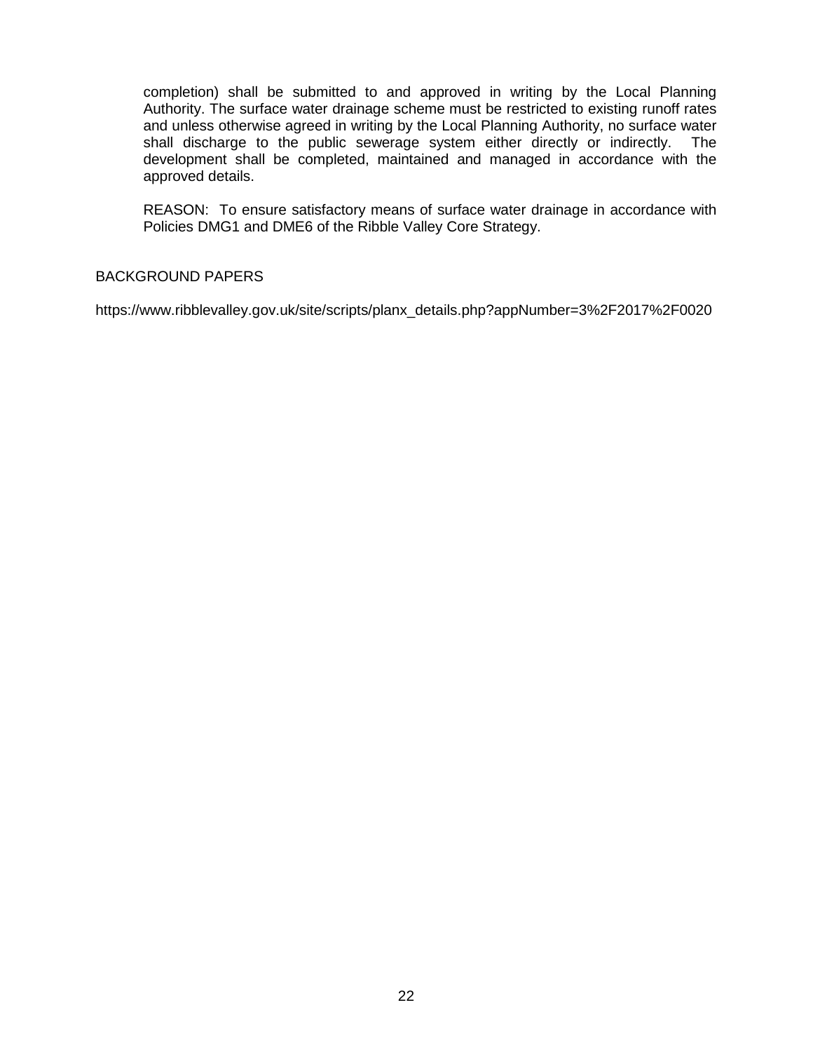completion) shall be submitted to and approved in writing by the Local Planning Authority. The surface water drainage scheme must be restricted to existing runoff rates and unless otherwise agreed in writing by the Local Planning Authority, no surface water shall discharge to the public sewerage system either directly or indirectly. The development shall be completed, maintained and managed in accordance with the approved details.

REASON: To ensure satisfactory means of surface water drainage in accordance with Policies DMG1 and DME6 of the Ribble Valley Core Strategy.

BACKGROUND PAPERS

https://www.ribblevalley.gov.uk/site/scripts/planx_details.php?appNumber=3%2F2017%2F0020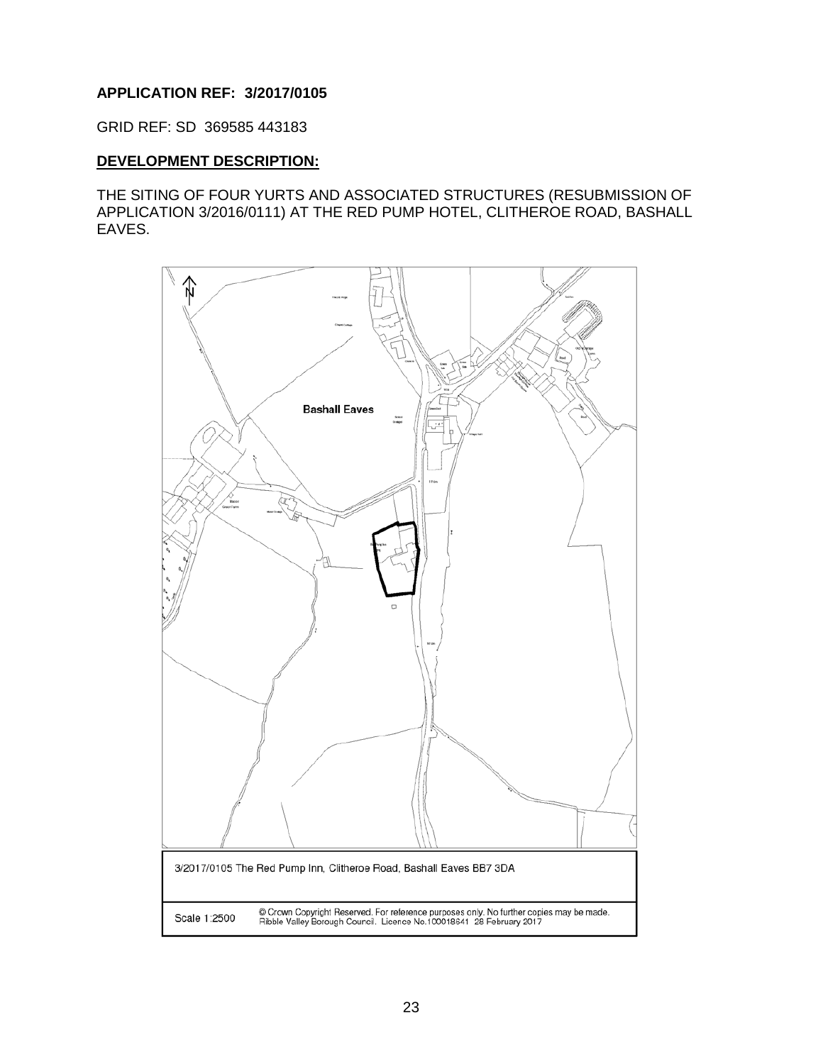**APPLICATION REF: 3/2017/0105**

GRID REF: SD 369585 443183

**DEVELOPMENT DESCRIPTION:**

THE SITING OF FOUR YURTS AND ASSOCIATED STRUCTURES (RESUBMISSION OF APPLICATION 3/2016/0111) AT THE RED PUMP HOTEL, CLITHEROE ROAD, BASHALL EAVES.

3/2017/0105 The Red Pump Inn, Clitheroe Road, Bashall Eaves BB7 3DA

Scale 1:2500

© Crown Copyright Reserved. For reference purposes only. No further copies may be made. Ribble Valley Borough Council. Licence No.100018641 28 February 2017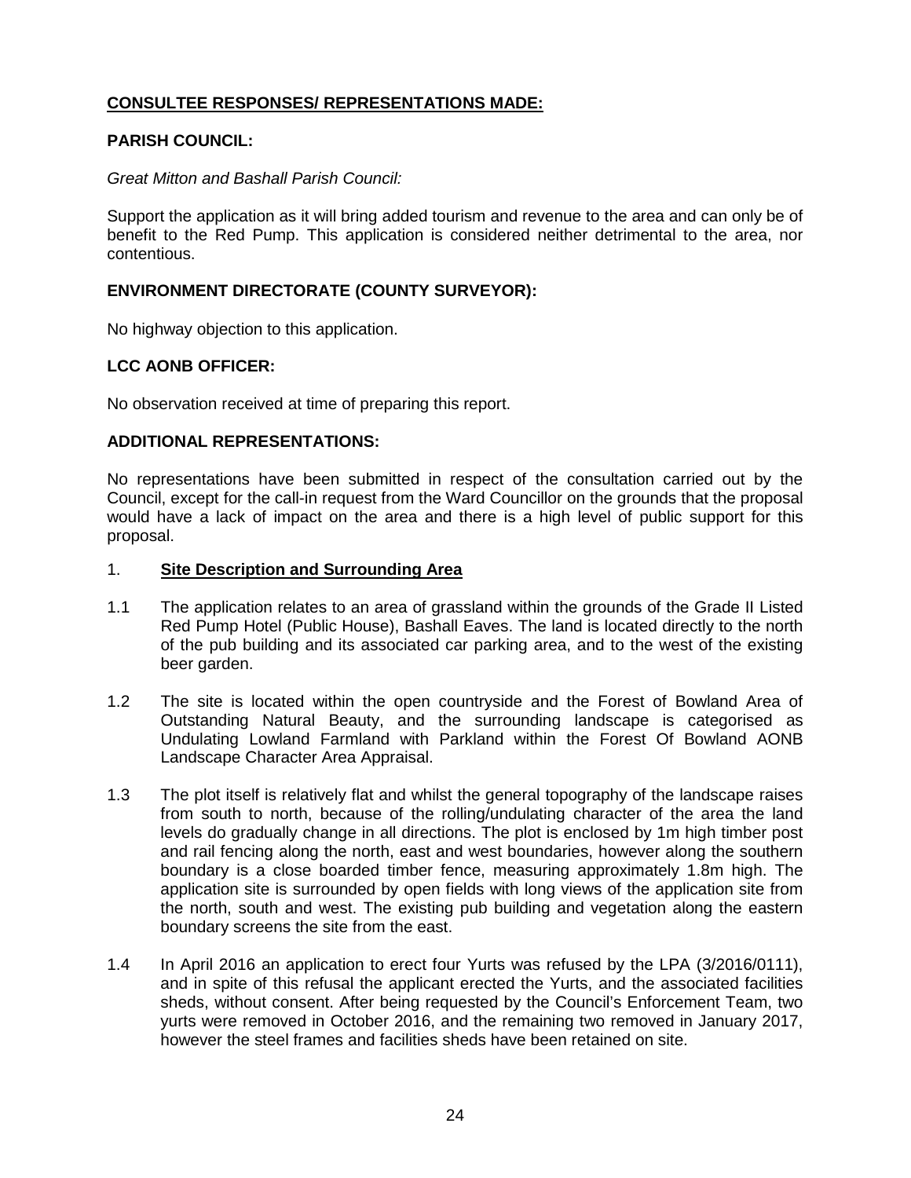## CONSULTEE RESPONSES/ REPRESENTATIONS MADE:

### PARISH COUNCIL:

*Great Mitton and Bashall Parish Council:*

Support the application as it will bring added tourism and revenue to the area and can only be of benefit to the Red Pump. This application is considered neither detrimental to the area, nor contentious.

### ENVIRONMENT DIRECTORATE (COUNTY SURVEYOR):

No highway objection to this application.

### LCC AONB OFFICER:

No observation received at time of preparing this report.

### ADDITIONAL REPRESENTATIONS:

No representations have been submitted in respect of the consultation carried out by the Council, except for the call-in request from the Ward Councillor on the grounds that the proposal would have a lack of impact on the area and there is a high level of public support for this proposal.

1. **Site Description and Surrounding Area**

1.1 The application relates to an area of grassland within the grounds of the Grade II Listed Red Pump Hotel (Public House), Bashall Eaves. The land is located directly to the north of the pub building and its associated car parking area, and to the west of the existing beer garden.

1.2 The site is located within the open countryside and the Forest of Bowland Area of Outstanding Natural Beauty, and the surrounding landscape is categorised as Undulating Lowland Farmland with Parkland within the Forest Of Bowland AONB Landscape Character Area Appraisal.

1.3 The plot itself is relatively flat and whilst the general topography of the landscape raises from south to north, because of the rolling/undulating character of the area the land levels do gradually change in all directions. The plot is enclosed by 1m high timber post and rail fencing along the north, east and west boundaries, however along the southern boundary is a close boarded timber fence, measuring approximately 1.8m high. The application site is surrounded by open fields with long views of the application site from the north, south and west. The existing pub building and vegetation along the eastern boundary screens the site from the east.

1.4 In April 2016 an application to erect four Yurts was refused by the LPA (3/2016/0111), and in spite of this refusal the applicant erected the Yurts, and the associated facilities sheds, without consent. After being requested by the Council's Enforcement Team, two yurts were removed in October 2016, and the remaining two removed in January 2017, however the steel frames and facilities sheds have been retained on site.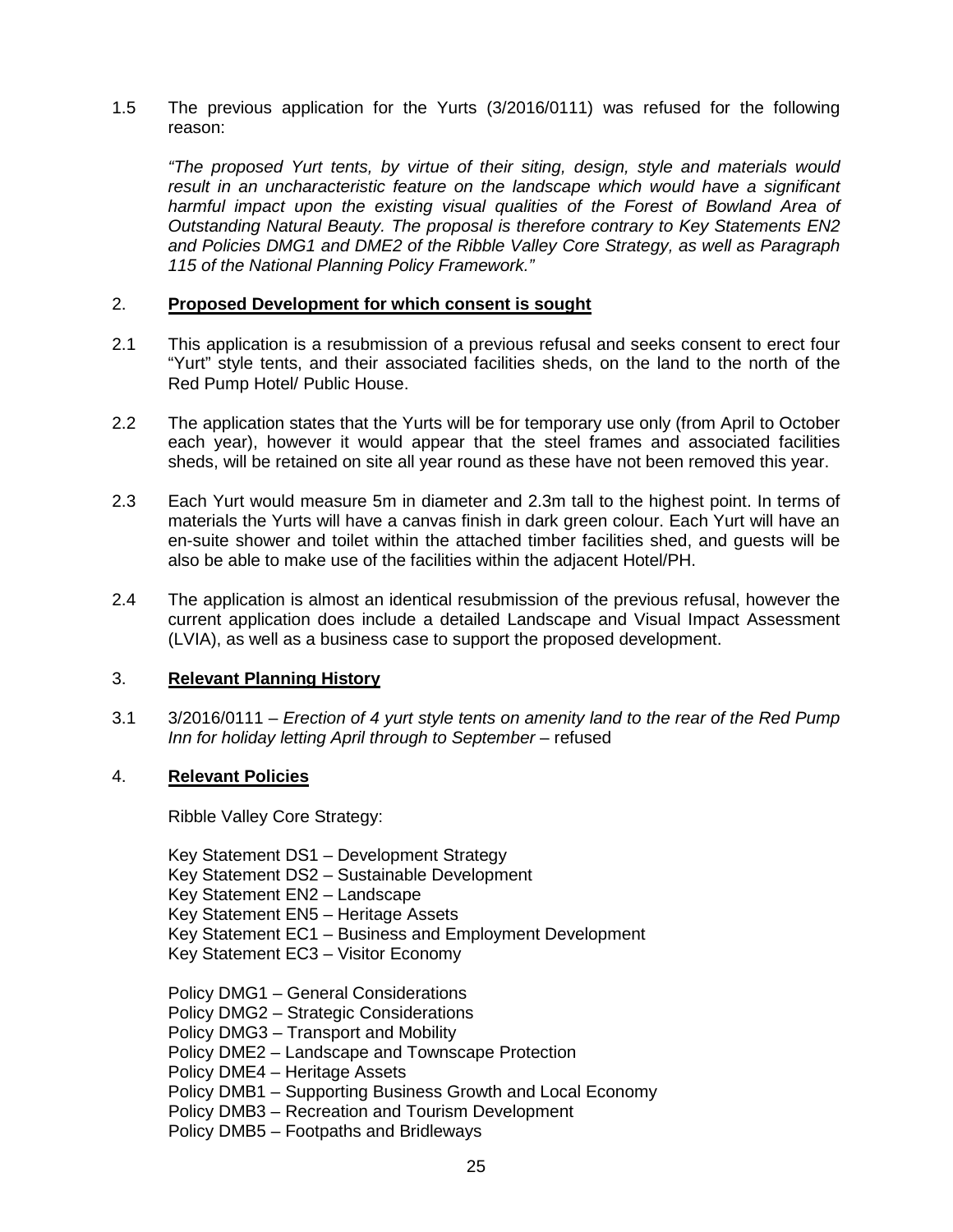1.5 The previous application for the Yurts (3/2016/0111) was refused for the following reason:

*"The proposed Yurt tents, by virtue of their siting, design, style and materials would result in an uncharacteristic feature on the landscape which would have a significant harmful impact upon the existing visual qualities of the Forest of Bowland Area of Outstanding Natural Beauty. The proposal is therefore contrary to Key Statements EN2 and Policies DMG1 and DME2 of the Ribble Valley Core Strategy, as well as Paragraph 115 of the National Planning Policy Framework."*

## 2. Proposed Development for which consent is sought

2.1 This application is a resubmission of a previous refusal and seeks consent to erect four "Yurt" style tents, and their associated facilities sheds, on the land to the north of the Red Pump Hotel/ Public House.

2.2 The application states that the Yurts will be for temporary use only (from April to October each year), however it would appear that the steel frames and associated facilities sheds, will be retained on site all year round as these have not been removed this year.

2.3 Each Yurt would measure 5m in diameter and 2.3m tall to the highest point. In terms of materials the Yurts will have a canvas finish in dark green colour. Each Yurt will have an en-suite shower and toilet within the attached timber facilities shed, and guests will be also be able to make use of the facilities within the adjacent Hotel/PH.

2.4 The application is almost an identical resubmission of the previous refusal, however the current application does include a detailed Landscape and Visual Impact Assessment (LVIA), as well as a business case to support the proposed development.

## 3. Relevant Planning History

3.1 3/2016/0111 – *Erection of 4 yurt style tents on amenity land to the rear of the Red Pump Inn for holiday letting April through to September* – refused

## 4. Relevant Policies

Ribble Valley Core Strategy:

Key Statement DS1 – Development Strategy
Key Statement DS2 – Sustainable Development
Key Statement EN2 – Landscape
Key Statement EN5 – Heritage Assets
Key Statement EC1 – Business and Employment Development
Key Statement EC3 – Visitor Economy

Policy DMG1 – General Considerations
Policy DMG2 – Strategic Considerations
Policy DMG3 – Transport and Mobility
Policy DME2 – Landscape and Townscape Protection
Policy DME4 – Heritage Assets
Policy DMB1 – Supporting Business Growth and Local Economy
Policy DMB3 – Recreation and Tourism Development
Policy DMB5 – Footpaths and Bridleways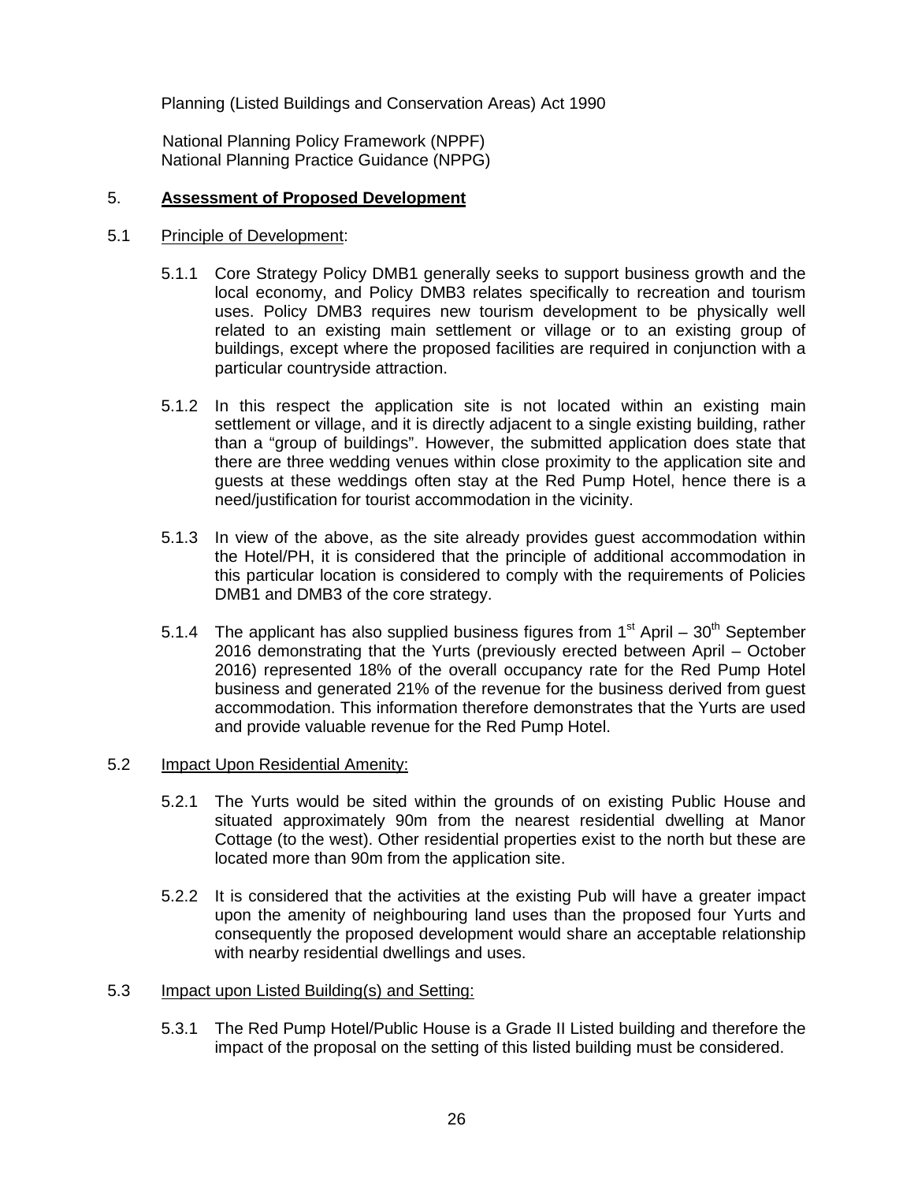Planning (Listed Buildings and Conservation Areas) Act 1990

National Planning Policy Framework (NPPF)
National Planning Practice Guidance (NPPG)

## 5. **Assessment of Proposed Development**

### 5.1 Principle of Development:

5.1.1 Core Strategy Policy DMB1 generally seeks to support business growth and the local economy, and Policy DMB3 relates specifically to recreation and tourism uses. Policy DMB3 requires new tourism development to be physically well related to an existing main settlement or village or to an existing group of buildings, except where the proposed facilities are required in conjunction with a particular countryside attraction.

5.1.2 In this respect the application site is not located within an existing main settlement or village, and it is directly adjacent to a single existing building, rather than a "group of buildings". However, the submitted application does state that there are three wedding venues within close proximity to the application site and guests at these weddings often stay at the Red Pump Hotel, hence there is a need/justification for tourist accommodation in the vicinity.

5.1.3 In view of the above, as the site already provides guest accommodation within the Hotel/PH, it is considered that the principle of additional accommodation in this particular location is considered to comply with the requirements of Policies DMB1 and DMB3 of the core strategy.

5.1.4 The applicant has also supplied business figures from 1st April – 30th September 2016 demonstrating that the Yurts (previously erected between April – October 2016) represented 18% of the overall occupancy rate for the Red Pump Hotel business and generated 21% of the revenue for the business derived from guest accommodation. This information therefore demonstrates that the Yurts are used and provide valuable revenue for the Red Pump Hotel.

### 5.2 Impact Upon Residential Amenity:

5.2.1 The Yurts would be sited within the grounds of on existing Public House and situated approximately 90m from the nearest residential dwelling at Manor Cottage (to the west). Other residential properties exist to the north but these are located more than 90m from the application site.

5.2.2 It is considered that the activities at the existing Pub will have a greater impact upon the amenity of neighbouring land uses than the proposed four Yurts and consequently the proposed development would share an acceptable relationship with nearby residential dwellings and uses.

### 5.3 Impact upon Listed Building(s) and Setting:

5.3.1 The Red Pump Hotel/Public House is a Grade II Listed building and therefore the impact of the proposal on the setting of this listed building must be considered.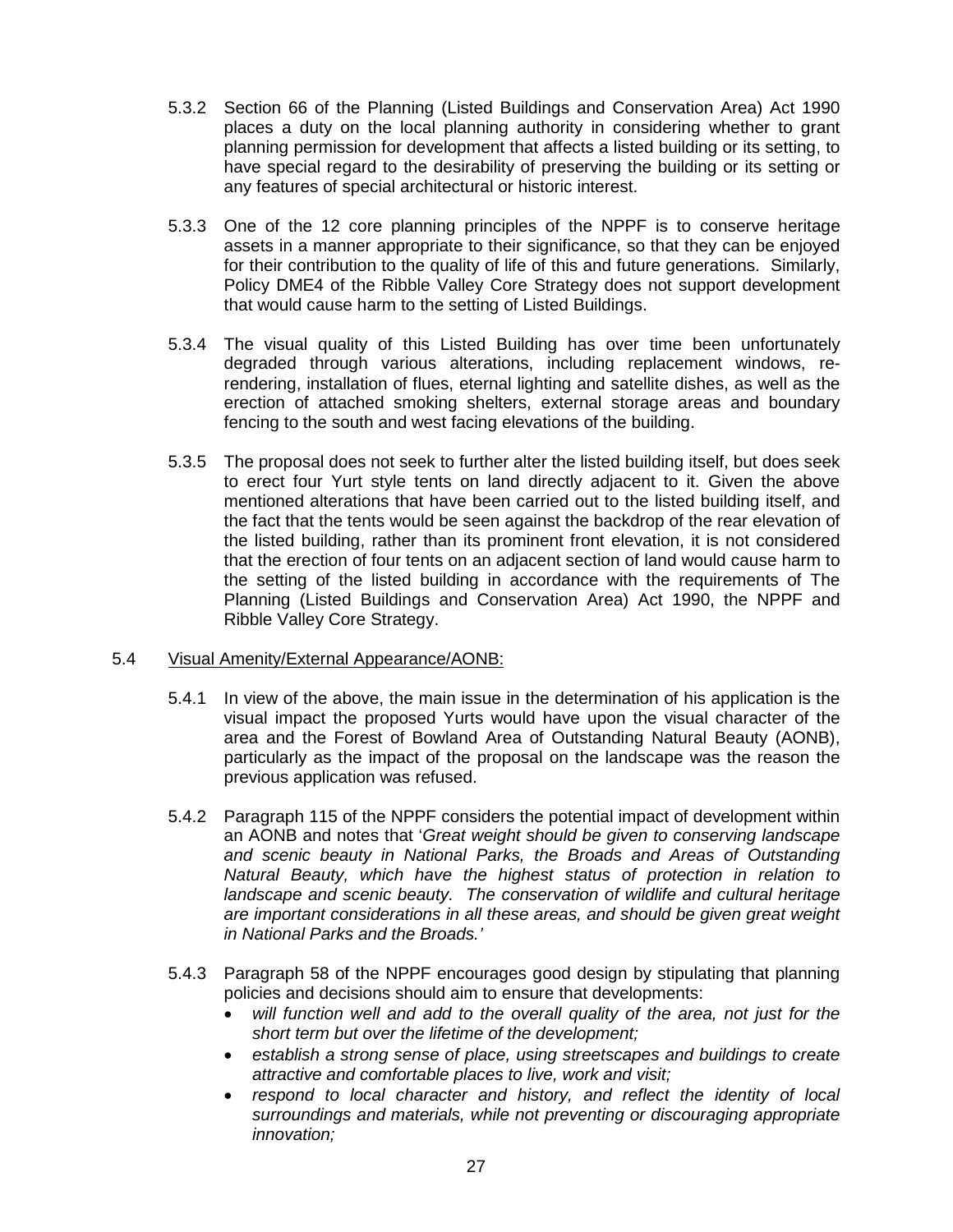5.3.2 Section 66 of the Planning (Listed Buildings and Conservation Area) Act 1990 places a duty on the local planning authority in considering whether to grant planning permission for development that affects a listed building or its setting, to have special regard to the desirability of preserving the building or its setting or any features of special architectural or historic interest.

5.3.3 One of the 12 core planning principles of the NPPF is to conserve heritage assets in a manner appropriate to their significance, so that they can be enjoyed for their contribution to the quality of life of this and future generations. Similarly, Policy DME4 of the Ribble Valley Core Strategy does not support development that would cause harm to the setting of Listed Buildings.

5.3.4 The visual quality of this Listed Building has over time been unfortunately degraded through various alterations, including replacement windows, re-rendering, installation of flues, eternal lighting and satellite dishes, as well as the erection of attached smoking shelters, external storage areas and boundary fencing to the south and west facing elevations of the building.

5.3.5 The proposal does not seek to further alter the listed building itself, but does seek to erect four Yurt style tents on land directly adjacent to it. Given the above mentioned alterations that have been carried out to the listed building itself, and the fact that the tents would be seen against the backdrop of the rear elevation of the listed building, rather than its prominent front elevation, it is not considered that the erection of four tents on an adjacent section of land would cause harm to the setting of the listed building in accordance with the requirements of The Planning (Listed Buildings and Conservation Area) Act 1990, the NPPF and Ribble Valley Core Strategy.

5.4 Visual Amenity/External Appearance/AONB:

5.4.1 In view of the above, the main issue in the determination of his application is the visual impact the proposed Yurts would have upon the visual character of the area and the Forest of Bowland Area of Outstanding Natural Beauty (AONB), particularly as the impact of the proposal on the landscape was the reason the previous application was refused.

5.4.2 Paragraph 115 of the NPPF considers the potential impact of development within an AONB and notes that '*Great weight should be given to conserving landscape and scenic beauty in National Parks, the Broads and Areas of Outstanding Natural Beauty, which have the highest status of protection in relation to landscape and scenic beauty. The conservation of wildlife and cultural heritage are important considerations in all these areas, and should be given great weight in National Parks and the Broads.*'

5.4.3 Paragraph 58 of the NPPF encourages good design by stipulating that planning policies and decisions should aim to ensure that developments:

- *will function well and add to the overall quality of the area, not just for the short term but over the lifetime of the development;*
- *establish a strong sense of place, using streetscapes and buildings to create attractive and comfortable places to live, work and visit;*
- *respond to local character and history, and reflect the identity of local surroundings and materials, while not preventing or discouraging appropriate innovation;*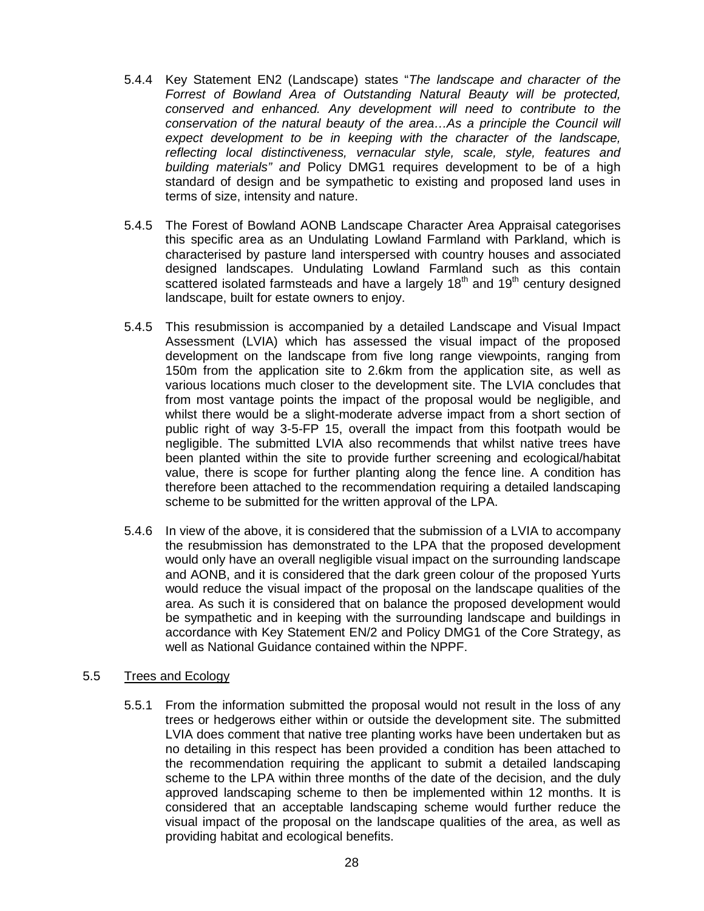5.4.4 Key Statement EN2 (Landscape) states "*The landscape and character of the Forrest of Bowland Area of Outstanding Natural Beauty will be protected, conserved and enhanced. Any development will need to contribute to the conservation of the natural beauty of the area…As a principle the Council will expect development to be in keeping with the character of the landscape, reflecting local distinctiveness, vernacular style, scale, style, features and building materials" and* Policy DMG1 requires development to be of a high standard of design and be sympathetic to existing and proposed land uses in terms of size, intensity and nature.

5.4.5 The Forest of Bowland AONB Landscape Character Area Appraisal categorises this specific area as an Undulating Lowland Farmland with Parkland, which is characterised by pasture land interspersed with country houses and associated designed landscapes. Undulating Lowland Farmland such as this contain scattered isolated farmsteads and have a largely 18th and 19th century designed landscape, built for estate owners to enjoy.

5.4.5 This resubmission is accompanied by a detailed Landscape and Visual Impact Assessment (LVIA) which has assessed the visual impact of the proposed development on the landscape from five long range viewpoints, ranging from 150m from the application site to 2.6km from the application site, as well as various locations much closer to the development site. The LVIA concludes that from most vantage points the impact of the proposal would be negligible, and whilst there would be a slight-moderate adverse impact from a short section of public right of way 3-5-FP 15, overall the impact from this footpath would be negligible. The submitted LVIA also recommends that whilst native trees have been planted within the site to provide further screening and ecological/habitat value, there is scope for further planting along the fence line. A condition has therefore been attached to the recommendation requiring a detailed landscaping scheme to be submitted for the written approval of the LPA.

5.4.6 In view of the above, it is considered that the submission of a LVIA to accompany the resubmission has demonstrated to the LPA that the proposed development would only have an overall negligible visual impact on the surrounding landscape and AONB, and it is considered that the dark green colour of the proposed Yurts would reduce the visual impact of the proposal on the landscape qualities of the area. As such it is considered that on balance the proposed development would be sympathetic and in keeping with the surrounding landscape and buildings in accordance with Key Statement EN/2 and Policy DMG1 of the Core Strategy, as well as National Guidance contained within the NPPF.

5.5 Trees and Ecology

5.5.1 From the information submitted the proposal would not result in the loss of any trees or hedgerows either within or outside the development site. The submitted LVIA does comment that native tree planting works have been undertaken but as no detailing in this respect has been provided a condition has been attached to the recommendation requiring the applicant to submit a detailed landscaping scheme to the LPA within three months of the date of the decision, and the duly approved landscaping scheme to then be implemented within 12 months. It is considered that an acceptable landscaping scheme would further reduce the visual impact of the proposal on the landscape qualities of the area, as well as providing habitat and ecological benefits.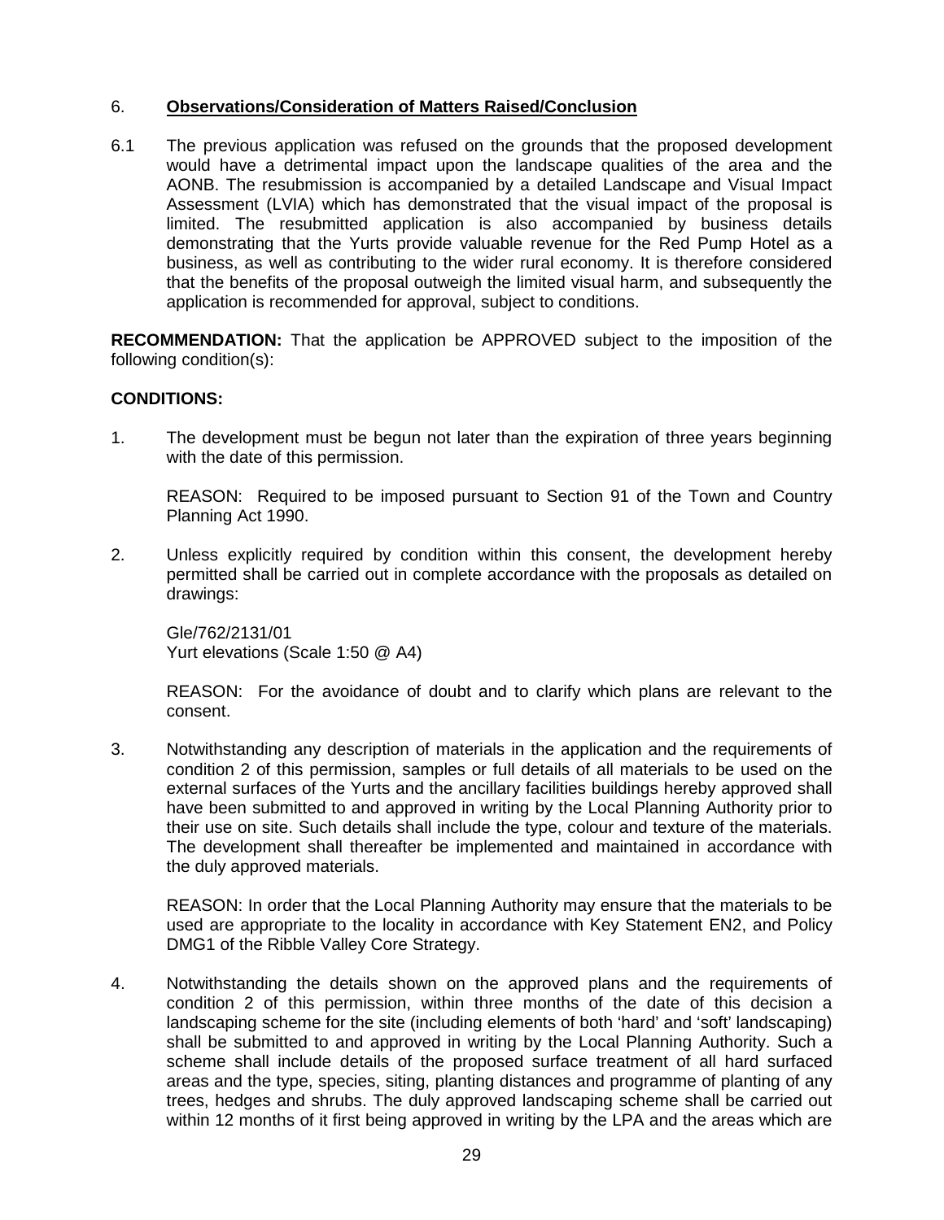6. **Observations/Consideration of Matters Raised/Conclusion**

6.1 The previous application was refused on the grounds that the proposed development would have a detrimental impact upon the landscape qualities of the area and the AONB. The resubmission is accompanied by a detailed Landscape and Visual Impact Assessment (LVIA) which has demonstrated that the visual impact of the proposal is limited. The resubmitted application is also accompanied by business details demonstrating that the Yurts provide valuable revenue for the Red Pump Hotel as a business, as well as contributing to the wider rural economy. It is therefore considered that the benefits of the proposal outweigh the limited visual harm, and subsequently the application is recommended for approval, subject to conditions.

**RECOMMENDATION:** That the application be APPROVED subject to the imposition of the following condition(s):

**CONDITIONS:**

1. The development must be begun not later than the expiration of three years beginning with the date of this permission.

   REASON: Required to be imposed pursuant to Section 91 of the Town and Country Planning Act 1990.

2. Unless explicitly required by condition within this consent, the development hereby permitted shall be carried out in complete accordance with the proposals as detailed on drawings:

   Gle/762/2131/01
   Yurt elevations (Scale 1:50 @ A4)

   REASON: For the avoidance of doubt and to clarify which plans are relevant to the consent.

3. Notwithstanding any description of materials in the application and the requirements of condition 2 of this permission, samples or full details of all materials to be used on the external surfaces of the Yurts and the ancillary facilities buildings hereby approved shall have been submitted to and approved in writing by the Local Planning Authority prior to their use on site. Such details shall include the type, colour and texture of the materials. The development shall thereafter be implemented and maintained in accordance with the duly approved materials.

   REASON: In order that the Local Planning Authority may ensure that the materials to be used are appropriate to the locality in accordance with Key Statement EN2, and Policy DMG1 of the Ribble Valley Core Strategy.

4. Notwithstanding the details shown on the approved plans and the requirements of condition 2 of this permission, within three months of the date of this decision a landscaping scheme for the site (including elements of both 'hard' and 'soft' landscaping) shall be submitted to and approved in writing by the Local Planning Authority. Such a scheme shall include details of the proposed surface treatment of all hard surfaced areas and the type, species, siting, planting distances and programme of planting of any trees, hedges and shrubs. The duly approved landscaping scheme shall be carried out within 12 months of it first being approved in writing by the LPA and the areas which are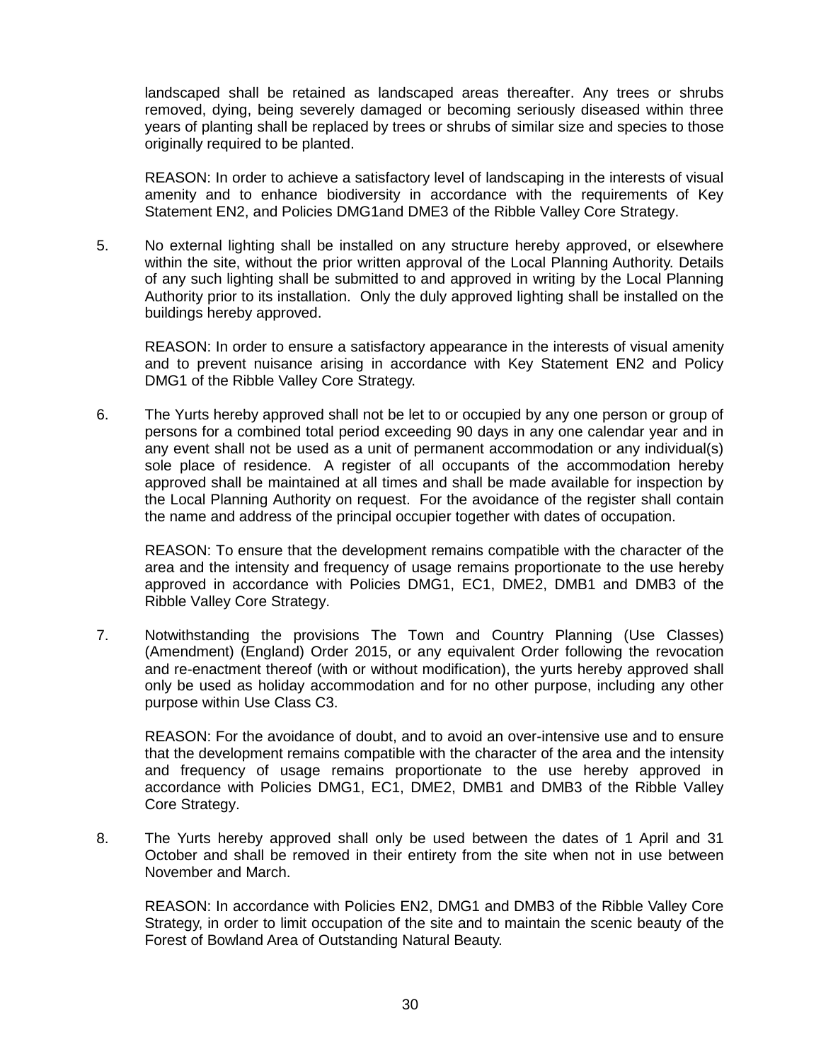landscaped shall be retained as landscaped areas thereafter. Any trees or shrubs removed, dying, being severely damaged or becoming seriously diseased within three years of planting shall be replaced by trees or shrubs of similar size and species to those originally required to be planted.

REASON: In order to achieve a satisfactory level of landscaping in the interests of visual amenity and to enhance biodiversity in accordance with the requirements of Key Statement EN2, and Policies DMG1and DME3 of the Ribble Valley Core Strategy.

5. No external lighting shall be installed on any structure hereby approved, or elsewhere within the site, without the prior written approval of the Local Planning Authority. Details of any such lighting shall be submitted to and approved in writing by the Local Planning Authority prior to its installation. Only the duly approved lighting shall be installed on the buildings hereby approved.

   REASON: In order to ensure a satisfactory appearance in the interests of visual amenity and to prevent nuisance arising in accordance with Key Statement EN2 and Policy DMG1 of the Ribble Valley Core Strategy.

6. The Yurts hereby approved shall not be let to or occupied by any one person or group of persons for a combined total period exceeding 90 days in any one calendar year and in any event shall not be used as a unit of permanent accommodation or any individual(s) sole place of residence. A register of all occupants of the accommodation hereby approved shall be maintained at all times and shall be made available for inspection by the Local Planning Authority on request. For the avoidance of the register shall contain the name and address of the principal occupier together with dates of occupation.

   REASON: To ensure that the development remains compatible with the character of the area and the intensity and frequency of usage remains proportionate to the use hereby approved in accordance with Policies DMG1, EC1, DME2, DMB1 and DMB3 of the Ribble Valley Core Strategy.

7. Notwithstanding the provisions The Town and Country Planning (Use Classes) (Amendment) (England) Order 2015, or any equivalent Order following the revocation and re-enactment thereof (with or without modification), the yurts hereby approved shall only be used as holiday accommodation and for no other purpose, including any other purpose within Use Class C3.

   REASON: For the avoidance of doubt, and to avoid an over-intensive use and to ensure that the development remains compatible with the character of the area and the intensity and frequency of usage remains proportionate to the use hereby approved in accordance with Policies DMG1, EC1, DME2, DMB1 and DMB3 of the Ribble Valley Core Strategy.

8. The Yurts hereby approved shall only be used between the dates of 1 April and 31 October and shall be removed in their entirety from the site when not in use between November and March.

   REASON: In accordance with Policies EN2, DMG1 and DMB3 of the Ribble Valley Core Strategy, in order to limit occupation of the site and to maintain the scenic beauty of the Forest of Bowland Area of Outstanding Natural Beauty.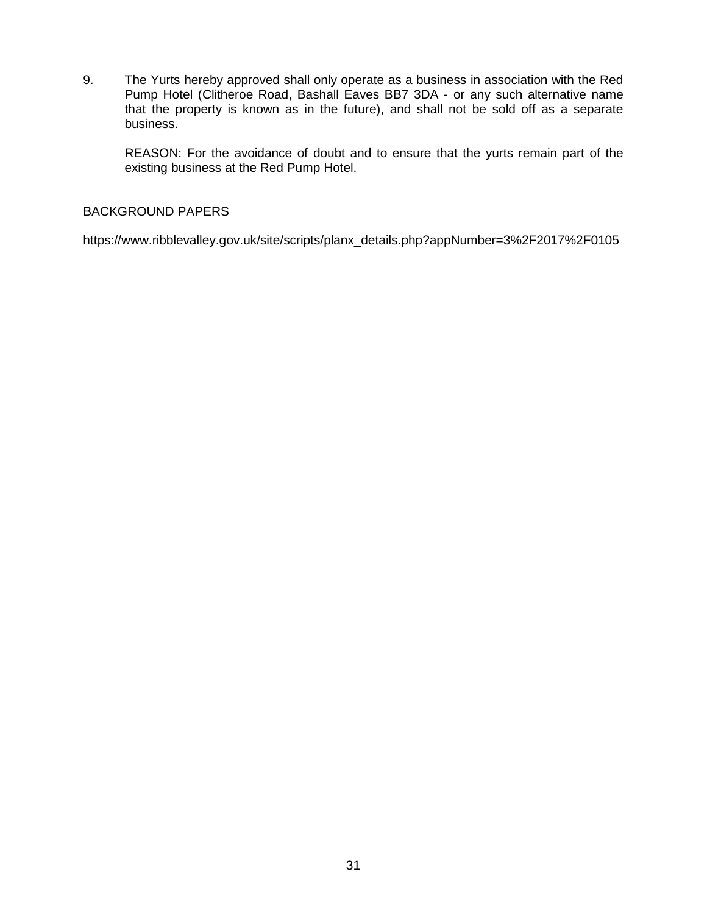9. The Yurts hereby approved shall only operate as a business in association with the Red Pump Hotel (Clitheroe Road, Bashall Eaves BB7 3DA - or any such alternative name that the property is known as in the future), and shall not be sold off as a separate business.

   REASON: For the avoidance of doubt and to ensure that the yurts remain part of the existing business at the Red Pump Hotel.

BACKGROUND PAPERS

https://www.ribblevalley.gov.uk/site/scripts/planx_details.php?appNumber=3%2F2017%2F0105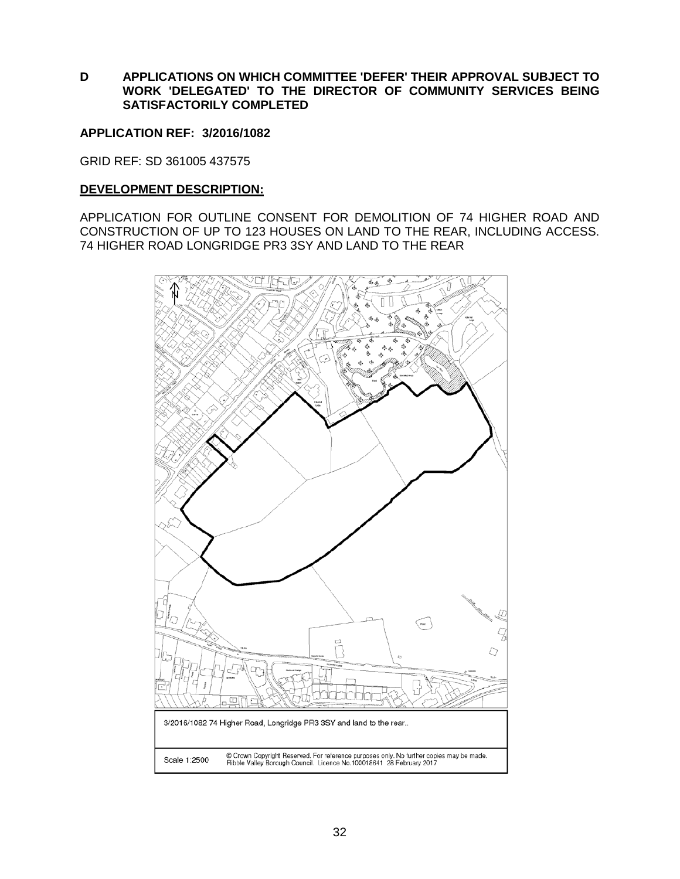**D APPLICATIONS ON WHICH COMMITTEE 'DEFER' THEIR APPROVAL SUBJECT TO WORK 'DELEGATED' TO THE DIRECTOR OF COMMUNITY SERVICES BEING SATISFACTORILY COMPLETED**

**APPLICATION REF: 3/2016/1082**

GRID REF: SD 361005 437575

**DEVELOPMENT DESCRIPTION:**

APPLICATION FOR OUTLINE CONSENT FOR DEMOLITION OF 74 HIGHER ROAD AND CONSTRUCTION OF UP TO 123 HOUSES ON LAND TO THE REAR, INCLUDING ACCESS. 74 HIGHER ROAD LONGRIDGE PR3 3SY AND LAND TO THE REAR

3/2016/1082 74 Higher Road, Longridge PR3 3SY and land to the rear..

Scale 1:2500 — © Crown Copyright Reserved. For reference purposes only. No further copies may be made. Ribble Valley Borough Council. Licence No.100018641 28 February 2017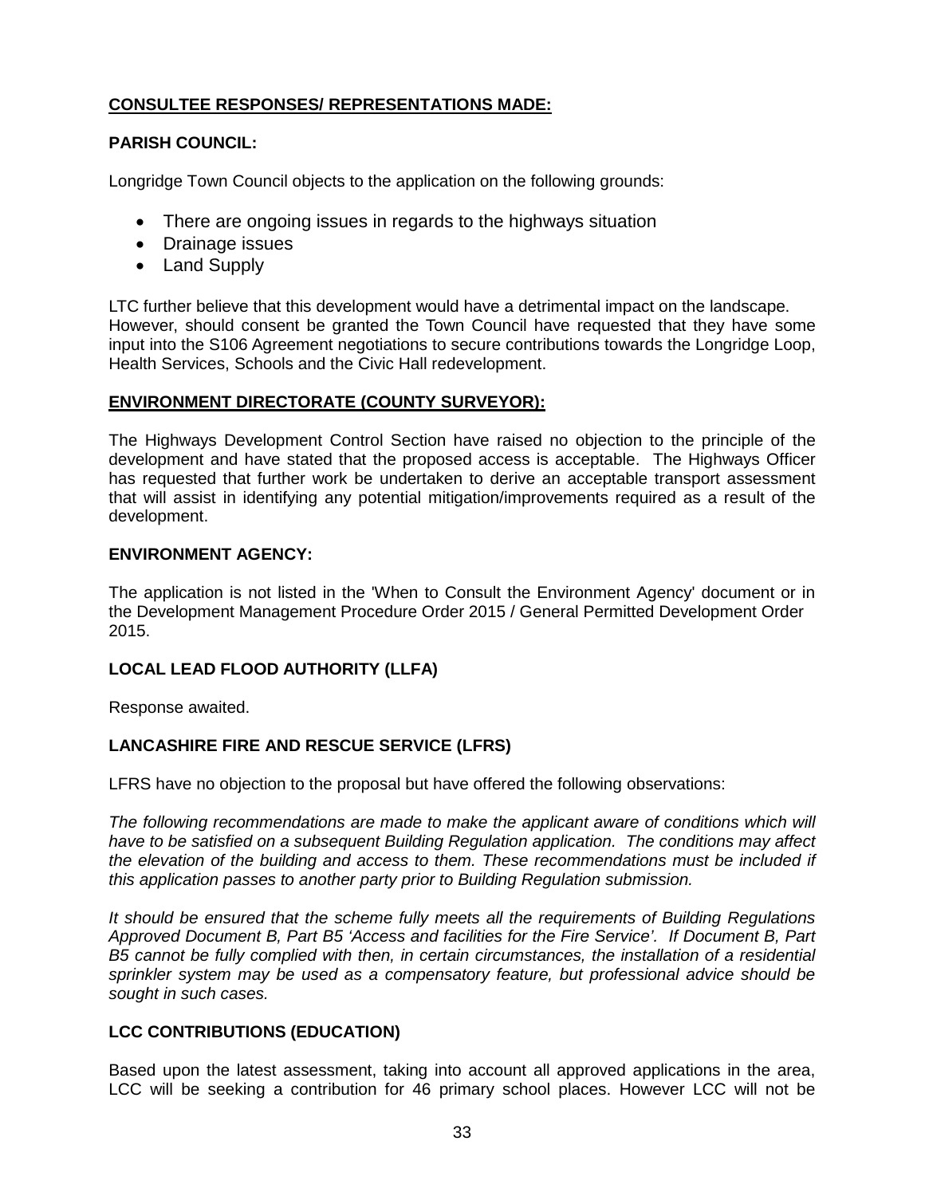**CONSULTEE RESPONSES/ REPRESENTATIONS MADE:**

**PARISH COUNCIL:**

Longridge Town Council objects to the application on the following grounds:

- There are ongoing issues in regards to the highways situation
- Drainage issues
- Land Supply

LTC further believe that this development would have a detrimental impact on the landscape. However, should consent be granted the Town Council have requested that they have some input into the S106 Agreement negotiations to secure contributions towards the Longridge Loop, Health Services, Schools and the Civic Hall redevelopment.

**ENVIRONMENT DIRECTORATE (COUNTY SURVEYOR):**

The Highways Development Control Section have raised no objection to the principle of the development and have stated that the proposed access is acceptable. The Highways Officer has requested that further work be undertaken to derive an acceptable transport assessment that will assist in identifying any potential mitigation/improvements required as a result of the development.

**ENVIRONMENT AGENCY:**

The application is not listed in the 'When to Consult the Environment Agency' document or in the Development Management Procedure Order 2015 / General Permitted Development Order 2015.

**LOCAL LEAD FLOOD AUTHORITY (LLFA)**

Response awaited.

**LANCASHIRE FIRE AND RESCUE SERVICE (LFRS)**

LFRS have no objection to the proposal but have offered the following observations:

*The following recommendations are made to make the applicant aware of conditions which will have to be satisfied on a subsequent Building Regulation application. The conditions may affect the elevation of the building and access to them. These recommendations must be included if this application passes to another party prior to Building Regulation submission.*

*It should be ensured that the scheme fully meets all the requirements of Building Regulations Approved Document B, Part B5 'Access and facilities for the Fire Service'. If Document B, Part B5 cannot be fully complied with then, in certain circumstances, the installation of a residential sprinkler system may be used as a compensatory feature, but professional advice should be sought in such cases.*

**LCC CONTRIBUTIONS (EDUCATION)**

Based upon the latest assessment, taking into account all approved applications in the area, LCC will be seeking a contribution for 46 primary school places. However LCC will not be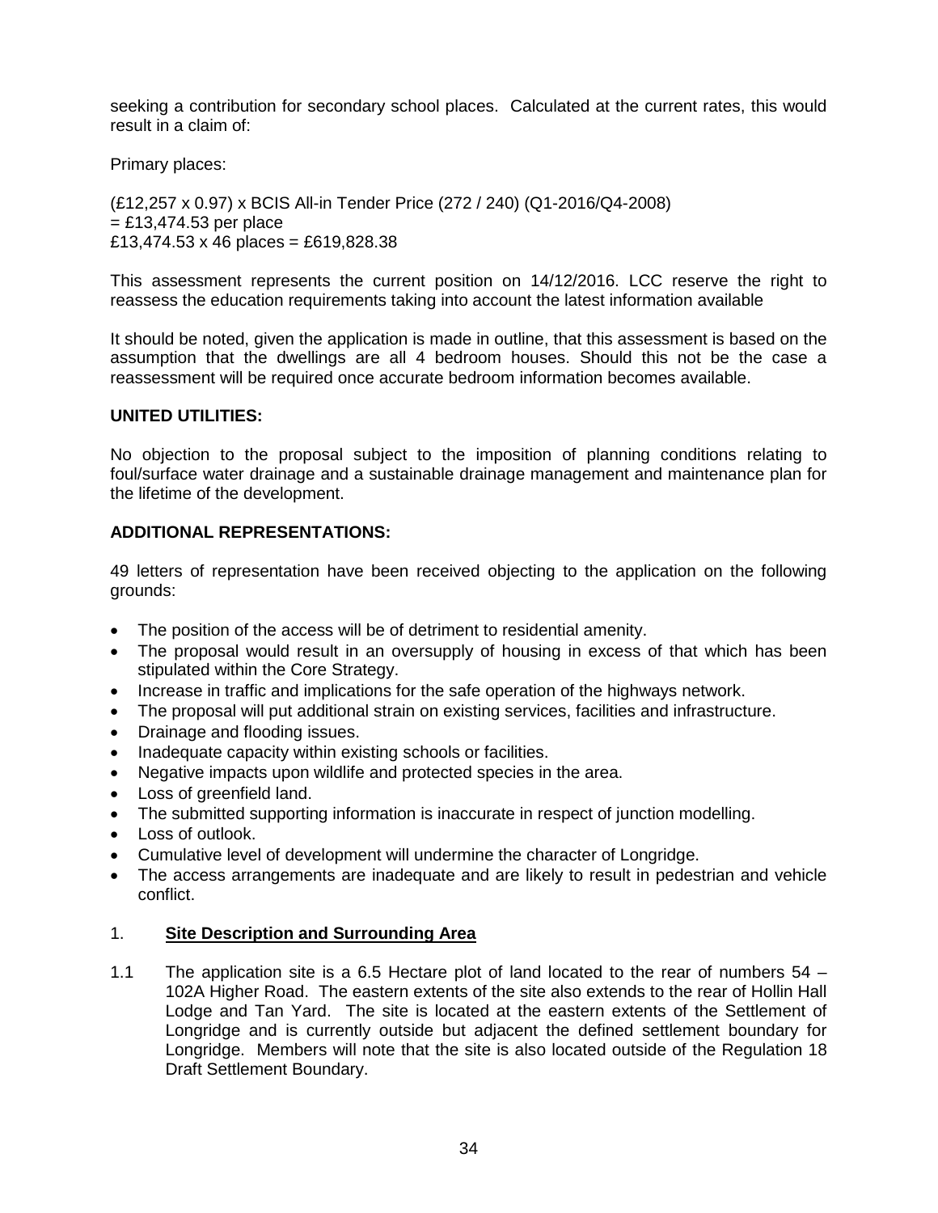seeking a contribution for secondary school places. Calculated at the current rates, this would result in a claim of:

Primary places:

(£12,257 x 0.97) x BCIS All-in Tender Price (272 / 240) (Q1-2016/Q4-2008)
= £13,474.53 per place
£13,474.53 x 46 places = £619,828.38

This assessment represents the current position on 14/12/2016. LCC reserve the right to reassess the education requirements taking into account the latest information available

It should be noted, given the application is made in outline, that this assessment is based on the assumption that the dwellings are all 4 bedroom houses. Should this not be the case a reassessment will be required once accurate bedroom information becomes available.

**UNITED UTILITIES:**

No objection to the proposal subject to the imposition of planning conditions relating to foul/surface water drainage and a sustainable drainage management and maintenance plan for the lifetime of the development.

**ADDITIONAL REPRESENTATIONS:**

49 letters of representation have been received objecting to the application on the following grounds:

- The position of the access will be of detriment to residential amenity.
- The proposal would result in an oversupply of housing in excess of that which has been stipulated within the Core Strategy.
- Increase in traffic and implications for the safe operation of the highways network.
- The proposal will put additional strain on existing services, facilities and infrastructure.
- Drainage and flooding issues.
- Inadequate capacity within existing schools or facilities.
- Negative impacts upon wildlife and protected species in the area.
- Loss of greenfield land.
- The submitted supporting information is inaccurate in respect of junction modelling.
- Loss of outlook.
- Cumulative level of development will undermine the character of Longridge.
- The access arrangements are inadequate and are likely to result in pedestrian and vehicle conflict.

1. **Site Description and Surrounding Area**

1.1 The application site is a 6.5 Hectare plot of land located to the rear of numbers 54 – 102A Higher Road. The eastern extents of the site also extends to the rear of Hollin Hall Lodge and Tan Yard. The site is located at the eastern extents of the Settlement of Longridge and is currently outside but adjacent the defined settlement boundary for Longridge. Members will note that the site is also located outside of the Regulation 18 Draft Settlement Boundary.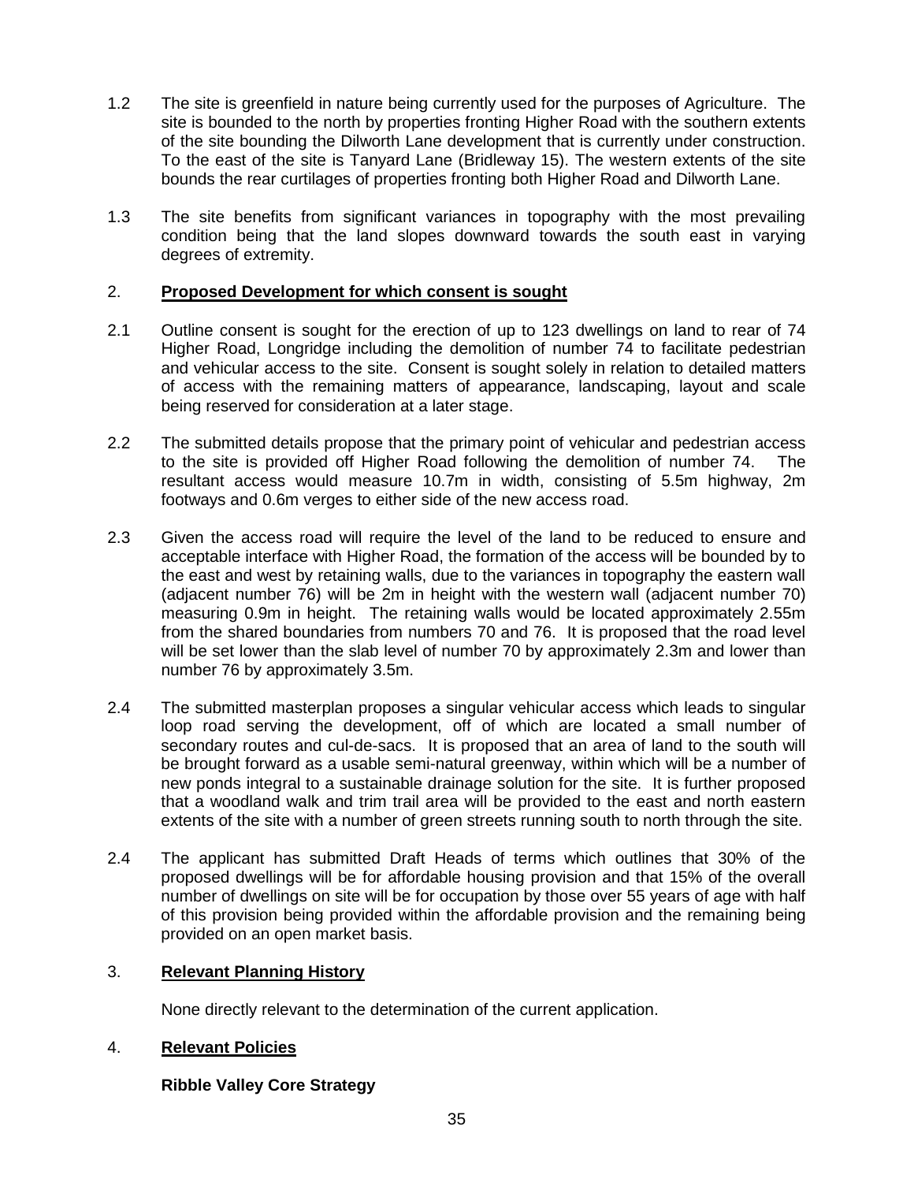1.2 The site is greenfield in nature being currently used for the purposes of Agriculture. The site is bounded to the north by properties fronting Higher Road with the southern extents of the site bounding the Dilworth Lane development that is currently under construction. To the east of the site is Tanyard Lane (Bridleway 15). The western extents of the site bounds the rear curtilages of properties fronting both Higher Road and Dilworth Lane.

1.3 The site benefits from significant variances in topography with the most prevailing condition being that the land slopes downward towards the south east in varying degrees of extremity.

## 2. **Proposed Development for which consent is sought**

2.1 Outline consent is sought for the erection of up to 123 dwellings on land to rear of 74 Higher Road, Longridge including the demolition of number 74 to facilitate pedestrian and vehicular access to the site. Consent is sought solely in relation to detailed matters of access with the remaining matters of appearance, landscaping, layout and scale being reserved for consideration at a later stage.

2.2 The submitted details propose that the primary point of vehicular and pedestrian access to the site is provided off Higher Road following the demolition of number 74. The resultant access would measure 10.7m in width, consisting of 5.5m highway, 2m footways and 0.6m verges to either side of the new access road.

2.3 Given the access road will require the level of the land to be reduced to ensure and acceptable interface with Higher Road, the formation of the access will be bounded by to the east and west by retaining walls, due to the variances in topography the eastern wall (adjacent number 76) will be 2m in height with the western wall (adjacent number 70) measuring 0.9m in height. The retaining walls would be located approximately 2.55m from the shared boundaries from numbers 70 and 76. It is proposed that the road level will be set lower than the slab level of number 70 by approximately 2.3m and lower than number 76 by approximately 3.5m.

2.4 The submitted masterplan proposes a singular vehicular access which leads to singular loop road serving the development, off of which are located a small number of secondary routes and cul-de-sacs. It is proposed that an area of land to the south will be brought forward as a usable semi-natural greenway, within which will be a number of new ponds integral to a sustainable drainage solution for the site. It is further proposed that a woodland walk and trim trail area will be provided to the east and north eastern extents of the site with a number of green streets running south to north through the site.

2.4 The applicant has submitted Draft Heads of terms which outlines that 30% of the proposed dwellings will be for affordable housing provision and that 15% of the overall number of dwellings on site will be for occupation by those over 55 years of age with half of this provision being provided within the affordable provision and the remaining being provided on an open market basis.

## 3. **Relevant Planning History**

None directly relevant to the determination of the current application.

## 4. **Relevant Policies**

**Ribble Valley Core Strategy**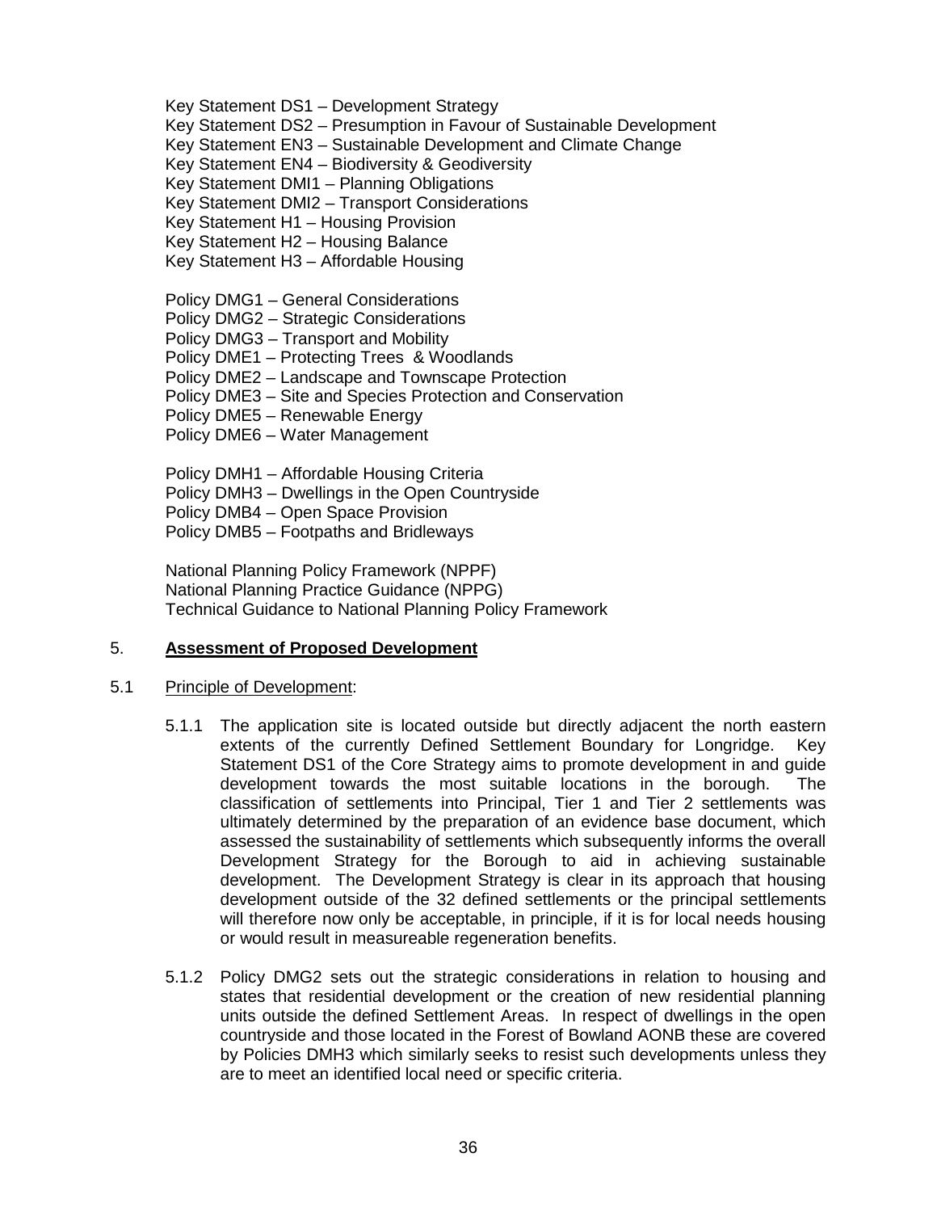Key Statement DS1 – Development Strategy
Key Statement DS2 – Presumption in Favour of Sustainable Development
Key Statement EN3 – Sustainable Development and Climate Change
Key Statement EN4 – Biodiversity & Geodiversity
Key Statement DMI1 – Planning Obligations
Key Statement DMI2 – Transport Considerations
Key Statement H1 – Housing Provision
Key Statement H2 – Housing Balance
Key Statement H3 – Affordable Housing

Policy DMG1 – General Considerations
Policy DMG2 – Strategic Considerations
Policy DMG3 – Transport and Mobility
Policy DME1 – Protecting Trees & Woodlands
Policy DME2 – Landscape and Townscape Protection
Policy DME3 – Site and Species Protection and Conservation
Policy DME5 – Renewable Energy
Policy DME6 – Water Management

Policy DMH1 – Affordable Housing Criteria
Policy DMH3 – Dwellings in the Open Countryside
Policy DMB4 – Open Space Provision
Policy DMB5 – Footpaths and Bridleways

National Planning Policy Framework (NPPF)
National Planning Practice Guidance (NPPG)
Technical Guidance to National Planning Policy Framework

## 5. **Assessment of Proposed Development**

### 5.1 Principle of Development:

5.1.1 The application site is located outside but directly adjacent the north eastern extents of the currently Defined Settlement Boundary for Longridge. Key Statement DS1 of the Core Strategy aims to promote development in and guide development towards the most suitable locations in the borough. The classification of settlements into Principal, Tier 1 and Tier 2 settlements was ultimately determined by the preparation of an evidence base document, which assessed the sustainability of settlements which subsequently informs the overall Development Strategy for the Borough to aid in achieving sustainable development. The Development Strategy is clear in its approach that housing development outside of the 32 defined settlements or the principal settlements will therefore now only be acceptable, in principle, if it is for local needs housing or would result in measureable regeneration benefits.

5.1.2 Policy DMG2 sets out the strategic considerations in relation to housing and states that residential development or the creation of new residential planning units outside the defined Settlement Areas. In respect of dwellings in the open countryside and those located in the Forest of Bowland AONB these are covered by Policies DMH3 which similarly seeks to resist such developments unless they are to meet an identified local need or specific criteria.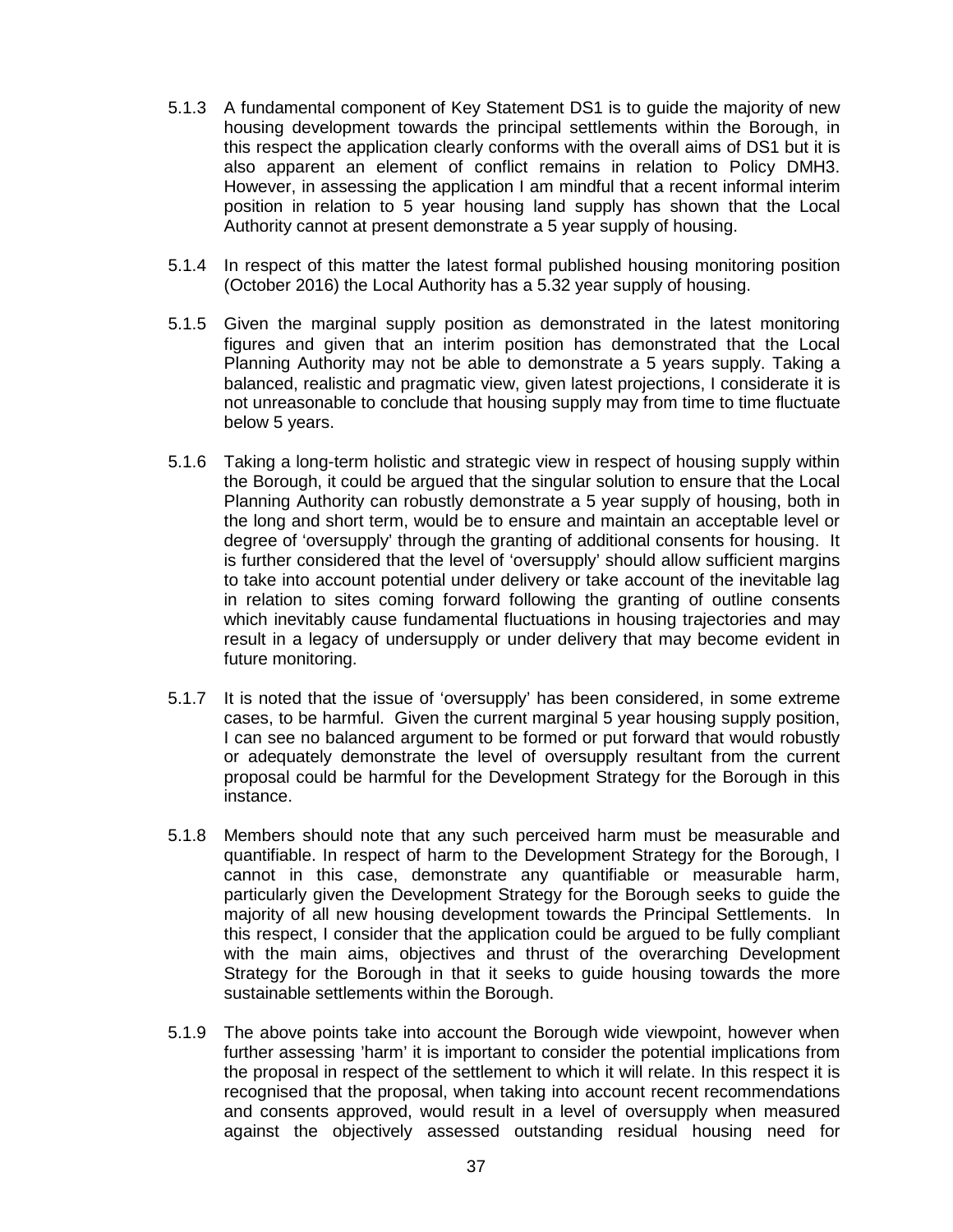5.1.3 A fundamental component of Key Statement DS1 is to guide the majority of new housing development towards the principal settlements within the Borough, in this respect the application clearly conforms with the overall aims of DS1 but it is also apparent an element of conflict remains in relation to Policy DMH3. However, in assessing the application I am mindful that a recent informal interim position in relation to 5 year housing land supply has shown that the Local Authority cannot at present demonstrate a 5 year supply of housing.

5.1.4 In respect of this matter the latest formal published housing monitoring position (October 2016) the Local Authority has a 5.32 year supply of housing.

5.1.5 Given the marginal supply position as demonstrated in the latest monitoring figures and given that an interim position has demonstrated that the Local Planning Authority may not be able to demonstrate a 5 years supply. Taking a balanced, realistic and pragmatic view, given latest projections, I considerate it is not unreasonable to conclude that housing supply may from time to time fluctuate below 5 years.

5.1.6 Taking a long-term holistic and strategic view in respect of housing supply within the Borough, it could be argued that the singular solution to ensure that the Local Planning Authority can robustly demonstrate a 5 year supply of housing, both in the long and short term, would be to ensure and maintain an acceptable level or degree of 'oversupply' through the granting of additional consents for housing. It is further considered that the level of 'oversupply' should allow sufficient margins to take into account potential under delivery or take account of the inevitable lag in relation to sites coming forward following the granting of outline consents which inevitably cause fundamental fluctuations in housing trajectories and may result in a legacy of undersupply or under delivery that may become evident in future monitoring.

5.1.7 It is noted that the issue of 'oversupply' has been considered, in some extreme cases, to be harmful. Given the current marginal 5 year housing supply position, I can see no balanced argument to be formed or put forward that would robustly or adequately demonstrate the level of oversupply resultant from the current proposal could be harmful for the Development Strategy for the Borough in this instance.

5.1.8 Members should note that any such perceived harm must be measurable and quantifiable. In respect of harm to the Development Strategy for the Borough, I cannot in this case, demonstrate any quantifiable or measurable harm, particularly given the Development Strategy for the Borough seeks to guide the majority of all new housing development towards the Principal Settlements. In this respect, I consider that the application could be argued to be fully compliant with the main aims, objectives and thrust of the overarching Development Strategy for the Borough in that it seeks to guide housing towards the more sustainable settlements within the Borough.

5.1.9 The above points take into account the Borough wide viewpoint, however when further assessing 'harm' it is important to consider the potential implications from the proposal in respect of the settlement to which it will relate. In this respect it is recognised that the proposal, when taking into account recent recommendations and consents approved, would result in a level of oversupply when measured against the objectively assessed outstanding residual housing need for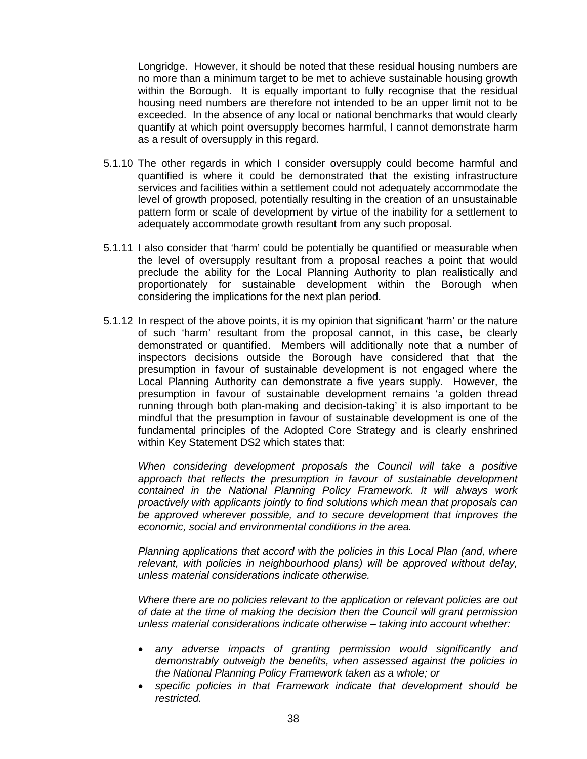Longridge. However, it should be noted that these residual housing numbers are no more than a minimum target to be met to achieve sustainable housing growth within the Borough. It is equally important to fully recognise that the residual housing need numbers are therefore not intended to be an upper limit not to be exceeded. In the absence of any local or national benchmarks that would clearly quantify at which point oversupply becomes harmful, I cannot demonstrate harm as a result of oversupply in this regard.

5.1.10 The other regards in which I consider oversupply could become harmful and quantified is where it could be demonstrated that the existing infrastructure services and facilities within a settlement could not adequately accommodate the level of growth proposed, potentially resulting in the creation of an unsustainable pattern form or scale of development by virtue of the inability for a settlement to adequately accommodate growth resultant from any such proposal.

5.1.11 I also consider that 'harm' could be potentially be quantified or measurable when the level of oversupply resultant from a proposal reaches a point that would preclude the ability for the Local Planning Authority to plan realistically and proportionately for sustainable development within the Borough when considering the implications for the next plan period.

5.1.12 In respect of the above points, it is my opinion that significant 'harm' or the nature of such 'harm' resultant from the proposal cannot, in this case, be clearly demonstrated or quantified. Members will additionally note that a number of inspectors decisions outside the Borough have considered that that the presumption in favour of sustainable development is not engaged where the Local Planning Authority can demonstrate a five years supply. However, the presumption in favour of sustainable development remains 'a golden thread running through both plan-making and decision-taking' it is also important to be mindful that the presumption in favour of sustainable development is one of the fundamental principles of the Adopted Core Strategy and is clearly enshrined within Key Statement DS2 which states that:

*When considering development proposals the Council will take a positive approach that reflects the presumption in favour of sustainable development contained in the National Planning Policy Framework. It will always work proactively with applicants jointly to find solutions which mean that proposals can be approved wherever possible, and to secure development that improves the economic, social and environmental conditions in the area.*

*Planning applications that accord with the policies in this Local Plan (and, where relevant, with policies in neighbourhood plans) will be approved without delay, unless material considerations indicate otherwise.*

*Where there are no policies relevant to the application or relevant policies are out of date at the time of making the decision then the Council will grant permission unless material considerations indicate otherwise – taking into account whether:*

- *any adverse impacts of granting permission would significantly and demonstrably outweigh the benefits, when assessed against the policies in the National Planning Policy Framework taken as a whole; or*
- *specific policies in that Framework indicate that development should be restricted.*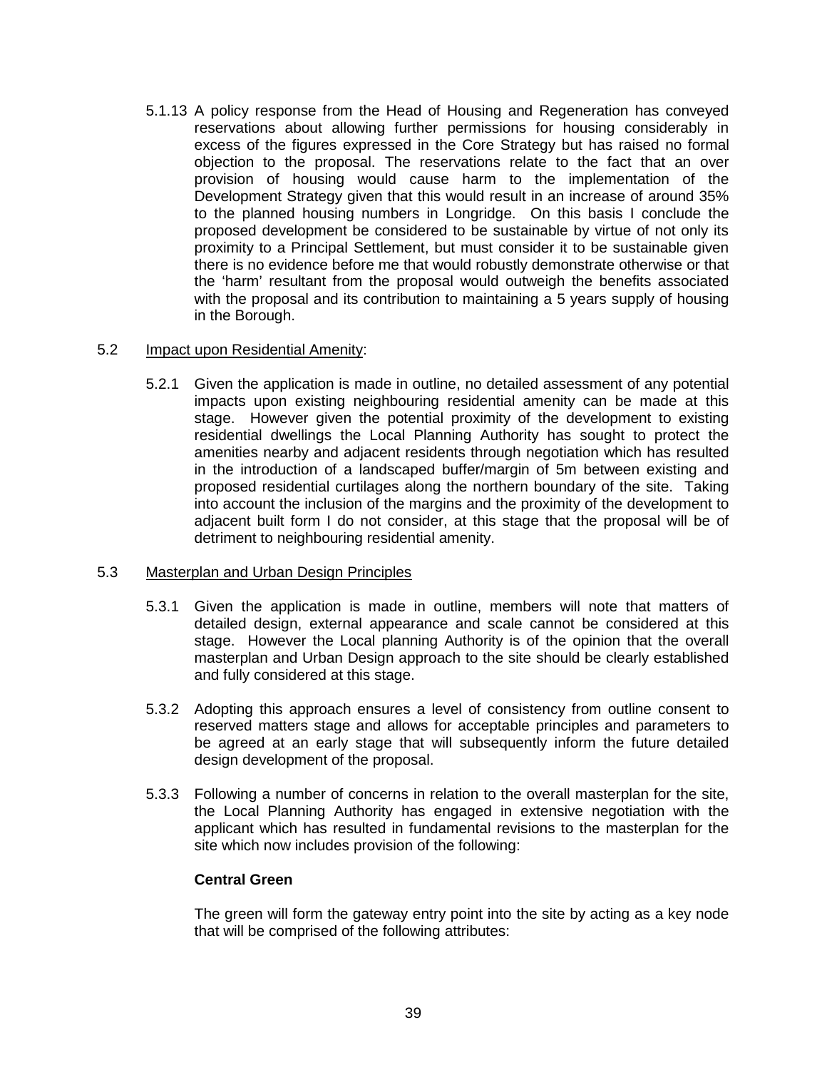5.1.13 A policy response from the Head of Housing and Regeneration has conveyed reservations about allowing further permissions for housing considerably in excess of the figures expressed in the Core Strategy but has raised no formal objection to the proposal. The reservations relate to the fact that an over provision of housing would cause harm to the implementation of the Development Strategy given that this would result in an increase of around 35% to the planned housing numbers in Longridge. On this basis I conclude the proposed development be considered to be sustainable by virtue of not only its proximity to a Principal Settlement, but must consider it to be sustainable given there is no evidence before me that would robustly demonstrate otherwise or that the 'harm' resultant from the proposal would outweigh the benefits associated with the proposal and its contribution to maintaining a 5 years supply of housing in the Borough.

5.2 Impact upon Residential Amenity:

5.2.1 Given the application is made in outline, no detailed assessment of any potential impacts upon existing neighbouring residential amenity can be made at this stage. However given the potential proximity of the development to existing residential dwellings the Local Planning Authority has sought to protect the amenities nearby and adjacent residents through negotiation which has resulted in the introduction of a landscaped buffer/margin of 5m between existing and proposed residential curtilages along the northern boundary of the site. Taking into account the inclusion of the margins and the proximity of the development to adjacent built form I do not consider, at this stage that the proposal will be of detriment to neighbouring residential amenity.

5.3 Masterplan and Urban Design Principles

5.3.1 Given the application is made in outline, members will note that matters of detailed design, external appearance and scale cannot be considered at this stage. However the Local planning Authority is of the opinion that the overall masterplan and Urban Design approach to the site should be clearly established and fully considered at this stage.

5.3.2 Adopting this approach ensures a level of consistency from outline consent to reserved matters stage and allows for acceptable principles and parameters to be agreed at an early stage that will subsequently inform the future detailed design development of the proposal.

5.3.3 Following a number of concerns in relation to the overall masterplan for the site, the Local Planning Authority has engaged in extensive negotiation with the applicant which has resulted in fundamental revisions to the masterplan for the site which now includes provision of the following:

**Central Green**

The green will form the gateway entry point into the site by acting as a key node that will be comprised of the following attributes: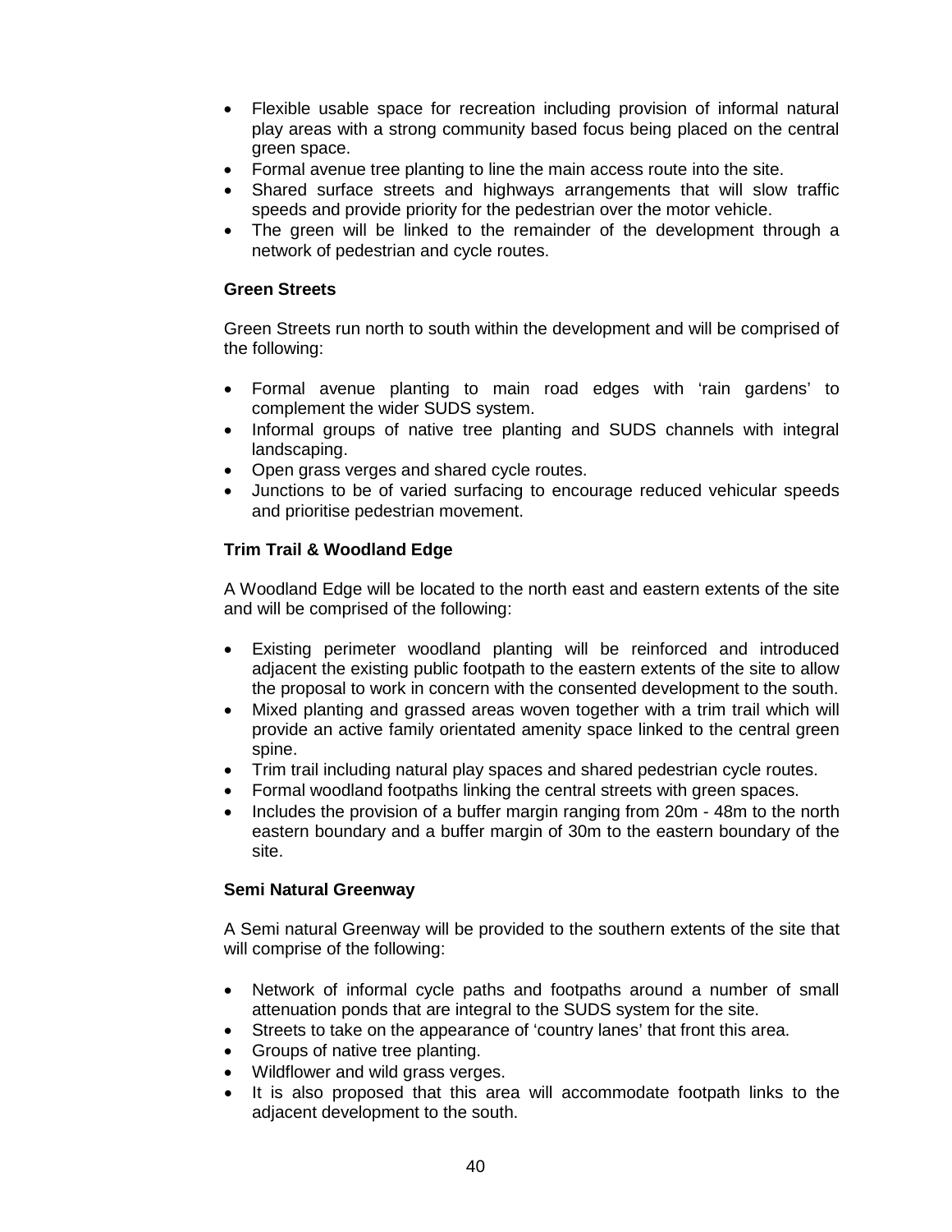- Flexible usable space for recreation including provision of informal natural play areas with a strong community based focus being placed on the central green space.
- Formal avenue tree planting to line the main access route into the site.
- Shared surface streets and highways arrangements that will slow traffic speeds and provide priority for the pedestrian over the motor vehicle.
- The green will be linked to the remainder of the development through a network of pedestrian and cycle routes.

**Green Streets**

Green Streets run north to south within the development and will be comprised of the following:

- Formal avenue planting to main road edges with 'rain gardens' to complement the wider SUDS system.
- Informal groups of native tree planting and SUDS channels with integral landscaping.
- Open grass verges and shared cycle routes.
- Junctions to be of varied surfacing to encourage reduced vehicular speeds and prioritise pedestrian movement.

**Trim Trail & Woodland Edge**

A Woodland Edge will be located to the north east and eastern extents of the site and will be comprised of the following:

- Existing perimeter woodland planting will be reinforced and introduced adjacent the existing public footpath to the eastern extents of the site to allow the proposal to work in concern with the consented development to the south.
- Mixed planting and grassed areas woven together with a trim trail which will provide an active family orientated amenity space linked to the central green spine.
- Trim trail including natural play spaces and shared pedestrian cycle routes.
- Formal woodland footpaths linking the central streets with green spaces.
- Includes the provision of a buffer margin ranging from 20m - 48m to the north eastern boundary and a buffer margin of 30m to the eastern boundary of the site.

**Semi Natural Greenway**

A Semi natural Greenway will be provided to the southern extents of the site that will comprise of the following:

- Network of informal cycle paths and footpaths around a number of small attenuation ponds that are integral to the SUDS system for the site.
- Streets to take on the appearance of 'country lanes' that front this area.
- Groups of native tree planting.
- Wildflower and wild grass verges.
- It is also proposed that this area will accommodate footpath links to the adjacent development to the south.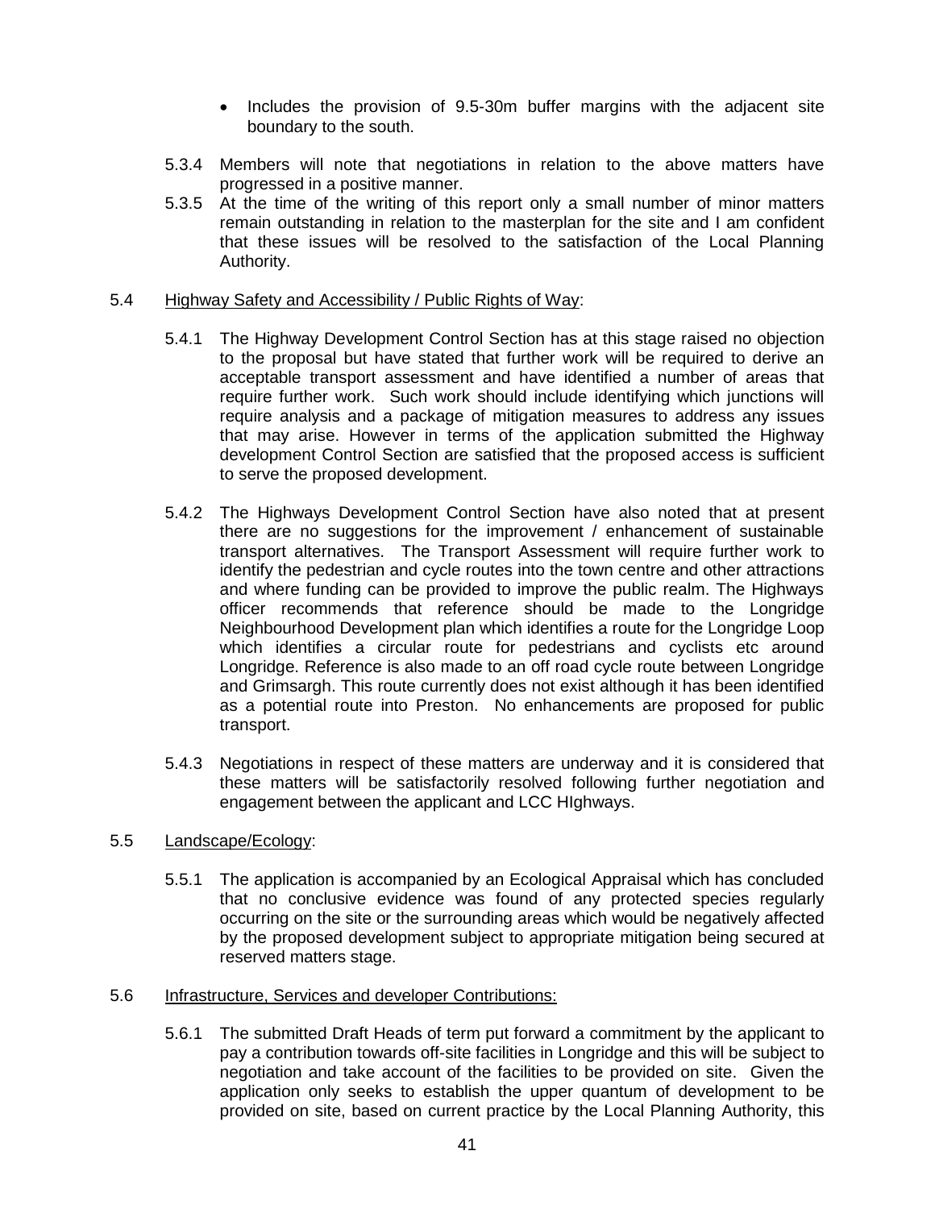- Includes the provision of 9.5-30m buffer margins with the adjacent site boundary to the south.

5.3.4 Members will note that negotiations in relation to the above matters have progressed in a positive manner.

5.3.5 At the time of the writing of this report only a small number of minor matters remain outstanding in relation to the masterplan for the site and I am confident that these issues will be resolved to the satisfaction of the Local Planning Authority.

5.4 Highway Safety and Accessibility / Public Rights of Way:

5.4.1 The Highway Development Control Section has at this stage raised no objection to the proposal but have stated that further work will be required to derive an acceptable transport assessment and have identified a number of areas that require further work. Such work should include identifying which junctions will require analysis and a package of mitigation measures to address any issues that may arise. However in terms of the application submitted the Highway development Control Section are satisfied that the proposed access is sufficient to serve the proposed development.

5.4.2 The Highways Development Control Section have also noted that at present there are no suggestions for the improvement / enhancement of sustainable transport alternatives. The Transport Assessment will require further work to identify the pedestrian and cycle routes into the town centre and other attractions and where funding can be provided to improve the public realm. The Highways officer recommends that reference should be made to the Longridge Neighbourhood Development plan which identifies a route for the Longridge Loop which identifies a circular route for pedestrians and cyclists etc around Longridge. Reference is also made to an off road cycle route between Longridge and Grimsargh. This route currently does not exist although it has been identified as a potential route into Preston. No enhancements are proposed for public transport.

5.4.3 Negotiations in respect of these matters are underway and it is considered that these matters will be satisfactorily resolved following further negotiation and engagement between the applicant and LCC HIghways.

5.5 Landscape/Ecology:

5.5.1 The application is accompanied by an Ecological Appraisal which has concluded that no conclusive evidence was found of any protected species regularly occurring on the site or the surrounding areas which would be negatively affected by the proposed development subject to appropriate mitigation being secured at reserved matters stage.

5.6 Infrastructure, Services and developer Contributions:

5.6.1 The submitted Draft Heads of term put forward a commitment by the applicant to pay a contribution towards off-site facilities in Longridge and this will be subject to negotiation and take account of the facilities to be provided on site. Given the application only seeks to establish the upper quantum of development to be provided on site, based on current practice by the Local Planning Authority, this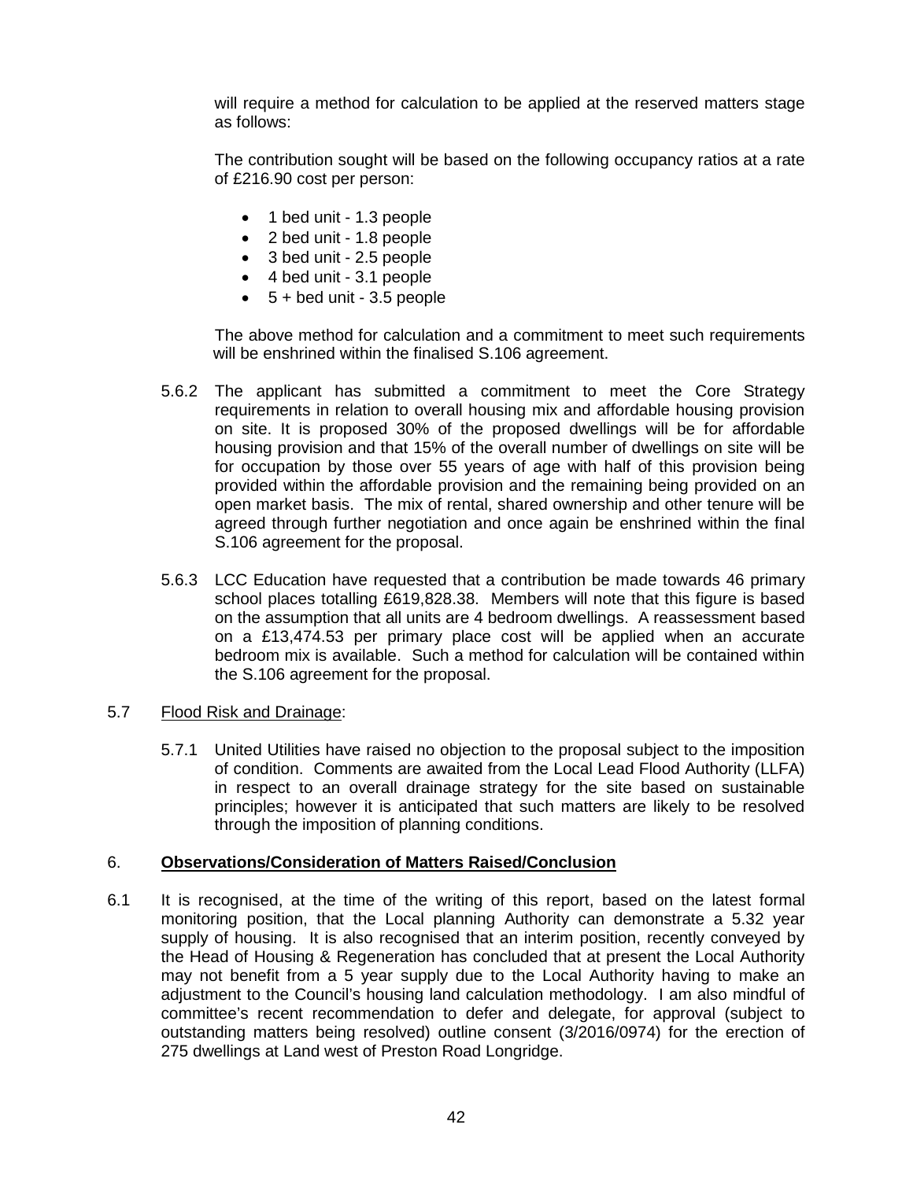will require a method for calculation to be applied at the reserved matters stage as follows:

The contribution sought will be based on the following occupancy ratios at a rate of £216.90 cost per person:

- 1 bed unit - 1.3 people
- 2 bed unit - 1.8 people
- 3 bed unit - 2.5 people
- 4 bed unit - 3.1 people
- 5 + bed unit - 3.5 people

The above method for calculation and a commitment to meet such requirements will be enshrined within the finalised S.106 agreement.

5.6.2 The applicant has submitted a commitment to meet the Core Strategy requirements in relation to overall housing mix and affordable housing provision on site. It is proposed 30% of the proposed dwellings will be for affordable housing provision and that 15% of the overall number of dwellings on site will be for occupation by those over 55 years of age with half of this provision being provided within the affordable provision and the remaining being provided on an open market basis. The mix of rental, shared ownership and other tenure will be agreed through further negotiation and once again be enshrined within the final S.106 agreement for the proposal.

5.6.3 LCC Education have requested that a contribution be made towards 46 primary school places totalling £619,828.38. Members will note that this figure is based on the assumption that all units are 4 bedroom dwellings. A reassessment based on a £13,474.53 per primary place cost will be applied when an accurate bedroom mix is available. Such a method for calculation will be contained within the S.106 agreement for the proposal.

5.7 Flood Risk and Drainage:

5.7.1 United Utilities have raised no objection to the proposal subject to the imposition of condition. Comments are awaited from the Local Lead Flood Authority (LLFA) in respect to an overall drainage strategy for the site based on sustainable principles; however it is anticipated that such matters are likely to be resolved through the imposition of planning conditions.

## 6. **Observations/Consideration of Matters Raised/Conclusion**

6.1 It is recognised, at the time of the writing of this report, based on the latest formal monitoring position, that the Local planning Authority can demonstrate a 5.32 year supply of housing. It is also recognised that an interim position, recently conveyed by the Head of Housing & Regeneration has concluded that at present the Local Authority may not benefit from a 5 year supply due to the Local Authority having to make an adjustment to the Council's housing land calculation methodology. I am also mindful of committee's recent recommendation to defer and delegate, for approval (subject to outstanding matters being resolved) outline consent (3/2016/0974) for the erection of 275 dwellings at Land west of Preston Road Longridge.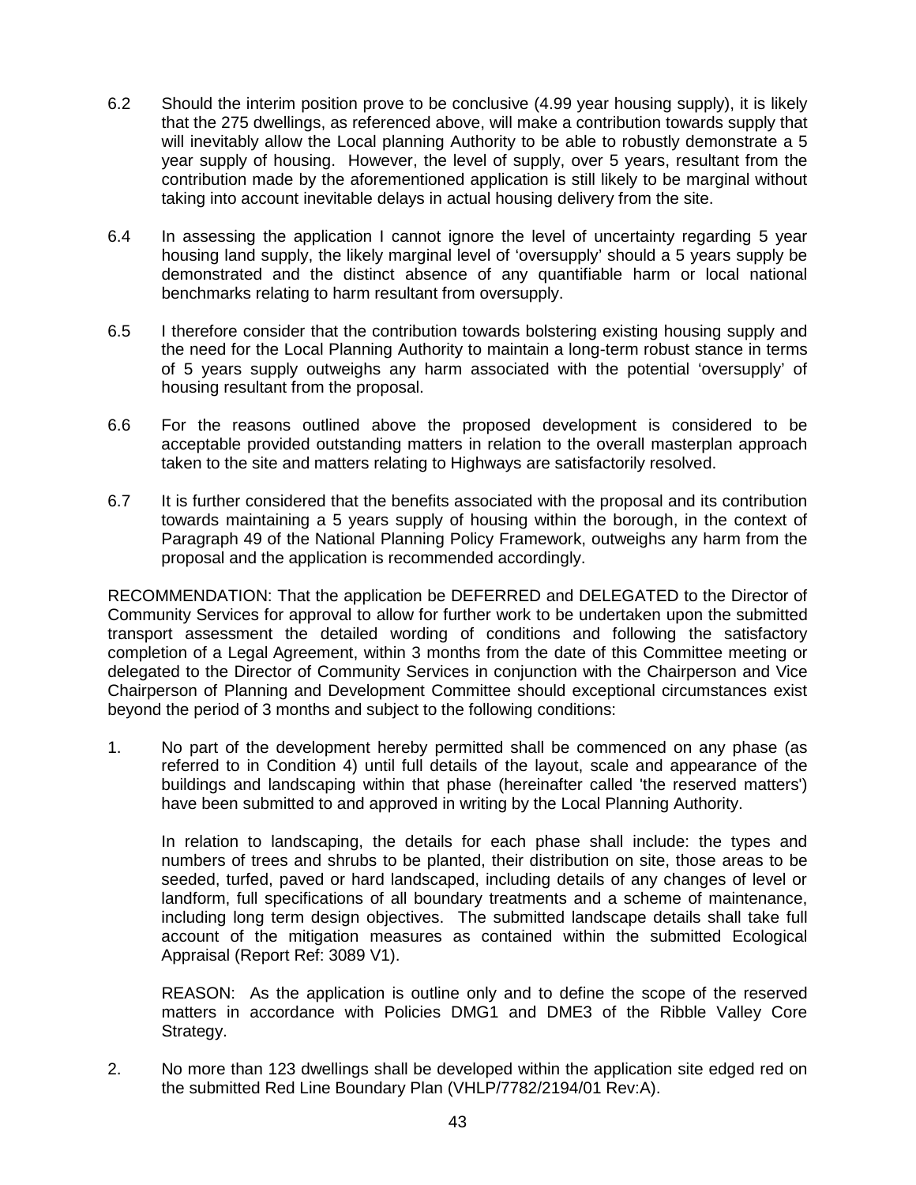6.2 Should the interim position prove to be conclusive (4.99 year housing supply), it is likely that the 275 dwellings, as referenced above, will make a contribution towards supply that will inevitably allow the Local planning Authority to be able to robustly demonstrate a 5 year supply of housing. However, the level of supply, over 5 years, resultant from the contribution made by the aforementioned application is still likely to be marginal without taking into account inevitable delays in actual housing delivery from the site.

6.4 In assessing the application I cannot ignore the level of uncertainty regarding 5 year housing land supply, the likely marginal level of 'oversupply' should a 5 years supply be demonstrated and the distinct absence of any quantifiable harm or local national benchmarks relating to harm resultant from oversupply.

6.5 I therefore consider that the contribution towards bolstering existing housing supply and the need for the Local Planning Authority to maintain a long-term robust stance in terms of 5 years supply outweighs any harm associated with the potential 'oversupply' of housing resultant from the proposal.

6.6 For the reasons outlined above the proposed development is considered to be acceptable provided outstanding matters in relation to the overall masterplan approach taken to the site and matters relating to Highways are satisfactorily resolved.

6.7 It is further considered that the benefits associated with the proposal and its contribution towards maintaining a 5 years supply of housing within the borough, in the context of Paragraph 49 of the National Planning Policy Framework, outweighs any harm from the proposal and the application is recommended accordingly.

RECOMMENDATION: That the application be DEFERRED and DELEGATED to the Director of Community Services for approval to allow for further work to be undertaken upon the submitted transport assessment the detailed wording of conditions and following the satisfactory completion of a Legal Agreement, within 3 months from the date of this Committee meeting or delegated to the Director of Community Services in conjunction with the Chairperson and Vice Chairperson of Planning and Development Committee should exceptional circumstances exist beyond the period of 3 months and subject to the following conditions:

1. No part of the development hereby permitted shall be commenced on any phase (as referred to in Condition 4) until full details of the layout, scale and appearance of the buildings and landscaping within that phase (hereinafter called 'the reserved matters') have been submitted to and approved in writing by the Local Planning Authority.

   In relation to landscaping, the details for each phase shall include: the types and numbers of trees and shrubs to be planted, their distribution on site, those areas to be seeded, turfed, paved or hard landscaped, including details of any changes of level or landform, full specifications of all boundary treatments and a scheme of maintenance, including long term design objectives. The submitted landscape details shall take full account of the mitigation measures as contained within the submitted Ecological Appraisal (Report Ref: 3089 V1).

   REASON: As the application is outline only and to define the scope of the reserved matters in accordance with Policies DMG1 and DME3 of the Ribble Valley Core Strategy.

2. No more than 123 dwellings shall be developed within the application site edged red on the submitted Red Line Boundary Plan (VHLP/7782/2194/01 Rev:A).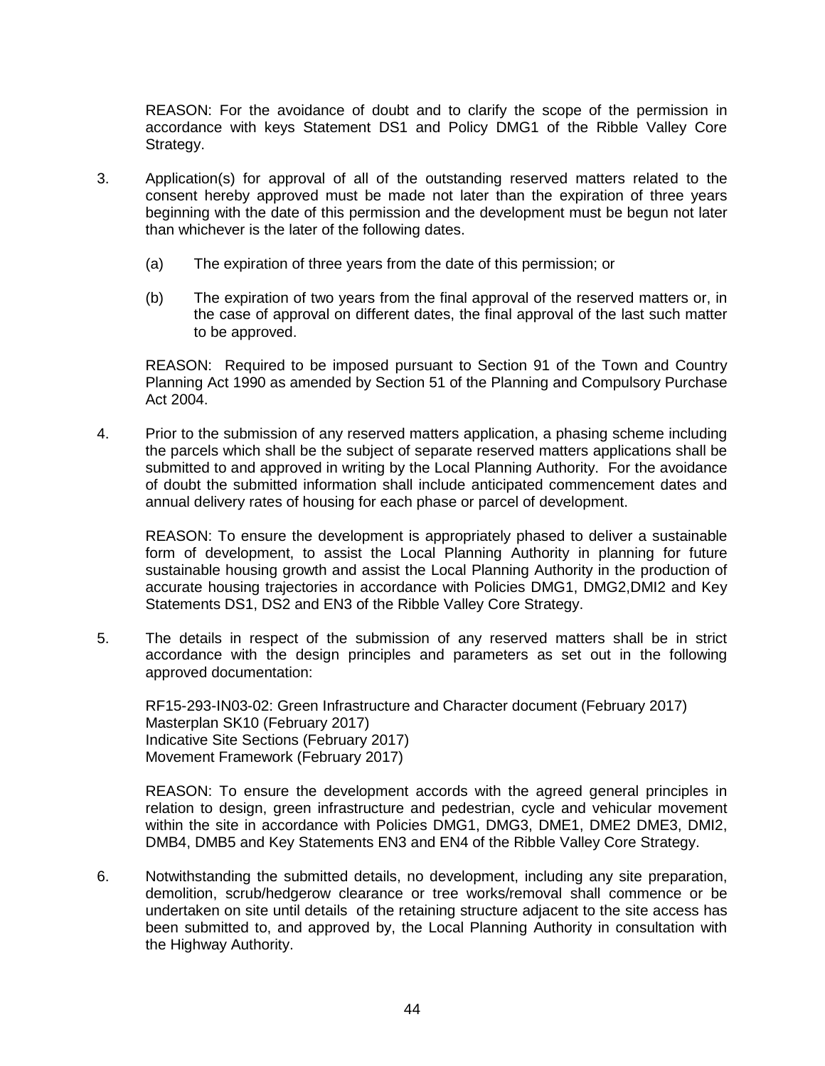REASON: For the avoidance of doubt and to clarify the scope of the permission in accordance with keys Statement DS1 and Policy DMG1 of the Ribble Valley Core Strategy.

3. Application(s) for approval of all of the outstanding reserved matters related to the consent hereby approved must be made not later than the expiration of three years beginning with the date of this permission and the development must be begun not later than whichever is the later of the following dates.

   (a) The expiration of three years from the date of this permission; or

   (b) The expiration of two years from the final approval of the reserved matters or, in the case of approval on different dates, the final approval of the last such matter to be approved.

   REASON: Required to be imposed pursuant to Section 91 of the Town and Country Planning Act 1990 as amended by Section 51 of the Planning and Compulsory Purchase Act 2004.

4. Prior to the submission of any reserved matters application, a phasing scheme including the parcels which shall be the subject of separate reserved matters applications shall be submitted to and approved in writing by the Local Planning Authority. For the avoidance of doubt the submitted information shall include anticipated commencement dates and annual delivery rates of housing for each phase or parcel of development.

   REASON: To ensure the development is appropriately phased to deliver a sustainable form of development, to assist the Local Planning Authority in planning for future sustainable housing growth and assist the Local Planning Authority in the production of accurate housing trajectories in accordance with Policies DMG1, DMG2,DMI2 and Key Statements DS1, DS2 and EN3 of the Ribble Valley Core Strategy.

5. The details in respect of the submission of any reserved matters shall be in strict accordance with the design principles and parameters as set out in the following approved documentation:

   RF15-293-IN03-02: Green Infrastructure and Character document (February 2017)
   Masterplan SK10 (February 2017)
   Indicative Site Sections (February 2017)
   Movement Framework (February 2017)

   REASON: To ensure the development accords with the agreed general principles in relation to design, green infrastructure and pedestrian, cycle and vehicular movement within the site in accordance with Policies DMG1, DMG3, DME1, DME2 DME3, DMI2, DMB4, DMB5 and Key Statements EN3 and EN4 of the Ribble Valley Core Strategy.

6. Notwithstanding the submitted details, no development, including any site preparation, demolition, scrub/hedgerow clearance or tree works/removal shall commence or be undertaken on site until details of the retaining structure adjacent to the site access has been submitted to, and approved by, the Local Planning Authority in consultation with the Highway Authority.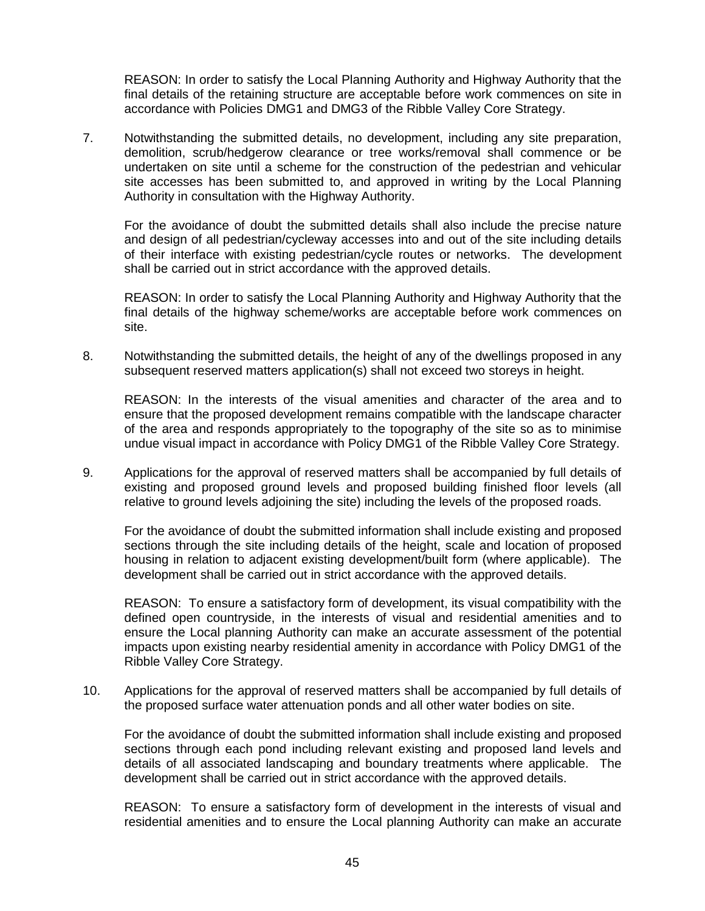REASON: In order to satisfy the Local Planning Authority and Highway Authority that the final details of the retaining structure are acceptable before work commences on site in accordance with Policies DMG1 and DMG3 of the Ribble Valley Core Strategy.

7. Notwithstanding the submitted details, no development, including any site preparation, demolition, scrub/hedgerow clearance or tree works/removal shall commence or be undertaken on site until a scheme for the construction of the pedestrian and vehicular site accesses has been submitted to, and approved in writing by the Local Planning Authority in consultation with the Highway Authority.

   For the avoidance of doubt the submitted details shall also include the precise nature and design of all pedestrian/cycleway accesses into and out of the site including details of their interface with existing pedestrian/cycle routes or networks. The development shall be carried out in strict accordance with the approved details.

   REASON: In order to satisfy the Local Planning Authority and Highway Authority that the final details of the highway scheme/works are acceptable before work commences on site.

8. Notwithstanding the submitted details, the height of any of the dwellings proposed in any subsequent reserved matters application(s) shall not exceed two storeys in height.

   REASON: In the interests of the visual amenities and character of the area and to ensure that the proposed development remains compatible with the landscape character of the area and responds appropriately to the topography of the site so as to minimise undue visual impact in accordance with Policy DMG1 of the Ribble Valley Core Strategy.

9. Applications for the approval of reserved matters shall be accompanied by full details of existing and proposed ground levels and proposed building finished floor levels (all relative to ground levels adjoining the site) including the levels of the proposed roads.

   For the avoidance of doubt the submitted information shall include existing and proposed sections through the site including details of the height, scale and location of proposed housing in relation to adjacent existing development/built form (where applicable). The development shall be carried out in strict accordance with the approved details.

   REASON: To ensure a satisfactory form of development, its visual compatibility with the defined open countryside, in the interests of visual and residential amenities and to ensure the Local planning Authority can make an accurate assessment of the potential impacts upon existing nearby residential amenity in accordance with Policy DMG1 of the Ribble Valley Core Strategy.

10. Applications for the approval of reserved matters shall be accompanied by full details of the proposed surface water attenuation ponds and all other water bodies on site.

    For the avoidance of doubt the submitted information shall include existing and proposed sections through each pond including relevant existing and proposed land levels and details of all associated landscaping and boundary treatments where applicable. The development shall be carried out in strict accordance with the approved details.

    REASON: To ensure a satisfactory form of development in the interests of visual and residential amenities and to ensure the Local planning Authority can make an accurate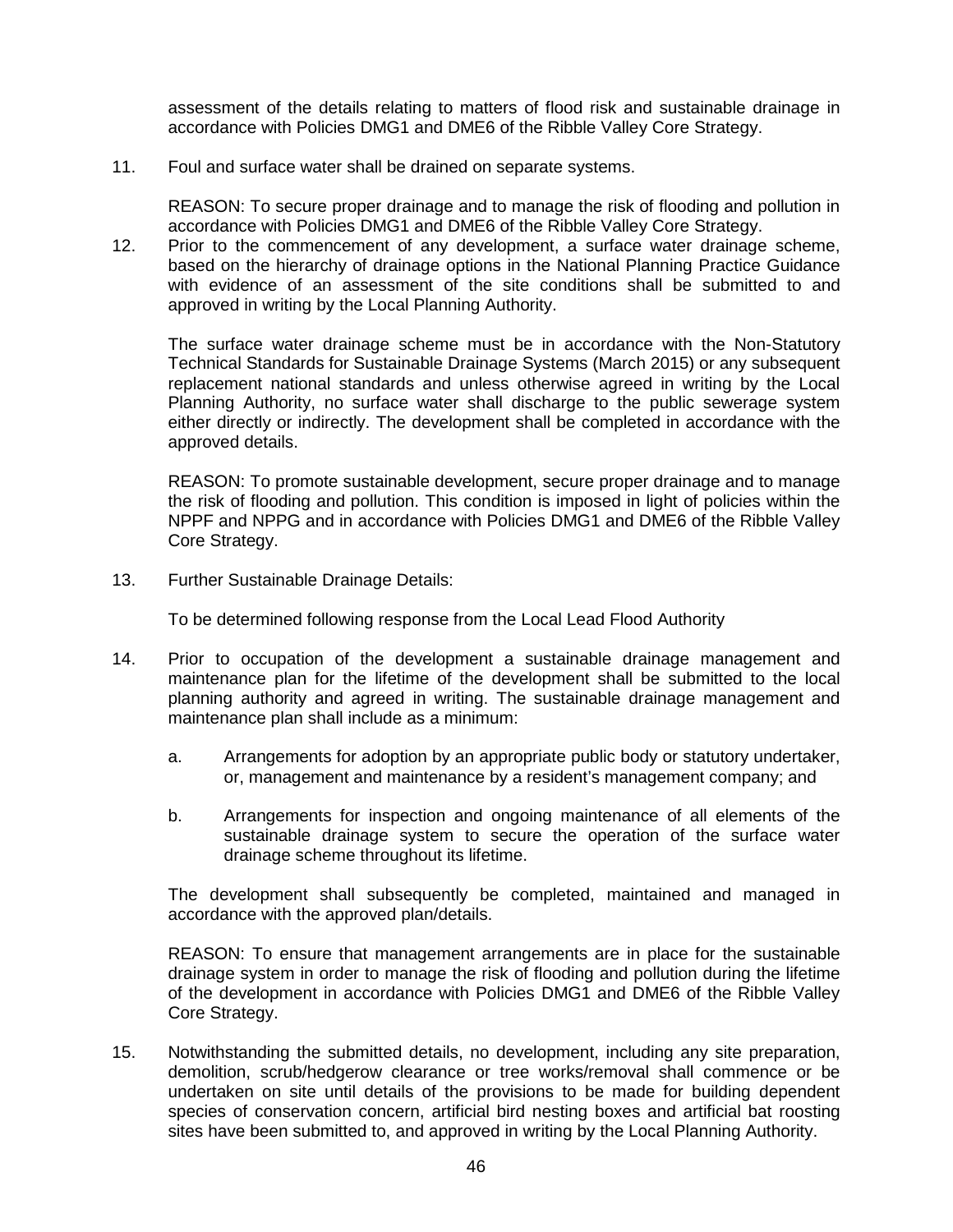assessment of the details relating to matters of flood risk and sustainable drainage in accordance with Policies DMG1 and DME6 of the Ribble Valley Core Strategy.

11. Foul and surface water shall be drained on separate systems.

    REASON: To secure proper drainage and to manage the risk of flooding and pollution in accordance with Policies DMG1 and DME6 of the Ribble Valley Core Strategy.

12. Prior to the commencement of any development, a surface water drainage scheme, based on the hierarchy of drainage options in the National Planning Practice Guidance with evidence of an assessment of the site conditions shall be submitted to and approved in writing by the Local Planning Authority.

    The surface water drainage scheme must be in accordance with the Non-Statutory Technical Standards for Sustainable Drainage Systems (March 2015) or any subsequent replacement national standards and unless otherwise agreed in writing by the Local Planning Authority, no surface water shall discharge to the public sewerage system either directly or indirectly. The development shall be completed in accordance with the approved details.

    REASON: To promote sustainable development, secure proper drainage and to manage the risk of flooding and pollution. This condition is imposed in light of policies within the NPPF and NPPG and in accordance with Policies DMG1 and DME6 of the Ribble Valley Core Strategy.

13. Further Sustainable Drainage Details:

    To be determined following response from the Local Lead Flood Authority

14. Prior to occupation of the development a sustainable drainage management and maintenance plan for the lifetime of the development shall be submitted to the local planning authority and agreed in writing. The sustainable drainage management and maintenance plan shall include as a minimum:

    a. Arrangements for adoption by an appropriate public body or statutory undertaker, or, management and maintenance by a resident's management company; and

    b. Arrangements for inspection and ongoing maintenance of all elements of the sustainable drainage system to secure the operation of the surface water drainage scheme throughout its lifetime.

    The development shall subsequently be completed, maintained and managed in accordance with the approved plan/details.

    REASON: To ensure that management arrangements are in place for the sustainable drainage system in order to manage the risk of flooding and pollution during the lifetime of the development in accordance with Policies DMG1 and DME6 of the Ribble Valley Core Strategy.

15. Notwithstanding the submitted details, no development, including any site preparation, demolition, scrub/hedgerow clearance or tree works/removal shall commence or be undertaken on site until details of the provisions to be made for building dependent species of conservation concern, artificial bird nesting boxes and artificial bat roosting sites have been submitted to, and approved in writing by the Local Planning Authority.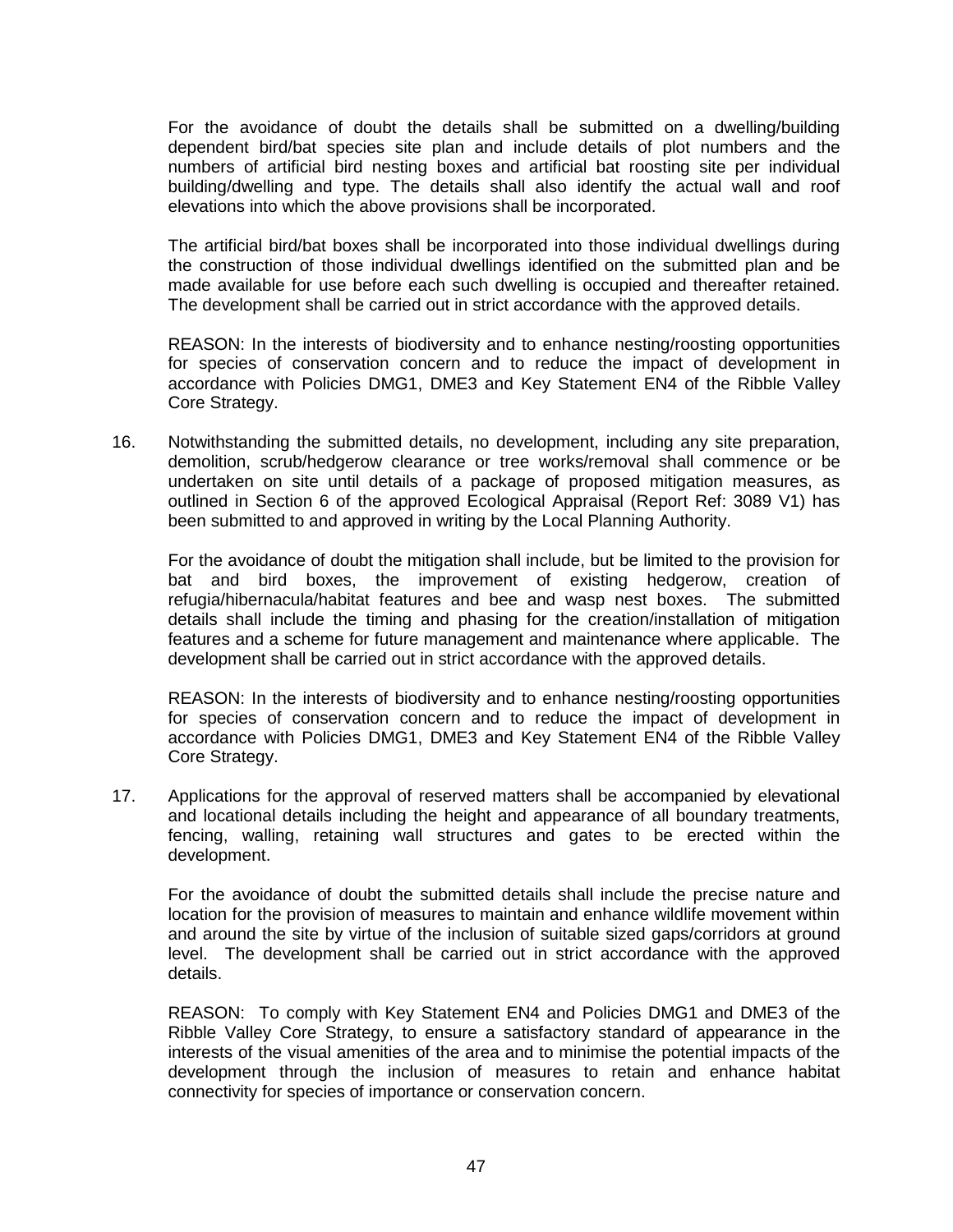For the avoidance of doubt the details shall be submitted on a dwelling/building dependent bird/bat species site plan and include details of plot numbers and the numbers of artificial bird nesting boxes and artificial bat roosting site per individual building/dwelling and type. The details shall also identify the actual wall and roof elevations into which the above provisions shall be incorporated.

The artificial bird/bat boxes shall be incorporated into those individual dwellings during the construction of those individual dwellings identified on the submitted plan and be made available for use before each such dwelling is occupied and thereafter retained. The development shall be carried out in strict accordance with the approved details.

REASON: In the interests of biodiversity and to enhance nesting/roosting opportunities for species of conservation concern and to reduce the impact of development in accordance with Policies DMG1, DME3 and Key Statement EN4 of the Ribble Valley Core Strategy.

16. Notwithstanding the submitted details, no development, including any site preparation, demolition, scrub/hedgerow clearance or tree works/removal shall commence or be undertaken on site until details of a package of proposed mitigation measures, as outlined in Section 6 of the approved Ecological Appraisal (Report Ref: 3089 V1) has been submitted to and approved in writing by the Local Planning Authority.

    For the avoidance of doubt the mitigation shall include, but be limited to the provision for bat and bird boxes, the improvement of existing hedgerow, creation of refugia/hibernacula/habitat features and bee and wasp nest boxes. The submitted details shall include the timing and phasing for the creation/installation of mitigation features and a scheme for future management and maintenance where applicable. The development shall be carried out in strict accordance with the approved details.

    REASON: In the interests of biodiversity and to enhance nesting/roosting opportunities for species of conservation concern and to reduce the impact of development in accordance with Policies DMG1, DME3 and Key Statement EN4 of the Ribble Valley Core Strategy.

17. Applications for the approval of reserved matters shall be accompanied by elevational and locational details including the height and appearance of all boundary treatments, fencing, walling, retaining wall structures and gates to be erected within the development.

    For the avoidance of doubt the submitted details shall include the precise nature and location for the provision of measures to maintain and enhance wildlife movement within and around the site by virtue of the inclusion of suitable sized gaps/corridors at ground level. The development shall be carried out in strict accordance with the approved details.

    REASON: To comply with Key Statement EN4 and Policies DMG1 and DME3 of the Ribble Valley Core Strategy, to ensure a satisfactory standard of appearance in the interests of the visual amenities of the area and to minimise the potential impacts of the development through the inclusion of measures to retain and enhance habitat connectivity for species of importance or conservation concern.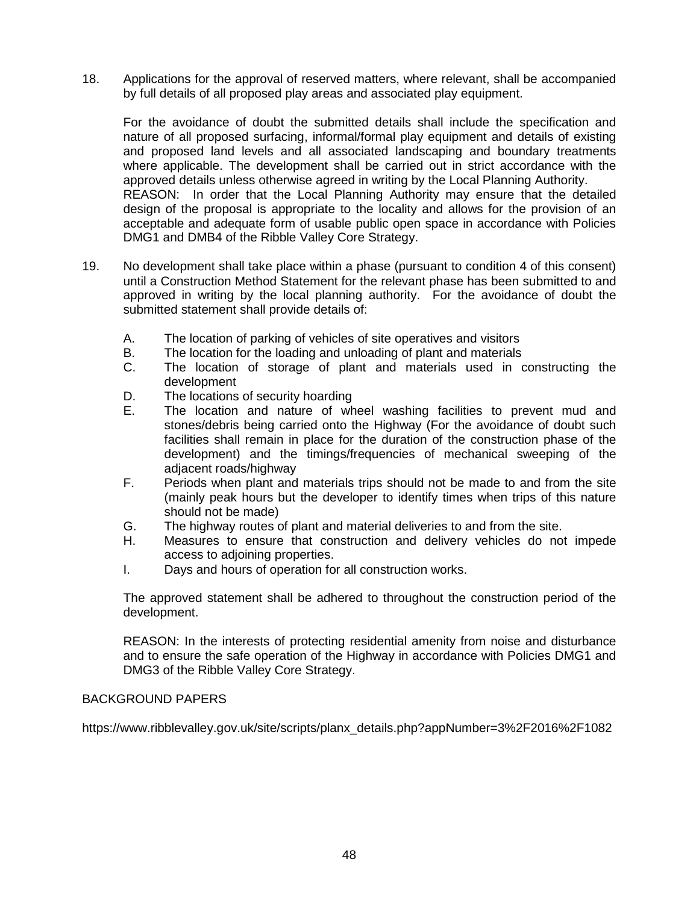18. Applications for the approval of reserved matters, where relevant, shall be accompanied by full details of all proposed play areas and associated play equipment.

    For the avoidance of doubt the submitted details shall include the specification and nature of all proposed surfacing, informal/formal play equipment and details of existing and proposed land levels and all associated landscaping and boundary treatments where applicable. The development shall be carried out in strict accordance with the approved details unless otherwise agreed in writing by the Local Planning Authority.
    REASON: In order that the Local Planning Authority may ensure that the detailed design of the proposal is appropriate to the locality and allows for the provision of an acceptable and adequate form of usable public open space in accordance with Policies DMG1 and DMB4 of the Ribble Valley Core Strategy.

19. No development shall take place within a phase (pursuant to condition 4 of this consent) until a Construction Method Statement for the relevant phase has been submitted to and approved in writing by the local planning authority. For the avoidance of doubt the submitted statement shall provide details of:

    A. The location of parking of vehicles of site operatives and visitors
    B. The location for the loading and unloading of plant and materials
    C. The location of storage of plant and materials used in constructing the development
    D. The locations of security hoarding
    E. The location and nature of wheel washing facilities to prevent mud and stones/debris being carried onto the Highway (For the avoidance of doubt such facilities shall remain in place for the duration of the construction phase of the development) and the timings/frequencies of mechanical sweeping of the adjacent roads/highway
    F. Periods when plant and materials trips should not be made to and from the site (mainly peak hours but the developer to identify times when trips of this nature should not be made)
    G. The highway routes of plant and material deliveries to and from the site.
    H. Measures to ensure that construction and delivery vehicles do not impede access to adjoining properties.
    I. Days and hours of operation for all construction works.

    The approved statement shall be adhered to throughout the construction period of the development.

    REASON: In the interests of protecting residential amenity from noise and disturbance and to ensure the safe operation of the Highway in accordance with Policies DMG1 and DMG3 of the Ribble Valley Core Strategy.

BACKGROUND PAPERS

https://www.ribblevalley.gov.uk/site/scripts/planx_details.php?appNumber=3%2F2016%2F1082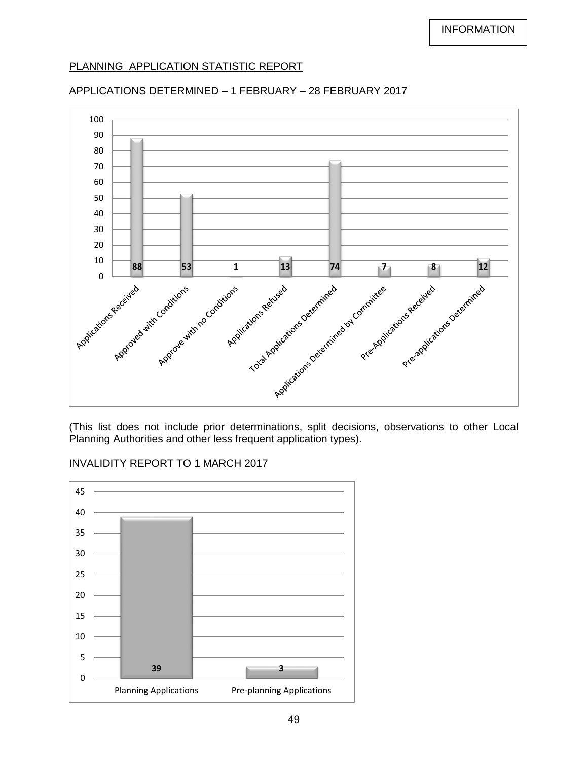INFORMATION

## PLANNING APPLICATION STATISTIC REPORT

### APPLICATIONS DETERMINED – 1 FEBRUARY – 28 FEBRUARY 2017

| Category | Number |
|---|---|
| Applications Received | 88 |
| Approved with Conditions | 53 |
| Approve with no Conditions | 1 |
| Applications Refused | 13 |
| Total Applications Determined | 74 |
| Applications Determined by Committee | 7 |
| Pre-Applications Received | 8 |
| Pre-applications Determined | 12 |

(This list does not include prior determinations, split decisions, observations to other Local Planning Authorities and other less frequent application types).

### INVALIDITY REPORT TO 1 MARCH 2017

| Category | Number |
|---|---|
| Planning Applications | 39 |
| Pre-planning Applications | 3 |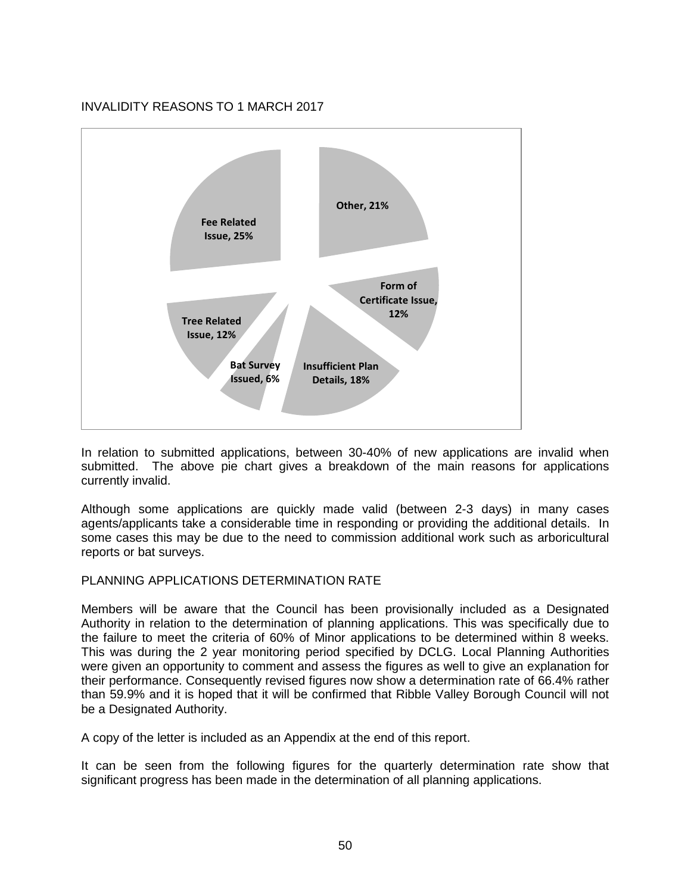INVALIDITY REASONS TO 1 MARCH 2017

Other, 21%

Form of Certificate Issue, 12%

Insufficient Plan Details, 18%

Bat Survey Issued, 6%

Tree Related Issue, 12%

Fee Related Issue, 25%

In relation to submitted applications, between 30-40% of new applications are invalid when submitted. The above pie chart gives a breakdown of the main reasons for applications currently invalid.

Although some applications are quickly made valid (between 2-3 days) in many cases agents/applicants take a considerable time in responding or providing the additional details. In some cases this may be due to the need to commission additional work such as arboricultural reports or bat surveys.

PLANNING APPLICATIONS DETERMINATION RATE

Members will be aware that the Council has been provisionally included as a Designated Authority in relation to the determination of planning applications. This was specifically due to the failure to meet the criteria of 60% of Minor applications to be determined within 8 weeks. This was during the 2 year monitoring period specified by DCLG. Local Planning Authorities were given an opportunity to comment and assess the figures as well to give an explanation for their performance. Consequently revised figures now show a determination rate of 66.4% rather than 59.9% and it is hoped that it will be confirmed that Ribble Valley Borough Council will not be a Designated Authority.

A copy of the letter is included as an Appendix at the end of this report.

It can be seen from the following figures for the quarterly determination rate show that significant progress has been made in the determination of all planning applications.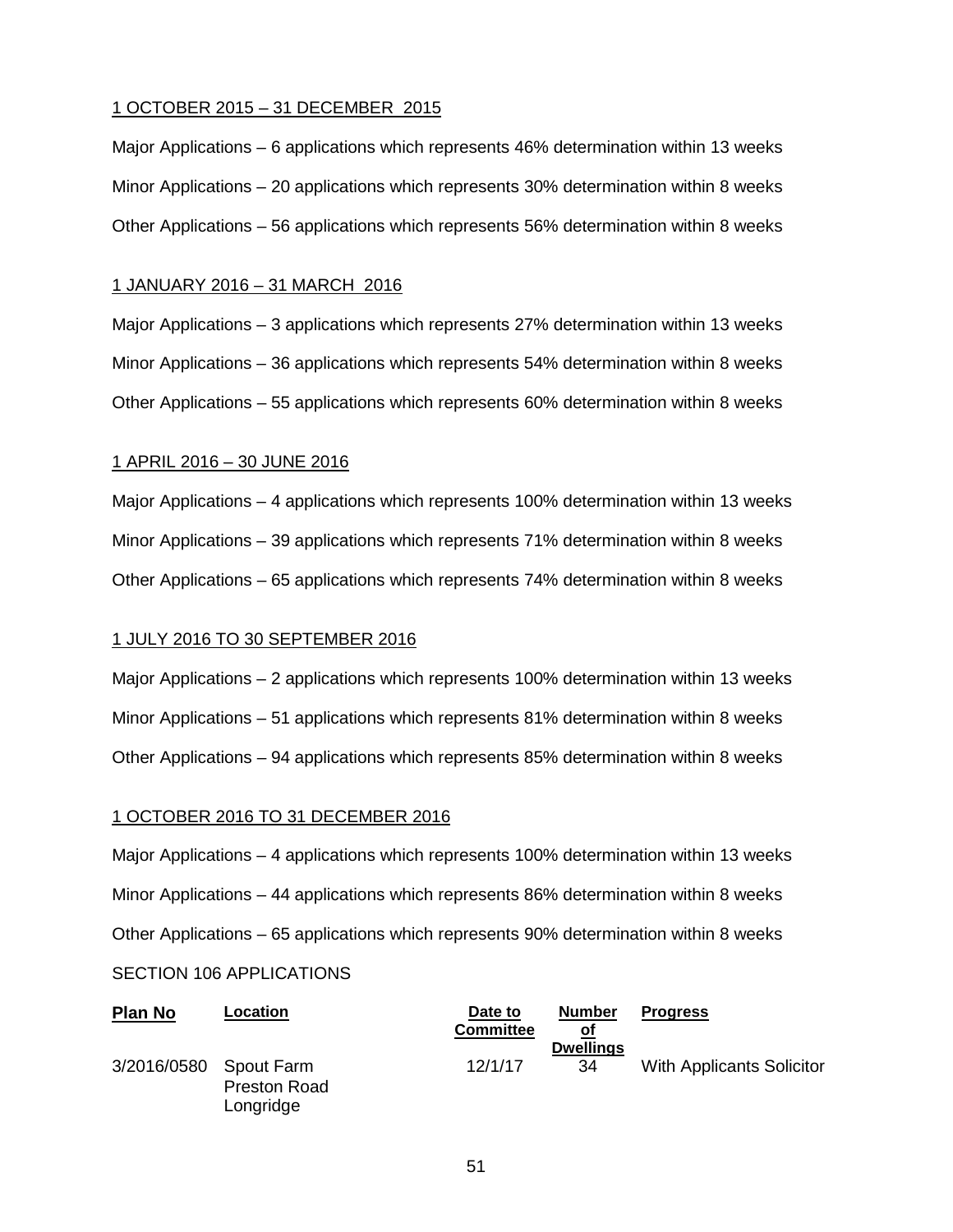1 OCTOBER 2015 – 31 DECEMBER 2015

Major Applications – 6 applications which represents 46% determination within 13 weeks

Minor Applications – 20 applications which represents 30% determination within 8 weeks

Other Applications – 56 applications which represents 56% determination within 8 weeks

1 JANUARY 2016 – 31 MARCH 2016

Major Applications – 3 applications which represents 27% determination within 13 weeks

Minor Applications – 36 applications which represents 54% determination within 8 weeks

Other Applications – 55 applications which represents 60% determination within 8 weeks

1 APRIL 2016 – 30 JUNE 2016

Major Applications – 4 applications which represents 100% determination within 13 weeks

Minor Applications – 39 applications which represents 71% determination within 8 weeks

Other Applications – 65 applications which represents 74% determination within 8 weeks

1 JULY 2016 TO 30 SEPTEMBER 2016

Major Applications – 2 applications which represents 100% determination within 13 weeks

Minor Applications – 51 applications which represents 81% determination within 8 weeks

Other Applications – 94 applications which represents 85% determination within 8 weeks

1 OCTOBER 2016 TO 31 DECEMBER 2016

Major Applications – 4 applications which represents 100% determination within 13 weeks

Minor Applications – 44 applications which represents 86% determination within 8 weeks

Other Applications – 65 applications which represents 90% determination within 8 weeks

SECTION 106 APPLICATIONS

| Plan No | Location | Date to Committee | Number of Dwellings | Progress |
|---|---|---|---|---|
| 3/2016/0580 | Spout Farm Preston Road Longridge | 12/1/17 | 34 | With Applicants Solicitor |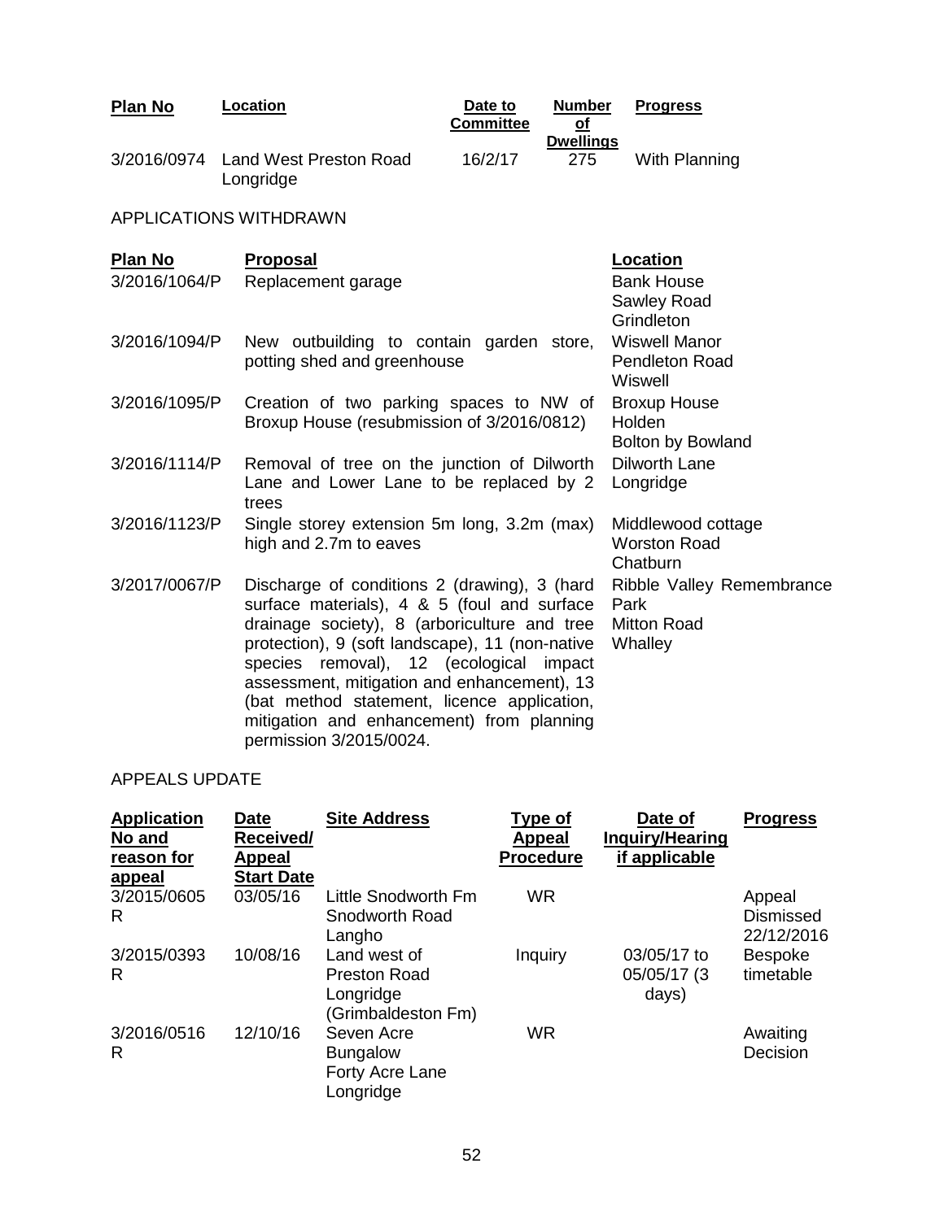| Plan No | Location | Date to Committee | Number of Dwellings | Progress |
|---|---|---|---|---|
| 3/2016/0974 | Land West Preston Road Longridge | 16/2/17 | 275 | With Planning |

APPLICATIONS WITHDRAWN

| Plan No | Proposal | Location |
|---|---|---|
| 3/2016/1064/P | Replacement garage | Bank House Sawley Road Grindleton |
| 3/2016/1094/P | New outbuilding to contain garden store, potting shed and greenhouse | Wiswell Manor Pendleton Road Wiswell |
| 3/2016/1095/P | Creation of two parking spaces to NW of Broxup House (resubmission of 3/2016/0812) | Broxup House Holden Bolton by Bowland |
| 3/2016/1114/P | Removal of tree on the junction of Dilworth Lane and Lower Lane to be replaced by 2 trees | Dilworth Lane Longridge |
| 3/2016/1123/P | Single storey extension 5m long, 3.2m (max) high and 2.7m to eaves | Middlewood cottage Worston Road Chatburn |
| 3/2017/0067/P | Discharge of conditions 2 (drawing), 3 (hard surface materials), 4 & 5 (foul and surface drainage society), 8 (arboriculture and tree protection), 9 (soft landscape), 11 (non-native species removal), 12 (ecological impact assessment, mitigation and enhancement), 13 (bat method statement, licence application, mitigation and enhancement) from planning permission 3/2015/0024. | Ribble Valley Remembrance Park Mitton Road Whalley |

APPEALS UPDATE

| Application No and reason for appeal | Date Received/ Appeal Start Date | Site Address | Type of Appeal Procedure | Date of Inquiry/Hearing if applicable | Progress |
|---|---|---|---|---|---|
| 3/2015/0605 R | 03/05/16 | Little Snodworth Fm Snodworth Road Langho | WR | | Appeal Dismissed 22/12/2016 |
| 3/2015/0393 R | 10/08/16 | Land west of Preston Road Longridge (Grimbaldeston Fm) | Inquiry | 03/05/17 to 05/05/17 (3 days) | Bespoke timetable |
| 3/2016/0516 R | 12/10/16 | Seven Acre Bungalow Forty Acre Lane Longridge | WR | | Awaiting Decision |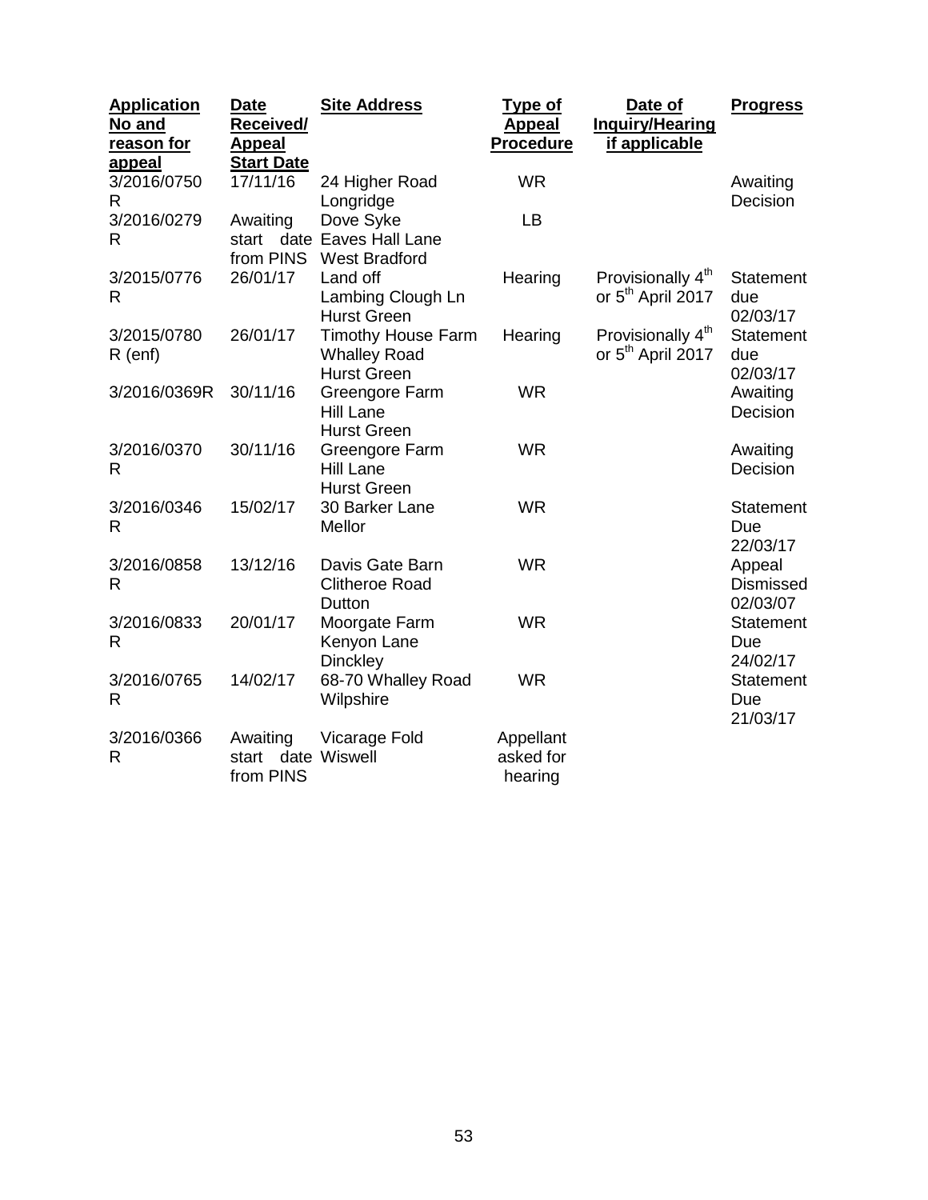| Application No and reason for appeal | Date Received/ Appeal Start Date | Site Address | Type of Appeal Procedure | Date of Inquiry/Hearing if applicable | Progress |
|---|---|---|---|---|---|
| 3/2016/0750 R | 17/11/16 | 24 Higher Road Longridge | WR | | Awaiting Decision |
| 3/2016/0279 R | Awaiting start date from PINS | Dove Syke Eaves Hall Lane West Bradford | LB | | |
| 3/2015/0776 R | 26/01/17 | Land off Lambing Clough Ln Hurst Green | Hearing | Provisionally 4th or 5th April 2017 | Statement due 02/03/17 |
| 3/2015/0780 R (enf) | 26/01/17 | Timothy House Farm Whalley Road Hurst Green | Hearing | Provisionally 4th or 5th April 2017 | Statement due 02/03/17 |
| 3/2016/0369R | 30/11/16 | Greengore Farm Hill Lane Hurst Green | WR | | Awaiting Decision |
| 3/2016/0370 R | 30/11/16 | Greengore Farm Hill Lane Hurst Green | WR | | Awaiting Decision |
| 3/2016/0346 R | 15/02/17 | 30 Barker Lane Mellor | WR | | Statement Due 22/03/17 |
| 3/2016/0858 R | 13/12/16 | Davis Gate Barn Clitheroe Road Dutton | WR | | Appeal Dismissed 02/03/07 |
| 3/2016/0833 R | 20/01/17 | Moorgate Farm Kenyon Lane Dinckley | WR | | Statement Due 24/02/17 |
| 3/2016/0765 R | 14/02/17 | 68-70 Whalley Road Wilpshire | WR | | Statement Due 21/03/17 |
| 3/2016/0366 R | Awaiting start date from PINS | Vicarage Fold Wiswell | Appellant asked for hearing | | |